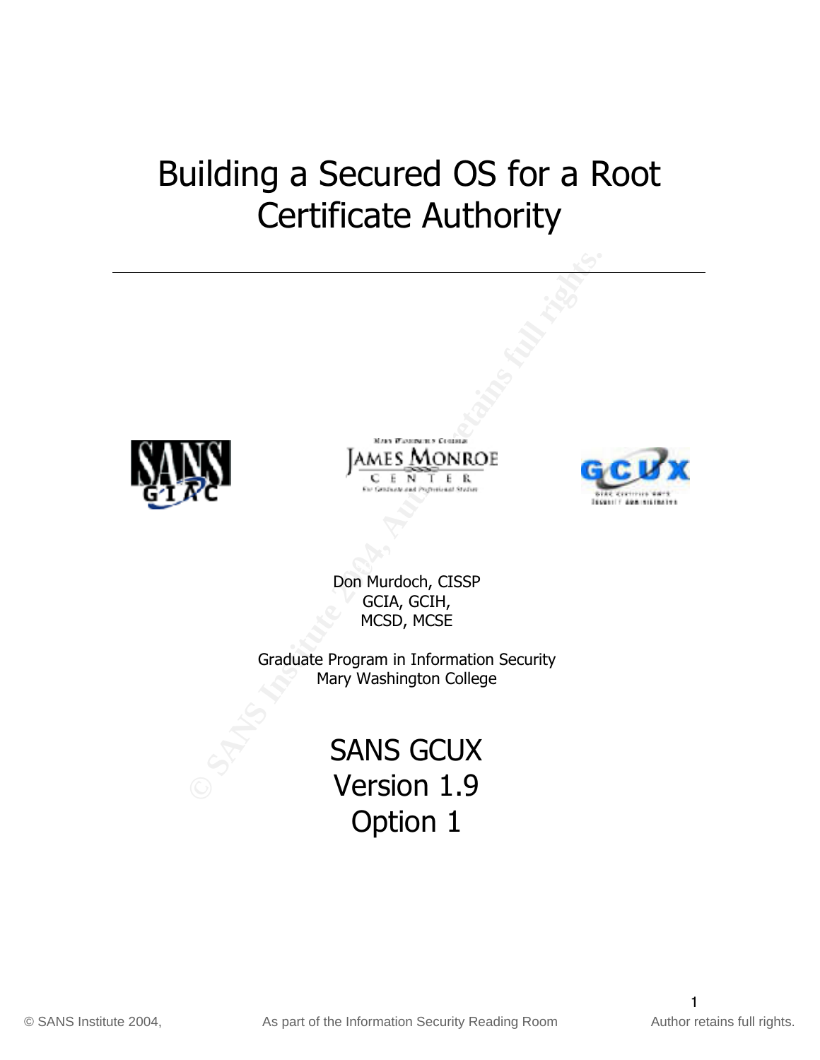# Building a Secured OS for a Root Certificate Authority

---

Don Murdoch, CISSP
GCIA, GCIH,
MCSD, MCSE

Graduate Program in Information Security
Mary Washington College

SANS GCUX
Version 1.9
Option 1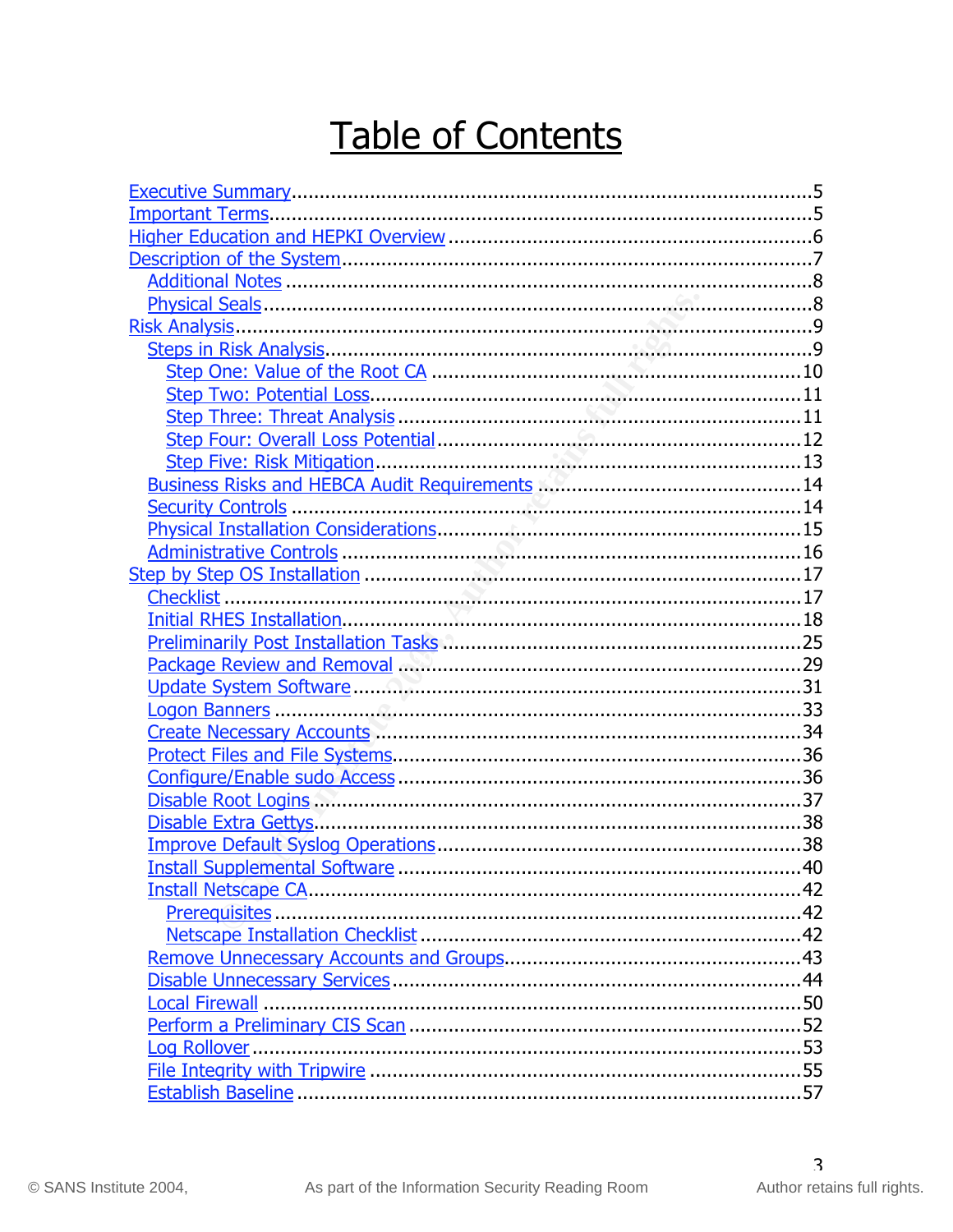# Table of Contents

- Executive Summary....................5
- Important Terms....................5
- Higher Education and HEPKI Overview....................6
- Description of the System....................7
  - Additional Notes....................8
  - Physical Seals....................8
- Risk Analysis....................9
  - Steps in Risk Analysis....................9
    - Step One: Value of the Root CA....................10
    - Step Two: Potential Loss....................11
    - Step Three: Threat Analysis....................11
    - Step Four: Overall Loss Potential....................12
    - Step Five: Risk Mitigation....................13
  - Business Risks and HEBCA Audit Requirements....................14
  - Security Controls....................14
  - Physical Installation Considerations....................15
  - Administrative Controls....................16
- Step by Step OS Installation....................17
  - Checklist....................17
  - Initial RHES Installation....................18
  - Preliminarily Post Installation Tasks....................25
  - Package Review and Removal....................29
  - Update System Software....................31
  - Logon Banners....................33
  - Create Necessary Accounts....................34
  - Protect Files and File Systems....................36
  - Configure/Enable sudo Access....................36
  - Disable Root Logins....................37
  - Disable Extra Gettys....................38
  - Improve Default Syslog Operations....................38
  - Install Supplemental Software....................40
  - Install Netscape CA....................42
    - Prerequisites....................42
    - Netscape Installation Checklist....................42
  - Remove Unnecessary Accounts and Groups....................43
  - Disable Unnecessary Services....................44
  - Local Firewall....................50
  - Perform a Preliminary CIS Scan....................52
  - Log Rollover....................53
  - File Integrity with Tripwire....................55
  - Establish Baseline....................57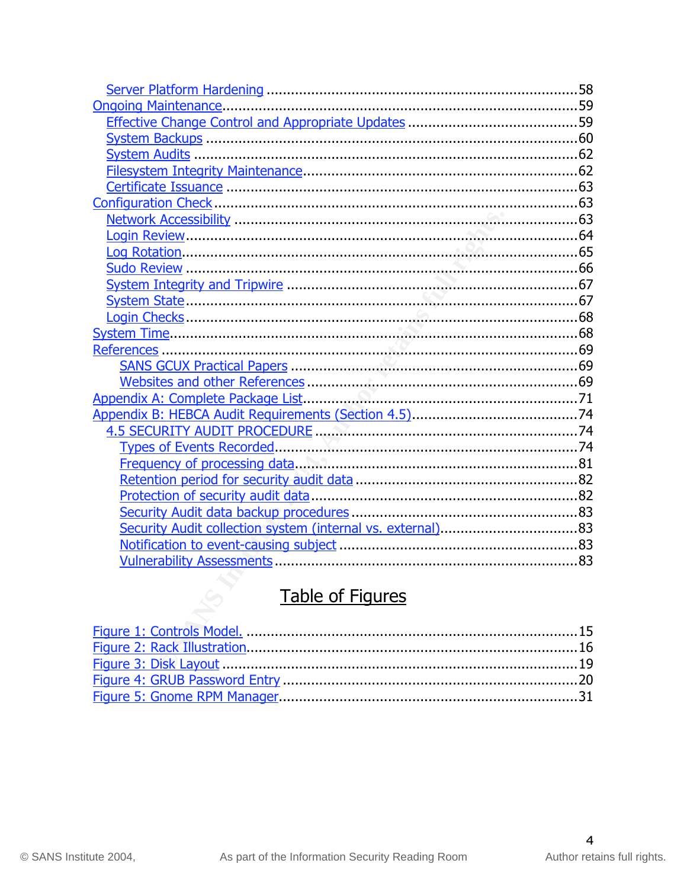Server Platform Hardening ............................................................................58
Ongoing Maintenance.....................................................................................59
Effective Change Control and Appropriate Updates ..........................................59
System Backups ..........................................................................................60
System Audits ............................................................................................62
Filesystem Integrity Maintenance...................................................................62
Certificate Issuance .....................................................................................63
Configuration Check.......................................................................................63
Network Accessibility ...................................................................................63
Login Review...............................................................................................64
Log Rotation................................................................................................65
Sudo Review ...............................................................................................66
System Integrity and Tripwire .......................................................................67
System State...............................................................................................67
Login Checks...............................................................................................68
System Time...................................................................................................68
References .....................................................................................................69
SANS GCUX Practical Papers .....................................................................69
Websites and other References ..................................................................69
Appendix A: Complete Package List..................................................................71
Appendix B: HEBCA Audit Requirements (Section 4.5).........................................74
4.5 SECURITY AUDIT PROCEDURE ...................................................................74
Types of Events Recorded..........................................................................74
Frequency of processing data.....................................................................81
Retention period for security audit data ......................................................82
Protection of security audit data.................................................................82
Security Audit data backup procedures .......................................................83
Security Audit collection system (internal vs. external).................................83
Notification to event-causing subject ..........................................................83
Vulnerability Assessments..........................................................................83

## Table of Figures

Figure 1: Controls Model. ................................................................................15
Figure 2: Rack Illustration................................................................................16
Figure 3: Disk Layout ......................................................................................19
Figure 4: GRUB Password Entry .......................................................................20
Figure 5: Gnome RPM Manager.........................................................................31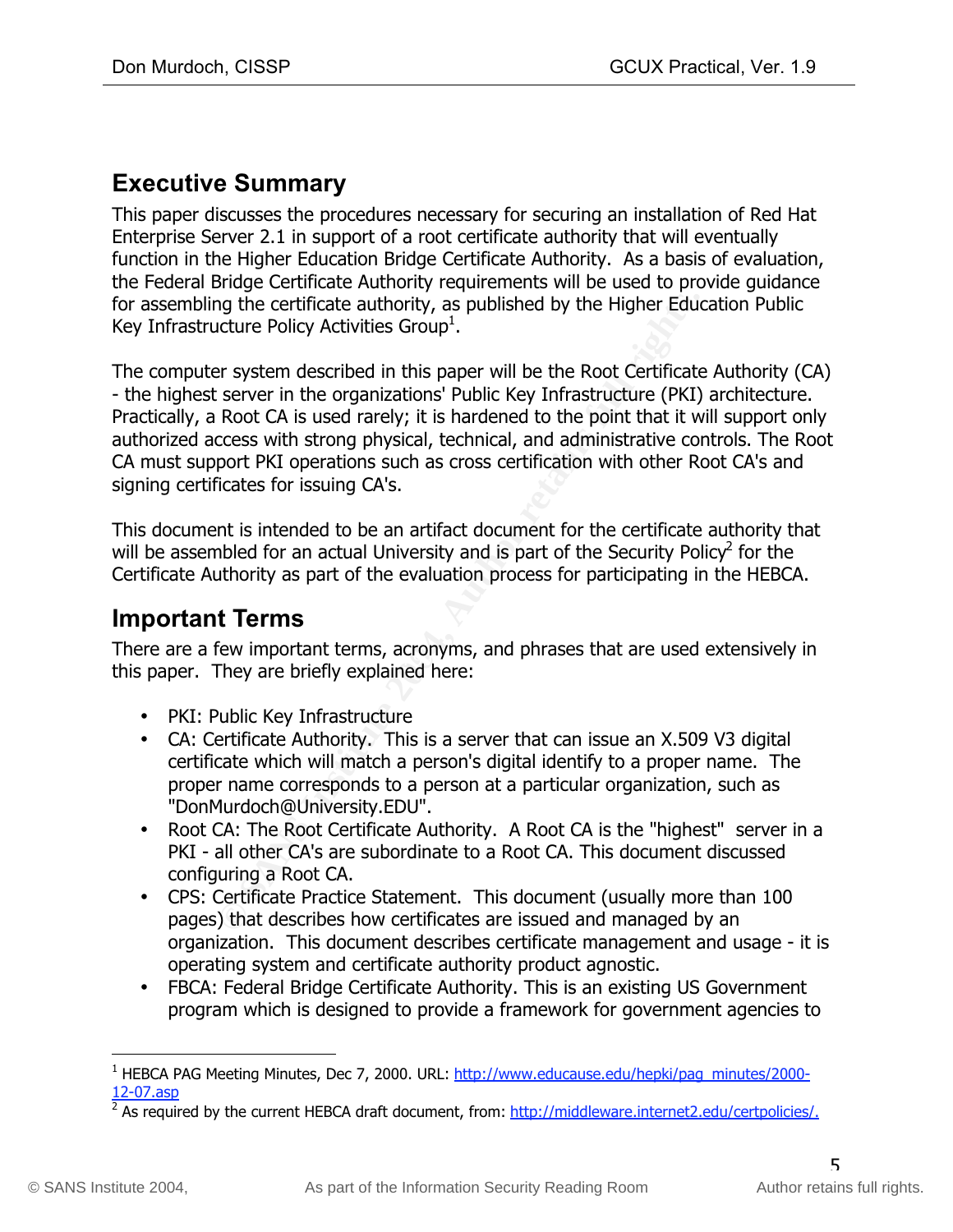## Executive Summary

This paper discusses the procedures necessary for securing an installation of Red Hat Enterprise Server 2.1 in support of a root certificate authority that will eventually function in the Higher Education Bridge Certificate Authority. As a basis of evaluation, the Federal Bridge Certificate Authority requirements will be used to provide guidance for assembling the certificate authority, as published by the Higher Education Public Key Infrastructure Policy Activities Group[1].

The computer system described in this paper will be the Root Certificate Authority (CA) - the highest server in the organizations' Public Key Infrastructure (PKI) architecture. Practically, a Root CA is used rarely; it is hardened to the point that it will support only authorized access with strong physical, technical, and administrative controls. The Root CA must support PKI operations such as cross certification with other Root CA's and signing certificates for issuing CA's.

This document is intended to be an artifact document for the certificate authority that will be assembled for an actual University and is part of the Security Policy[2] for the Certificate Authority as part of the evaluation process for participating in the HEBCA.

## Important Terms

There are a few important terms, acronyms, and phrases that are used extensively in this paper. They are briefly explained here:

- PKI: Public Key Infrastructure
- CA: Certificate Authority. This is a server that can issue an X.509 V3 digital certificate which will match a person's digital identify to a proper name. The proper name corresponds to a person at a particular organization, such as "DonMurdoch@University.EDU".
- Root CA: The Root Certificate Authority. A Root CA is the "highest" server in a PKI - all other CA's are subordinate to a Root CA. This document discussed configuring a Root CA.
- CPS: Certificate Practice Statement. This document (usually more than 100 pages) that describes how certificates are issued and managed by an organization. This document describes certificate management and usage - it is operating system and certificate authority product agnostic.
- FBCA: Federal Bridge Certificate Authority. This is an existing US Government program which is designed to provide a framework for government agencies to

---

[1] HEBCA PAG Meeting Minutes, Dec 7, 2000. URL: http://www.educause.edu/hepki/pag_minutes/2000-12-07.asp

[2] As required by the current HEBCA draft document, from: http://middleware.internet2.edu/certpolicies/.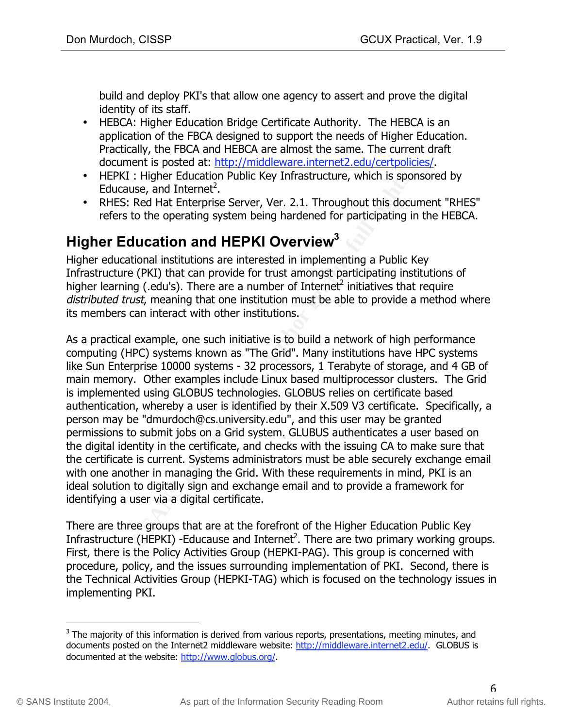build and deploy PKI's that allow one agency to assert and prove the digital identity of its staff.

- HEBCA: Higher Education Bridge Certificate Authority. The HEBCA is an application of the FBCA designed to support the needs of Higher Education. Practically, the FBCA and HEBCA are almost the same. The current draft document is posted at: http://middleware.internet2.edu/certpolicies/.
- HEPKI : Higher Education Public Key Infrastructure, which is sponsored by Educause, and Internet[2].
- RHES: Red Hat Enterprise Server, Ver. 2.1. Throughout this document "RHES" refers to the operating system being hardened for participating in the HEBCA.

## Higher Education and HEPKI Overview[3]

Higher educational institutions are interested in implementing a Public Key Infrastructure (PKI) that can provide for trust amongst participating institutions of higher learning (.edu's). There are a number of Internet[2] initiatives that require *distributed trust*, meaning that one institution must be able to provide a method where its members can interact with other institutions.

As a practical example, one such initiative is to build a network of high performance computing (HPC) systems known as "The Grid". Many institutions have HPC systems like Sun Enterprise 10000 systems - 32 processors, 1 Terabyte of storage, and 4 GB of main memory. Other examples include Linux based multiprocessor clusters. The Grid is implemented using GLOBUS technologies. GLOBUS relies on certificate based authentication, whereby a user is identified by their X.509 V3 certificate. Specifically, a person may be "dmurdoch@cs.university.edu", and this user may be granted permissions to submit jobs on a Grid system. GLUBUS authenticates a user based on the digital identity in the certificate, and checks with the issuing CA to make sure that the certificate is current. Systems administrators must be able securely exchange email with one another in managing the Grid. With these requirements in mind, PKI is an ideal solution to digitally sign and exchange email and to provide a framework for identifying a user via a digital certificate.

There are three groups that are at the forefront of the Higher Education Public Key Infrastructure (HEPKI) -Educause and Internet[2]. There are two primary working groups. First, there is the Policy Activities Group (HEPKI-PAG). This group is concerned with procedure, policy, and the issues surrounding implementation of PKI. Second, there is the Technical Activities Group (HEPKI-TAG) which is focused on the technology issues in implementing PKI.

[3] The majority of this information is derived from various reports, presentations, meeting minutes, and documents posted on the Internet2 middleware website: http://middleware.internet2.edu/. GLOBUS is documented at the website: http://www.globus.org/.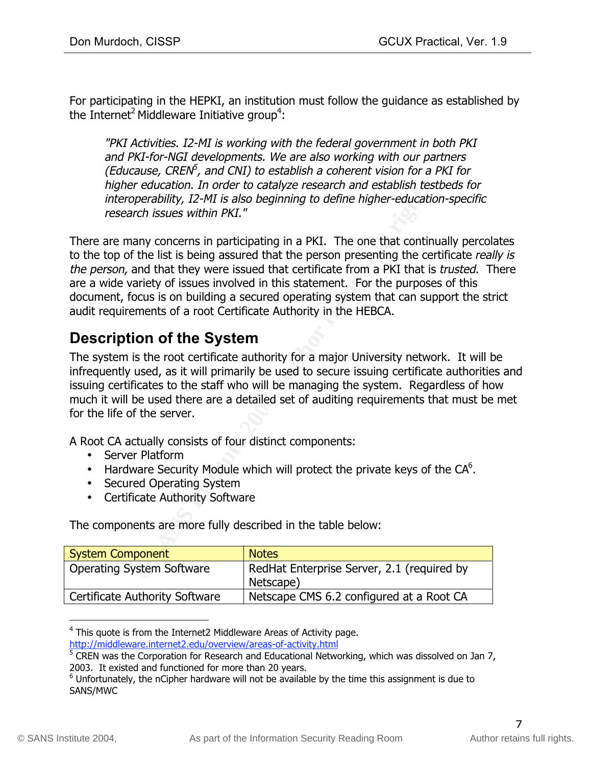For participating in the HEPKI, an institution must follow the guidance as established by the Internet[2] Middleware Initiative group[4]:

> *"PKI Activities. I2-MI is working with the federal government in both PKI and PKI-for-NGI developments. We are also working with our partners (Educause, CREN[5], and CNI) to establish a coherent vision for a PKI for higher education. In order to catalyze research and establish testbeds for interoperability, I2-MI is also beginning to define higher-education-specific research issues within PKI."*

There are many concerns in participating in a PKI. The one that continually percolates to the top of the list is being assured that the person presenting the certificate *really is the person,* and that they were issued that certificate from a PKI that is *trusted*. There are a wide variety of issues involved in this statement. For the purposes of this document, focus is on building a secured operating system that can support the strict audit requirements of a root Certificate Authority in the HEBCA.

## Description of the System

The system is the root certificate authority for a major University network. It will be infrequently used, as it will primarily be used to secure issuing certificate authorities and issuing certificates to the staff who will be managing the system. Regardless of how much it will be used there are a detailed set of auditing requirements that must be met for the life of the server.

A Root CA actually consists of four distinct components:

- Server Platform
- Hardware Security Module which will protect the private keys of the CA[6].
- Secured Operating System
- Certificate Authority Software

The components are more fully described in the table below:

| System Component | Notes |
| --- | --- |
| Operating System Software | RedHat Enterprise Server, 2.1 (required by Netscape) |
| Certificate Authority Software | Netscape CMS 6.2 configured at a Root CA |

---

[4] This quote is from the Internet2 Middleware Areas of Activity page. http://middleware.internet2.edu/overview/areas-of-activity.html

[5] CREN was the Corporation for Research and Educational Networking, which was dissolved on Jan 7, 2003. It existed and functioned for more than 20 years.

[6] Unfortunately, the nCipher hardware will not be available by the time this assignment is due to SANS/MWC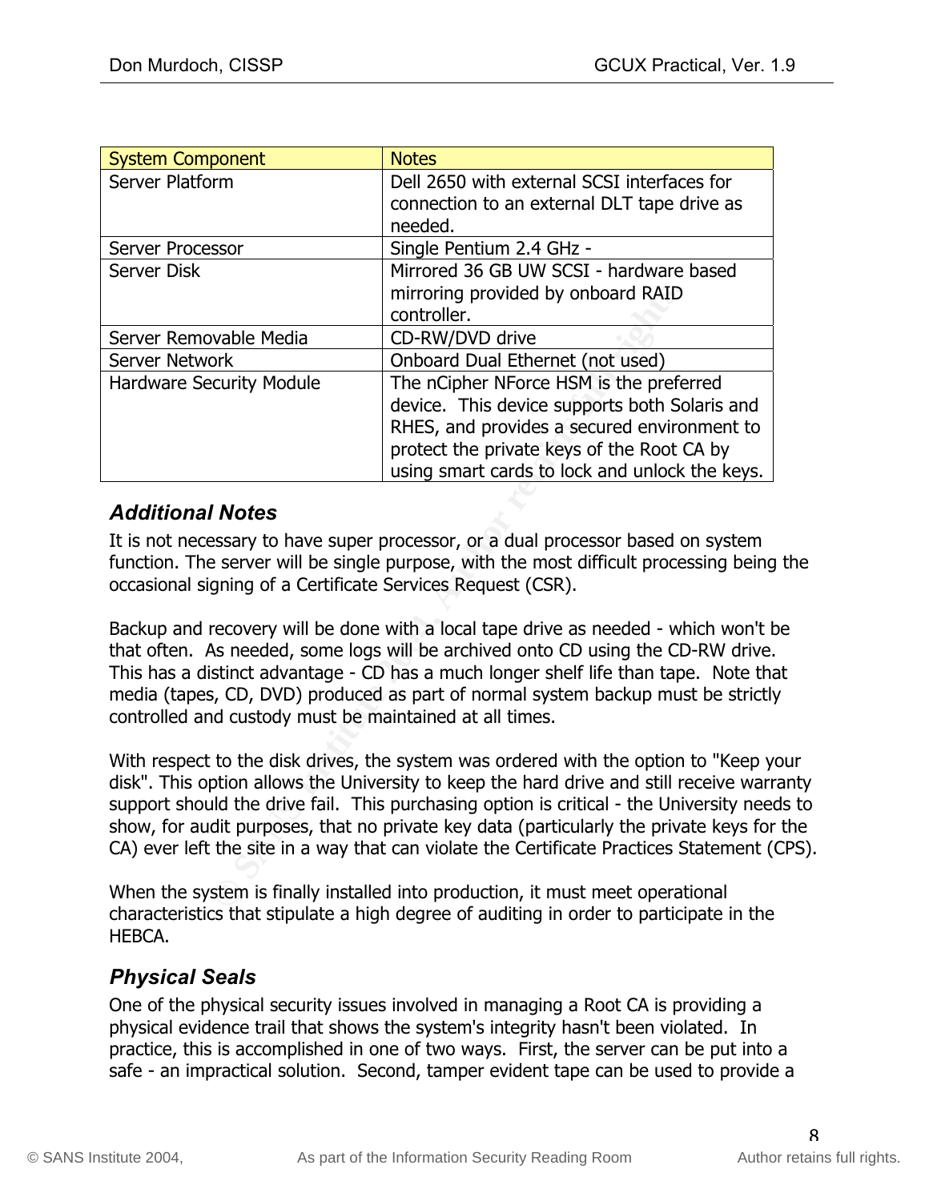| System Component | Notes |
| --- | --- |
| Server Platform | Dell 2650 with external SCSI interfaces for connection to an external DLT tape drive as needed. |
| Server Processor | Single Pentium 2.4 GHz - |
| Server Disk | Mirrored 36 GB UW SCSI - hardware based mirroring provided by onboard RAID controller. |
| Server Removable Media | CD-RW/DVD drive |
| Server Network | Onboard Dual Ethernet (not used) |
| Hardware Security Module | The nCipher NForce HSM is the preferred device. This device supports both Solaris and RHES, and provides a secured environment to protect the private keys of the Root CA by using smart cards to lock and unlock the keys. |

### *Additional Notes*

It is not necessary to have super processor, or a dual processor based on system function. The server will be single purpose, with the most difficult processing being the occasional signing of a Certificate Services Request (CSR).

Backup and recovery will be done with a local tape drive as needed - which won't be that often. As needed, some logs will be archived onto CD using the CD-RW drive. This has a distinct advantage - CD has a much longer shelf life than tape. Note that media (tapes, CD, DVD) produced as part of normal system backup must be strictly controlled and custody must be maintained at all times.

With respect to the disk drives, the system was ordered with the option to "Keep your disk". This option allows the University to keep the hard drive and still receive warranty support should the drive fail. This purchasing option is critical - the University needs to show, for audit purposes, that no private key data (particularly the private keys for the CA) ever left the site in a way that can violate the Certificate Practices Statement (CPS).

When the system is finally installed into production, it must meet operational characteristics that stipulate a high degree of auditing in order to participate in the HEBCA.

### *Physical Seals*

One of the physical security issues involved in managing a Root CA is providing a physical evidence trail that shows the system's integrity hasn't been violated. In practice, this is accomplished in one of two ways. First, the server can be put into a safe - an impractical solution. Second, tamper evident tape can be used to provide a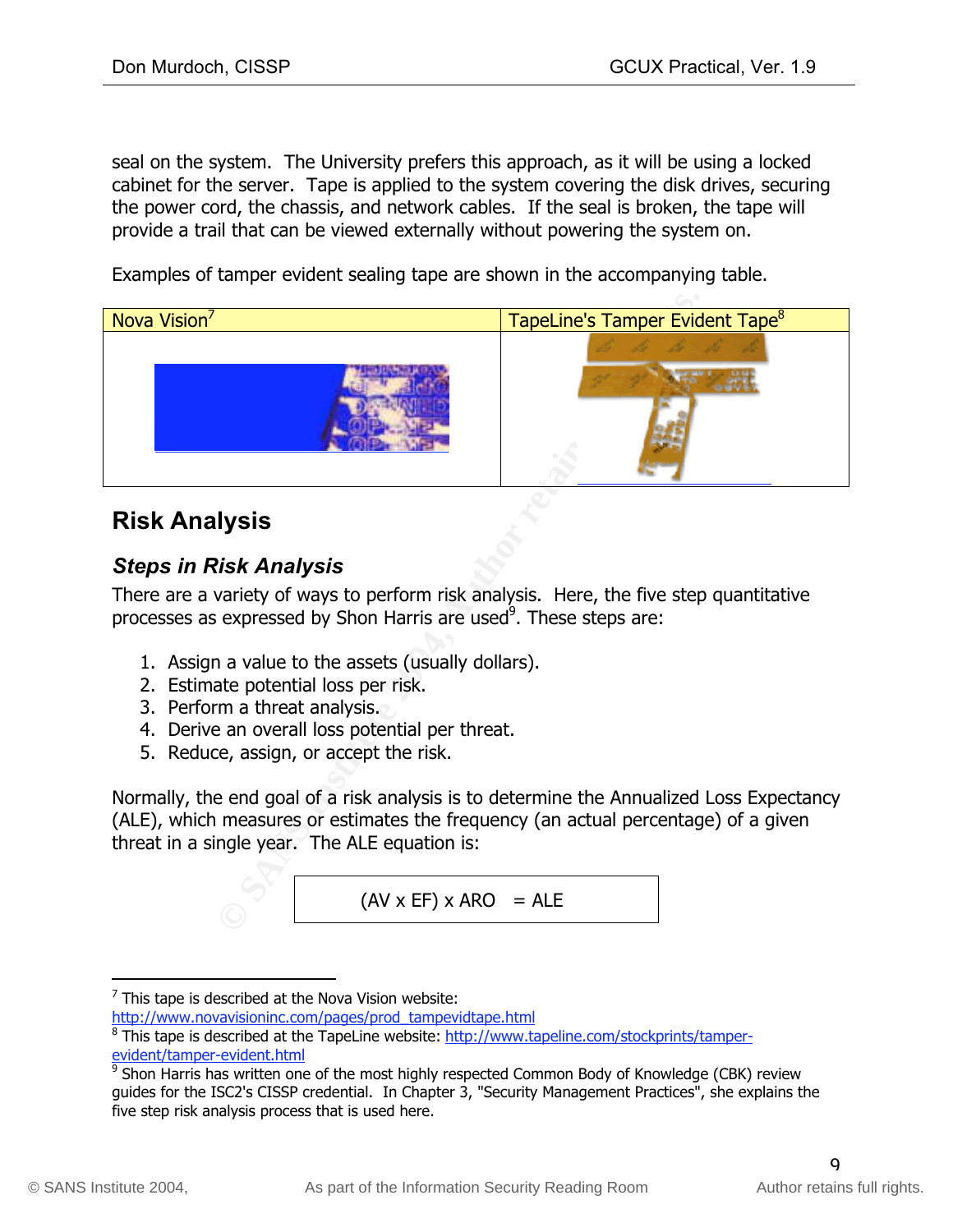seal on the system. The University prefers this approach, as it will be using a locked cabinet for the server. Tape is applied to the system covering the disk drives, securing the power cord, the chassis, and network cables. If the seal is broken, the tape will provide a trail that can be viewed externally without powering the system on.

Examples of tamper evident sealing tape are shown in the accompanying table.

| Nova Vision[7] | TapeLine's Tamper Evident Tape[8] |
| --- | --- |
| | |

## Risk Analysis

### *Steps in Risk Analysis*

There are a variety of ways to perform risk analysis. Here, the five step quantitative processes as expressed by Shon Harris are used[9]. These steps are:

1. Assign a value to the assets (usually dollars).
2. Estimate potential loss per risk.
3. Perform a threat analysis.
4. Derive an overall loss potential per threat.
5. Reduce, assign, or accept the risk.

Normally, the end goal of a risk analysis is to determine the Annualized Loss Expectancy (ALE), which measures or estimates the frequency (an actual percentage) of a given threat in a single year. The ALE equation is:

$$(AV \times EF) \times ARO = ALE$$

---

[7] This tape is described at the Nova Vision website: http://www.novavisioninc.com/pages/prod_tampevidtape.html

[8] This tape is described at the TapeLine website: http://www.tapeline.com/stockprints/tamper-evident/tamper-evident.html

[9] Shon Harris has written one of the most highly respected Common Body of Knowledge (CBK) review guides for the ISC2's CISSP credential. In Chapter 3, "Security Management Practices", she explains the five step risk analysis process that is used here.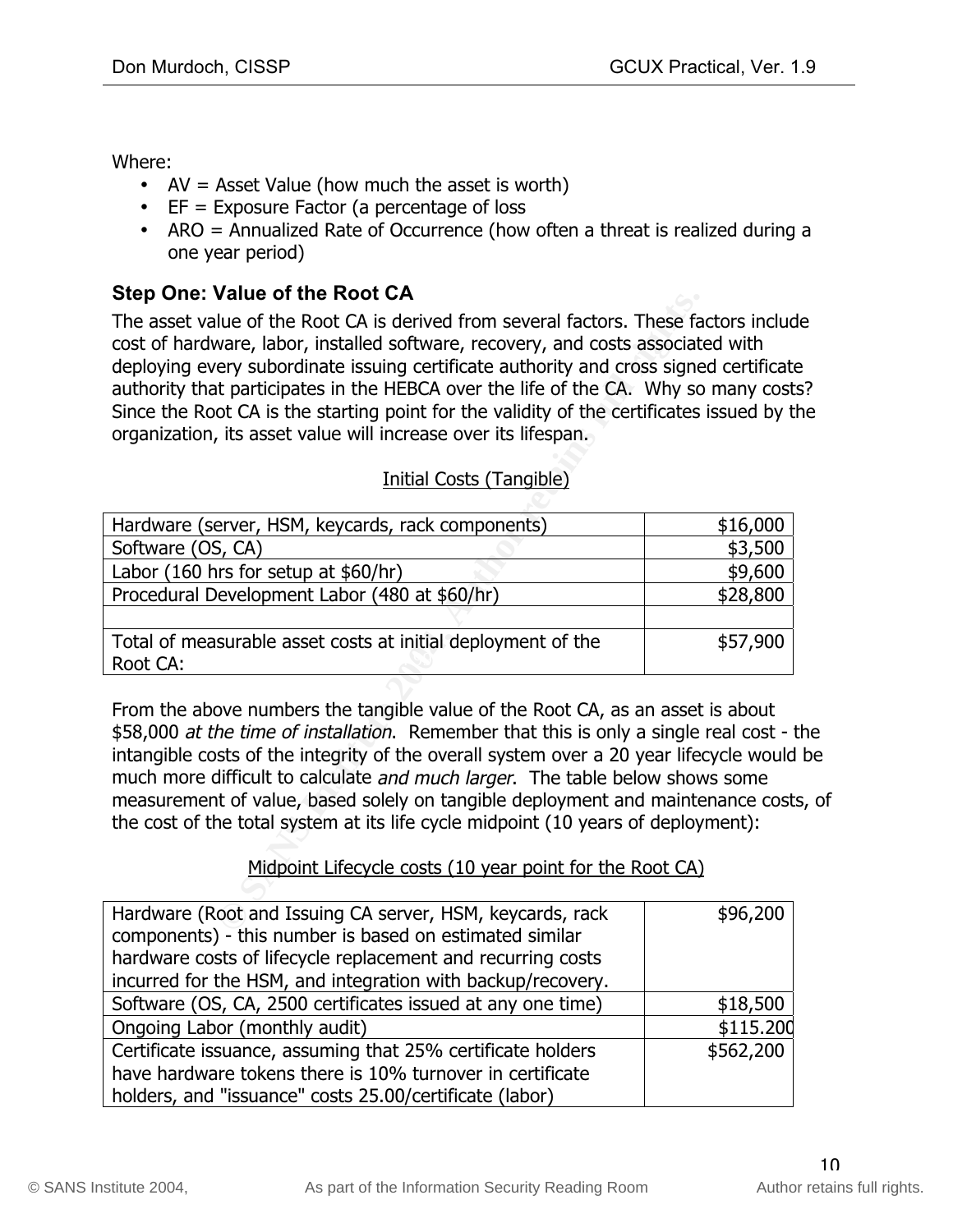Where:

- AV = Asset Value (how much the asset is worth)
- EF = Exposure Factor (a percentage of loss
- ARO = Annualized Rate of Occurrence (how often a threat is realized during a one year period)

### Step One: Value of the Root CA

The asset value of the Root CA is derived from several factors. These factors include cost of hardware, labor, installed software, recovery, and costs associated with deploying every subordinate issuing certificate authority and cross signed certificate authority that participates in the HEBCA over the life of the CA. Why so many costs? Since the Root CA is the starting point for the validity of the certificates issued by the organization, its asset value will increase over its lifespan.

Initial Costs (Tangible)

| | |
|---|---:|
| Hardware (server, HSM, keycards, rack components) | $16,000 |
| Software (OS, CA) | $3,500 |
| Labor (160 hrs for setup at $60/hr) | $9,600 |
| Procedural Development Labor (480 at $60/hr) | $28,800 |
| | |
| Total of measurable asset costs at initial deployment of the Root CA: | $57,900 |

From the above numbers the tangible value of the Root CA, as an asset is about $58,000 *at the time of installation*. Remember that this is only a single real cost - the intangible costs of the integrity of the overall system over a 20 year lifecycle would be much more difficult to calculate *and much larger*. The table below shows some measurement of value, based solely on tangible deployment and maintenance costs, of the cost of the total system at its life cycle midpoint (10 years of deployment):

Midpoint Lifecycle costs (10 year point for the Root CA)

| | |
|---|---:|
| Hardware (Root and Issuing CA server, HSM, keycards, rack components) - this number is based on estimated similar hardware costs of lifecycle replacement and recurring costs incurred for the HSM, and integration with backup/recovery. | $96,200 |
| Software (OS, CA, 2500 certificates issued at any one time) | $18,500 |
| Ongoing Labor (monthly audit) | $115.200 |
| Certificate issuance, assuming that 25% certificate holders have hardware tokens there is 10% turnover in certificate holders, and "issuance" costs 25.00/certificate (labor) | $562,200 |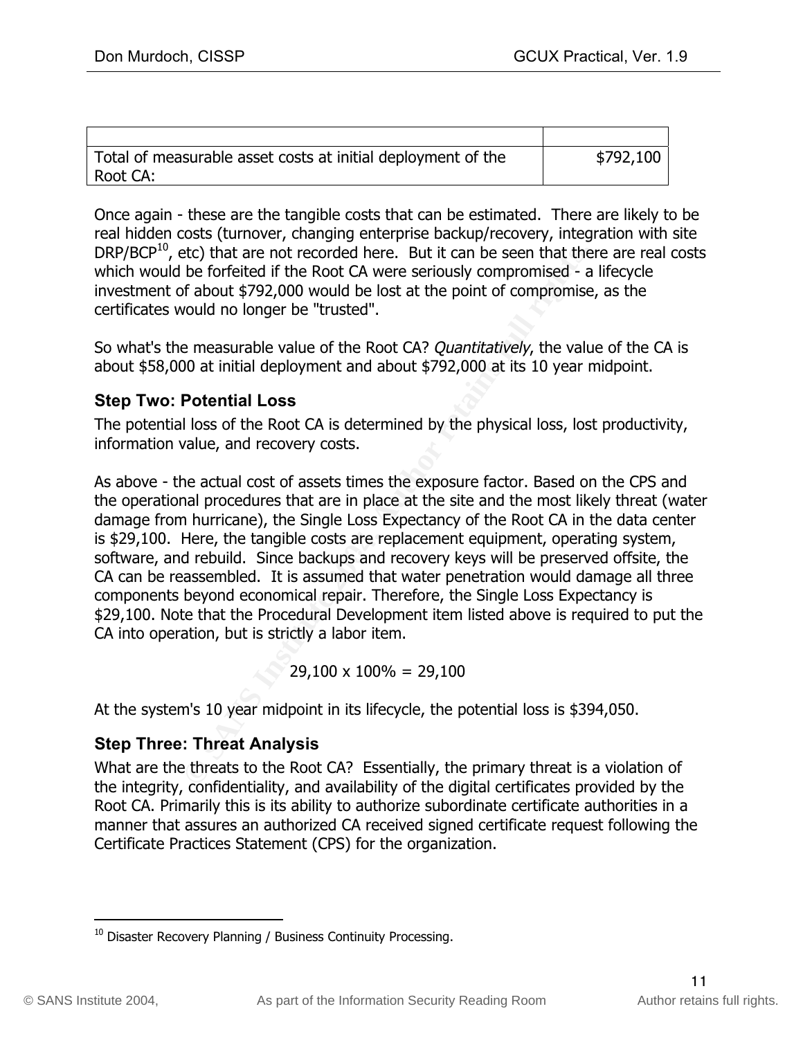| | |
|---|---|
| Total of measurable asset costs at initial deployment of the Root CA: | \$792,100 |

Once again - these are the tangible costs that can be estimated. There are likely to be real hidden costs (turnover, changing enterprise backup/recovery, integration with site DRP/BCP[10], etc) that are not recorded here. But it can be seen that there are real costs which would be forfeited if the Root CA were seriously compromised - a lifecycle investment of about \$792,000 would be lost at the point of compromise, as the certificates would no longer be "trusted".

So what's the measurable value of the Root CA? *Quantitatively*, the value of the CA is about \$58,000 at initial deployment and about \$792,000 at its 10 year midpoint.

### Step Two: Potential Loss

The potential loss of the Root CA is determined by the physical loss, lost productivity, information value, and recovery costs.

As above - the actual cost of assets times the exposure factor. Based on the CPS and the operational procedures that are in place at the site and the most likely threat (water damage from hurricane), the Single Loss Expectancy of the Root CA in the data center is \$29,100. Here, the tangible costs are replacement equipment, operating system, software, and rebuild. Since backups and recovery keys will be preserved offsite, the CA can be reassembled. It is assumed that water penetration would damage all three components beyond economical repair. Therefore, the Single Loss Expectancy is \$29,100. Note that the Procedural Development item listed above is required to put the CA into operation, but is strictly a labor item.

$$29{,}100 \times 100\% = 29{,}100$$

At the system's 10 year midpoint in its lifecycle, the potential loss is \$394,050.

### Step Three: Threat Analysis

What are the threats to the Root CA? Essentially, the primary threat is a violation of the integrity, confidentiality, and availability of the digital certificates provided by the Root CA. Primarily this is its ability to authorize subordinate certificate authorities in a manner that assures an authorized CA received signed certificate request following the Certificate Practices Statement (CPS) for the organization.

---

[10] Disaster Recovery Planning / Business Continuity Processing.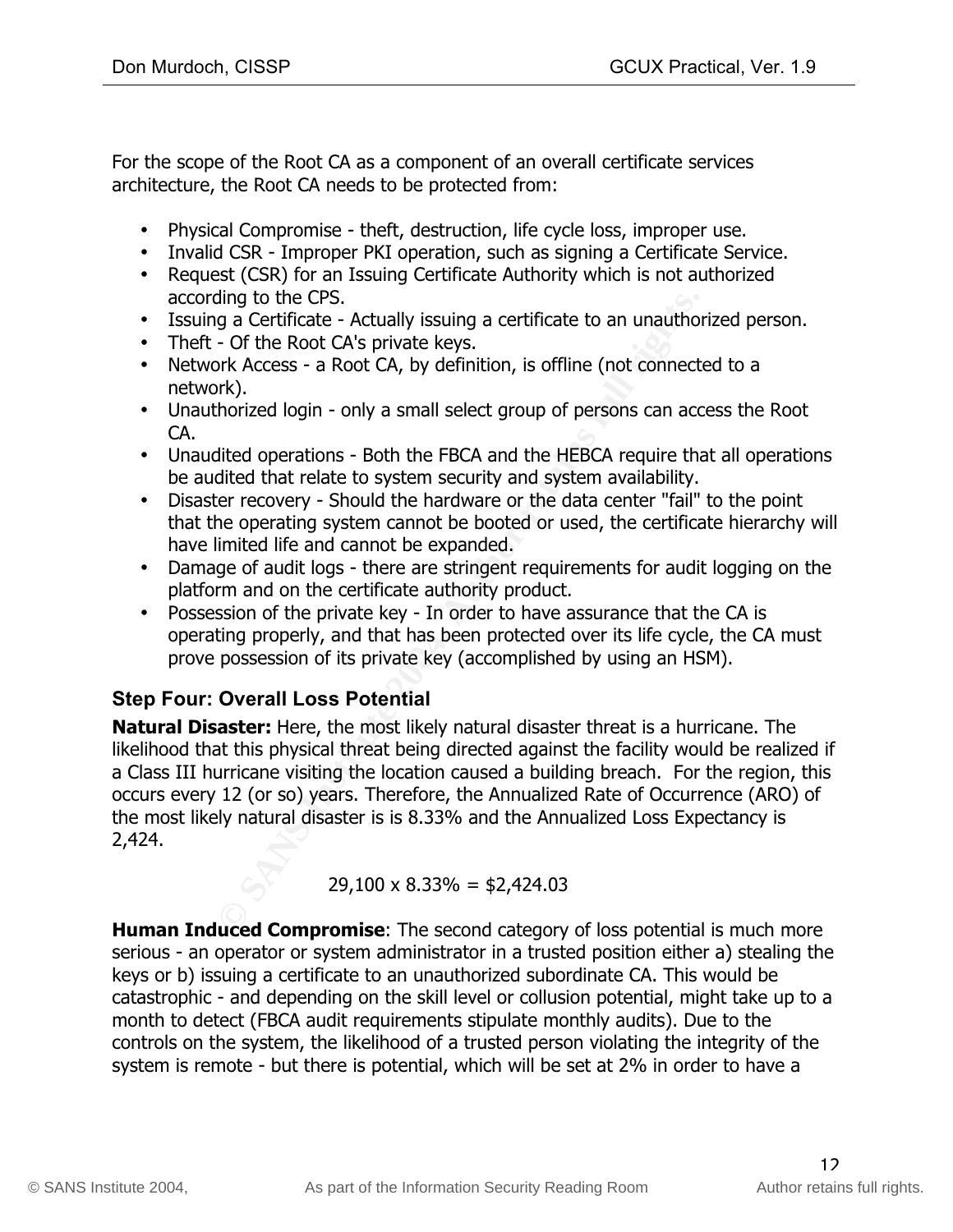For the scope of the Root CA as a component of an overall certificate services architecture, the Root CA needs to be protected from:

- Physical Compromise - theft, destruction, life cycle loss, improper use.
- Invalid CSR - Improper PKI operation, such as signing a Certificate Service.
- Request (CSR) for an Issuing Certificate Authority which is not authorized according to the CPS.
- Issuing a Certificate - Actually issuing a certificate to an unauthorized person.
- Theft - Of the Root CA's private keys.
- Network Access - a Root CA, by definition, is offline (not connected to a network).
- Unauthorized login - only a small select group of persons can access the Root CA.
- Unaudited operations - Both the FBCA and the HEBCA require that all operations be audited that relate to system security and system availability.
- Disaster recovery - Should the hardware or the data center "fail" to the point that the operating system cannot be booted or used, the certificate hierarchy will have limited life and cannot be expanded.
- Damage of audit logs - there are stringent requirements for audit logging on the platform and on the certificate authority product.
- Possession of the private key - In order to have assurance that the CA is operating properly, and that has been protected over its life cycle, the CA must prove possession of its private key (accomplished by using an HSM).

### Step Four: Overall Loss Potential

**Natural Disaster:** Here, the most likely natural disaster threat is a hurricane. The likelihood that this physical threat being directed against the facility would be realized if a Class III hurricane visiting the location caused a building breach. For the region, this occurs every 12 (or so) years. Therefore, the Annualized Rate of Occurrence (ARO) of the most likely natural disaster is is 8.33% and the Annualized Loss Expectancy is 2,424.

$$29,100 \times 8.33\% = \$2,424.03$$

**Human Induced Compromise**: The second category of loss potential is much more serious - an operator or system administrator in a trusted position either a) stealing the keys or b) issuing a certificate to an unauthorized subordinate CA. This would be catastrophic - and depending on the skill level or collusion potential, might take up to a month to detect (FBCA audit requirements stipulate monthly audits). Due to the controls on the system, the likelihood of a trusted person violating the integrity of the system is remote - but there is potential, which will be set at 2% in order to have a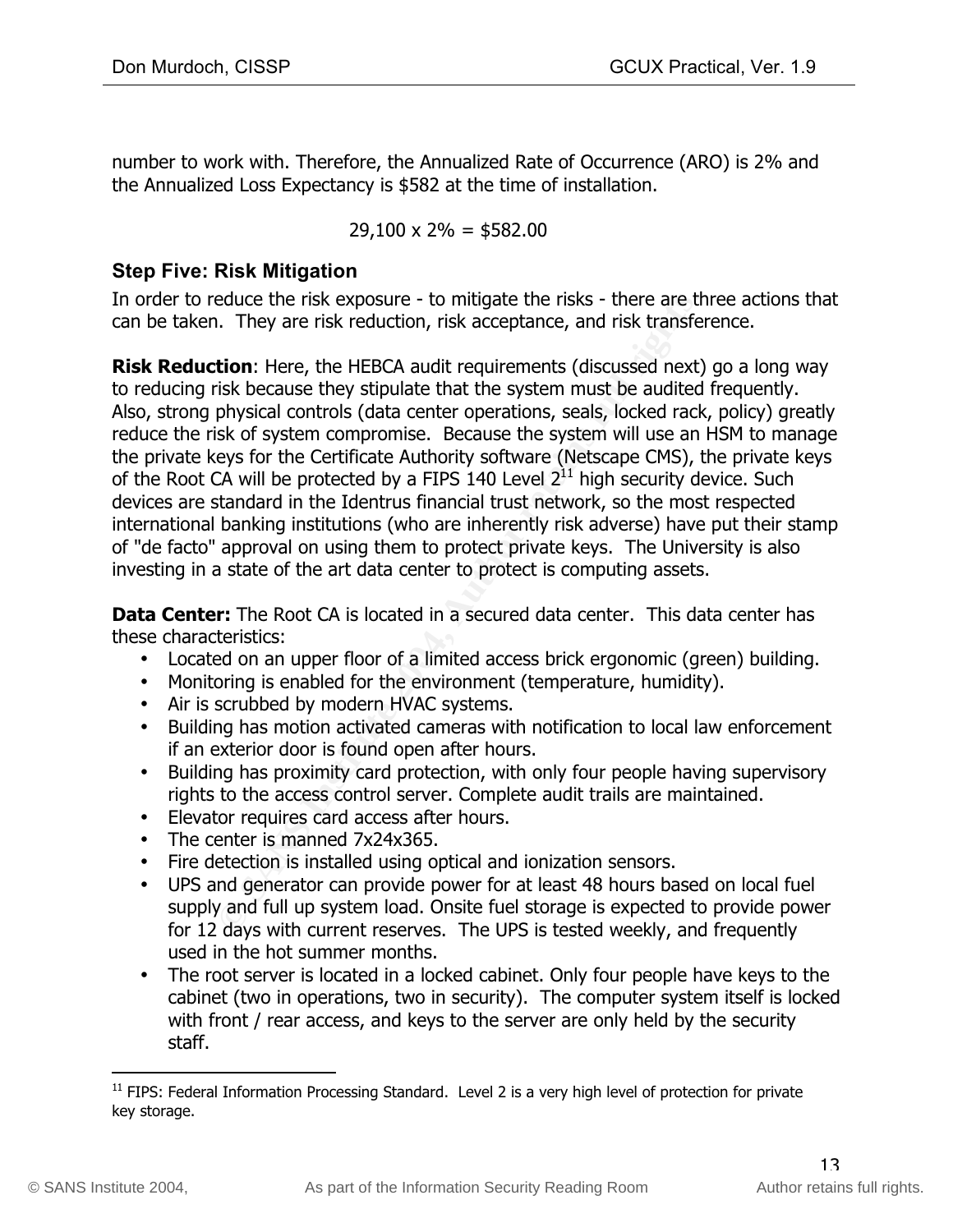number to work with. Therefore, the Annualized Rate of Occurrence (ARO) is 2% and the Annualized Loss Expectancy is $582 at the time of installation.

$$29,100 \times 2\% = \$582.00$$

### Step Five: Risk Mitigation

In order to reduce the risk exposure - to mitigate the risks - there are three actions that can be taken. They are risk reduction, risk acceptance, and risk transference.

**Risk Reduction**: Here, the HEBCA audit requirements (discussed next) go a long way to reducing risk because they stipulate that the system must be audited frequently. Also, strong physical controls (data center operations, seals, locked rack, policy) greatly reduce the risk of system compromise. Because the system will use an HSM to manage the private keys for the Certificate Authority software (Netscape CMS), the private keys of the Root CA will be protected by a FIPS 140 Level 2[11] high security device. Such devices are standard in the Identrus financial trust network, so the most respected international banking institutions (who are inherently risk adverse) have put their stamp of "de facto" approval on using them to protect private keys. The University is also investing in a state of the art data center to protect is computing assets.

**Data Center:** The Root CA is located in a secured data center. This data center has these characteristics:

- Located on an upper floor of a limited access brick ergonomic (green) building.
- Monitoring is enabled for the environment (temperature, humidity).
- Air is scrubbed by modern HVAC systems.
- Building has motion activated cameras with notification to local law enforcement if an exterior door is found open after hours.
- Building has proximity card protection, with only four people having supervisory rights to the access control server. Complete audit trails are maintained.
- Elevator requires card access after hours.
- The center is manned 7x24x365.
- Fire detection is installed using optical and ionization sensors.
- UPS and generator can provide power for at least 48 hours based on local fuel supply and full up system load. Onsite fuel storage is expected to provide power for 12 days with current reserves. The UPS is tested weekly, and frequently used in the hot summer months.
- The root server is located in a locked cabinet. Only four people have keys to the cabinet (two in operations, two in security). The computer system itself is locked with front / rear access, and keys to the server are only held by the security staff.

[11] FIPS: Federal Information Processing Standard. Level 2 is a very high level of protection for private key storage.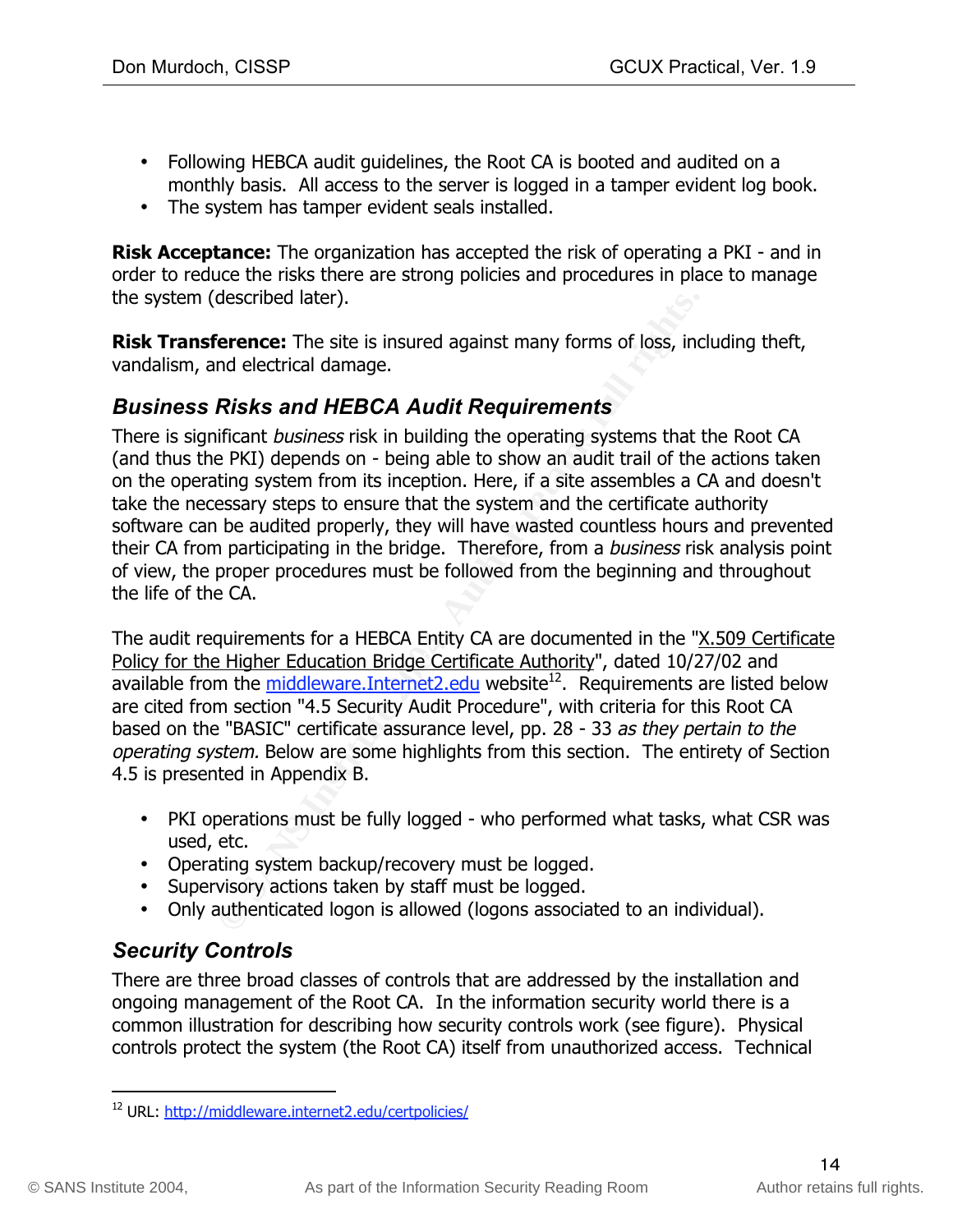- Following HEBCA audit guidelines, the Root CA is booted and audited on a monthly basis. All access to the server is logged in a tamper evident log book.
- The system has tamper evident seals installed.

**Risk Acceptance:** The organization has accepted the risk of operating a PKI - and in order to reduce the risks there are strong policies and procedures in place to manage the system (described later).

**Risk Transference:** The site is insured against many forms of loss, including theft, vandalism, and electrical damage.

## *Business Risks and HEBCA Audit Requirements*

There is significant *business* risk in building the operating systems that the Root CA (and thus the PKI) depends on - being able to show an audit trail of the actions taken on the operating system from its inception. Here, if a site assembles a CA and doesn't take the necessary steps to ensure that the system and the certificate authority software can be audited properly, they will have wasted countless hours and prevented their CA from participating in the bridge. Therefore, from a *business* risk analysis point of view, the proper procedures must be followed from the beginning and throughout the life of the CA.

The audit requirements for a HEBCA Entity CA are documented in the "X.509 Certificate Policy for the Higher Education Bridge Certificate Authority", dated 10/27/02 and available from the middleware.Internet2.edu website[12]. Requirements are listed below are cited from section "4.5 Security Audit Procedure", with criteria for this Root CA based on the "BASIC" certificate assurance level, pp. 28 - 33 *as they pertain to the operating system.* Below are some highlights from this section. The entirety of Section 4.5 is presented in Appendix B.

- PKI operations must be fully logged - who performed what tasks, what CSR was used, etc.
- Operating system backup/recovery must be logged.
- Supervisory actions taken by staff must be logged.
- Only authenticated logon is allowed (logons associated to an individual).

## *Security Controls*

There are three broad classes of controls that are addressed by the installation and ongoing management of the Root CA. In the information security world there is a common illustration for describing how security controls work (see figure). Physical controls protect the system (the Root CA) itself from unauthorized access. Technical

[12] URL: http://middleware.internet2.edu/certpolicies/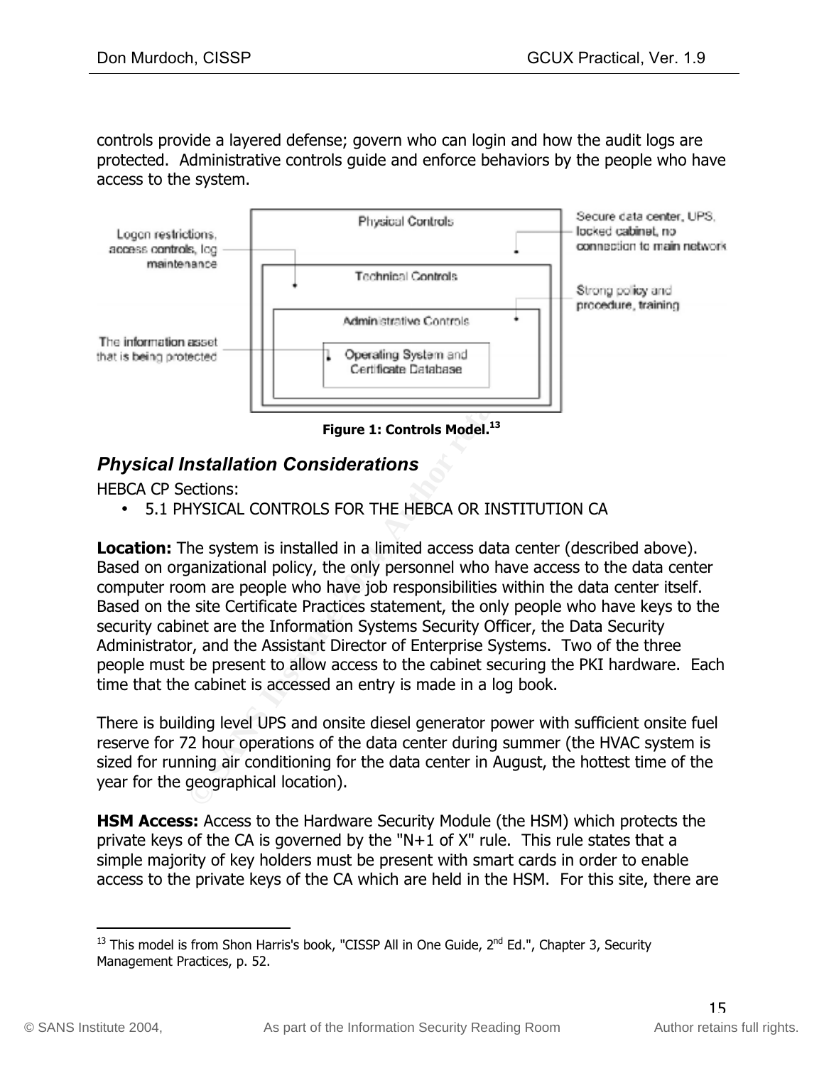controls provide a layered defense; govern who can login and how the audit logs are protected. Administrative controls guide and enforce behaviors by the people who have access to the system.

Figure 1: Controls Model.[13]

### *Physical Installation Considerations*

HEBCA CP Sections:

- 5.1 PHYSICAL CONTROLS FOR THE HEBCA OR INSTITUTION CA

**Location:** The system is installed in a limited access data center (described above). Based on organizational policy, the only personnel who have access to the data center computer room are people who have job responsibilities within the data center itself. Based on the site Certificate Practices statement, the only people who have keys to the security cabinet are the Information Systems Security Officer, the Data Security Administrator, and the Assistant Director of Enterprise Systems. Two of the three people must be present to allow access to the cabinet securing the PKI hardware. Each time that the cabinet is accessed an entry is made in a log book.

There is building level UPS and onsite diesel generator power with sufficient onsite fuel reserve for 72 hour operations of the data center during summer (the HVAC system is sized for running air conditioning for the data center in August, the hottest time of the year for the geographical location).

**HSM Access:** Access to the Hardware Security Module (the HSM) which protects the private keys of the CA is governed by the "N+1 of X" rule. This rule states that a simple majority of key holders must be present with smart cards in order to enable access to the private keys of the CA which are held in the HSM. For this site, there are

---

[13] This model is from Shon Harris's book, "CISSP All in One Guide, 2nd Ed.", Chapter 3, Security Management Practices, p. 52.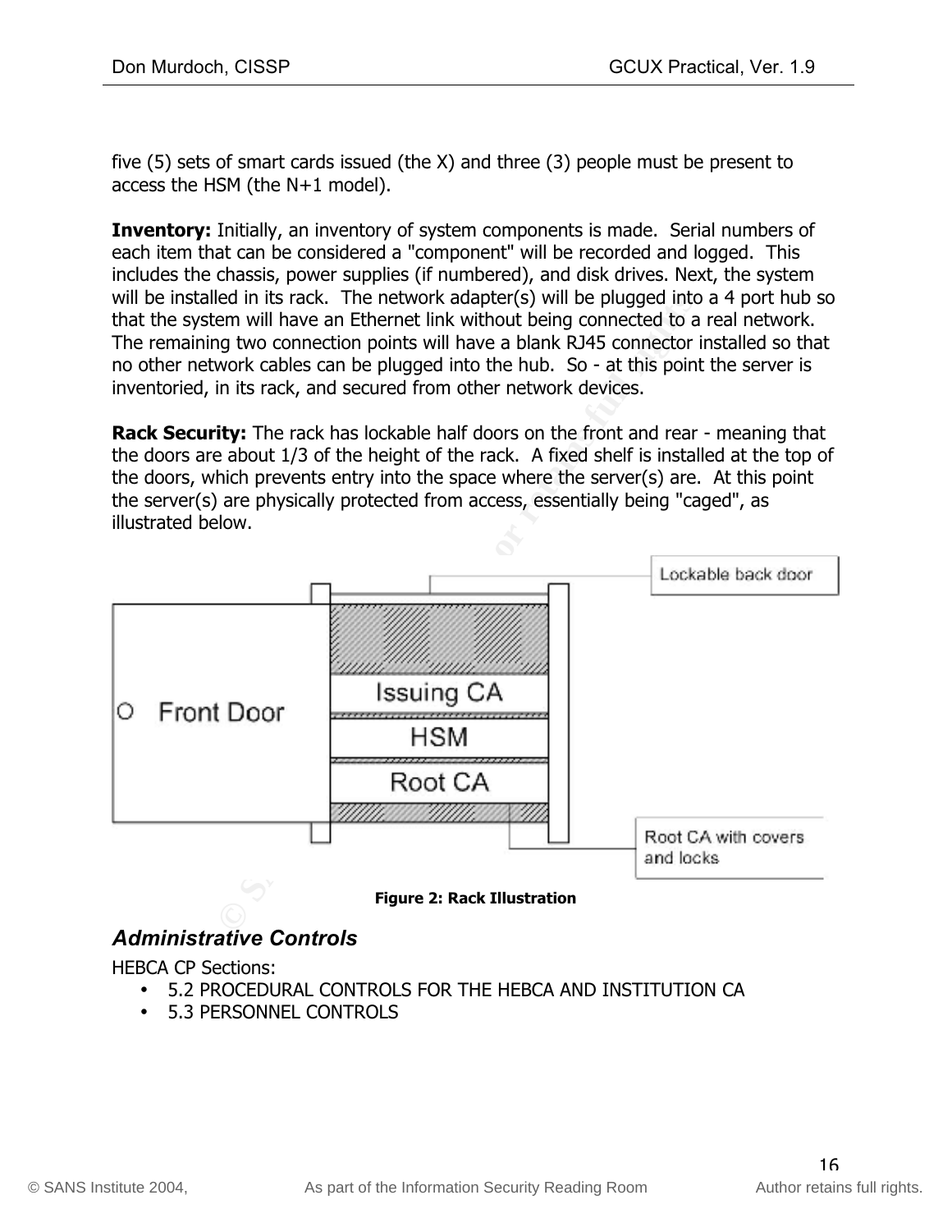five (5) sets of smart cards issued (the X) and three (3) people must be present to access the HSM (the N+1 model).

**Inventory:** Initially, an inventory of system components is made. Serial numbers of each item that can be considered a "component" will be recorded and logged. This includes the chassis, power supplies (if numbered), and disk drives. Next, the system will be installed in its rack. The network adapter(s) will be plugged into a 4 port hub so that the system will have an Ethernet link without being connected to a real network. The remaining two connection points will have a blank RJ45 connector installed so that no other network cables can be plugged into the hub. So - at this point the server is inventoried, in its rack, and secured from other network devices.

**Rack Security:** The rack has lockable half doors on the front and rear - meaning that the doors are about 1/3 of the height of the rack. A fixed shelf is installed at the top of the doors, which prevents entry into the space where the server(s) are. At this point the server(s) are physically protected from access, essentially being "caged", as illustrated below.

Lockable back door

Front Door

Issuing CA

HSM

Root CA

Root CA with covers and locks

**Figure 2: Rack Illustration**

### *Administrative Controls*

HEBCA CP Sections:

- 5.2 PROCEDURAL CONTROLS FOR THE HEBCA AND INSTITUTION CA
- 5.3 PERSONNEL CONTROLS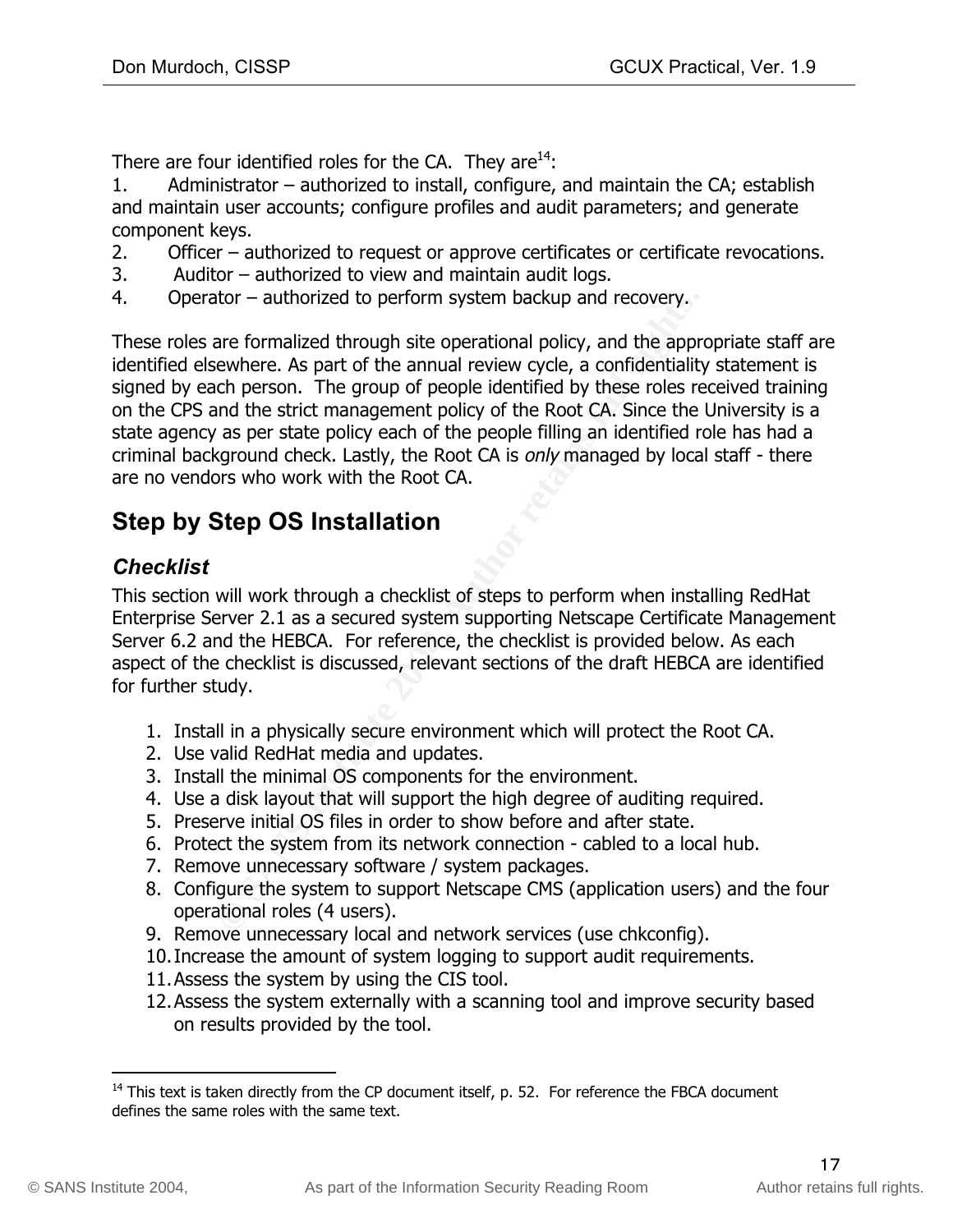There are four identified roles for the CA. They are[14]:

1. Administrator – authorized to install, configure, and maintain the CA; establish and maintain user accounts; configure profiles and audit parameters; and generate component keys.
2. Officer – authorized to request or approve certificates or certificate revocations.
3. Auditor – authorized to view and maintain audit logs.
4. Operator – authorized to perform system backup and recovery.

These roles are formalized through site operational policy, and the appropriate staff are identified elsewhere. As part of the annual review cycle, a confidentiality statement is signed by each person. The group of people identified by these roles received training on the CPS and the strict management policy of the Root CA. Since the University is a state agency as per state policy each of the people filling an identified role has had a criminal background check. Lastly, the Root CA is *only* managed by local staff - there are no vendors who work with the Root CA.

## Step by Step OS Installation

### Checklist

This section will work through a checklist of steps to perform when installing RedHat Enterprise Server 2.1 as a secured system supporting Netscape Certificate Management Server 6.2 and the HEBCA. For reference, the checklist is provided below. As each aspect of the checklist is discussed, relevant sections of the draft HEBCA are identified for further study.

1. Install in a physically secure environment which will protect the Root CA.
2. Use valid RedHat media and updates.
3. Install the minimal OS components for the environment.
4. Use a disk layout that will support the high degree of auditing required.
5. Preserve initial OS files in order to show before and after state.
6. Protect the system from its network connection - cabled to a local hub.
7. Remove unnecessary software / system packages.
8. Configure the system to support Netscape CMS (application users) and the four operational roles (4 users).
9. Remove unnecessary local and network services (use chkconfig).
10. Increase the amount of system logging to support audit requirements.
11. Assess the system by using the CIS tool.
12. Assess the system externally with a scanning tool and improve security based on results provided by the tool.

---

[14] This text is taken directly from the CP document itself, p. 52. For reference the FBCA document defines the same roles with the same text.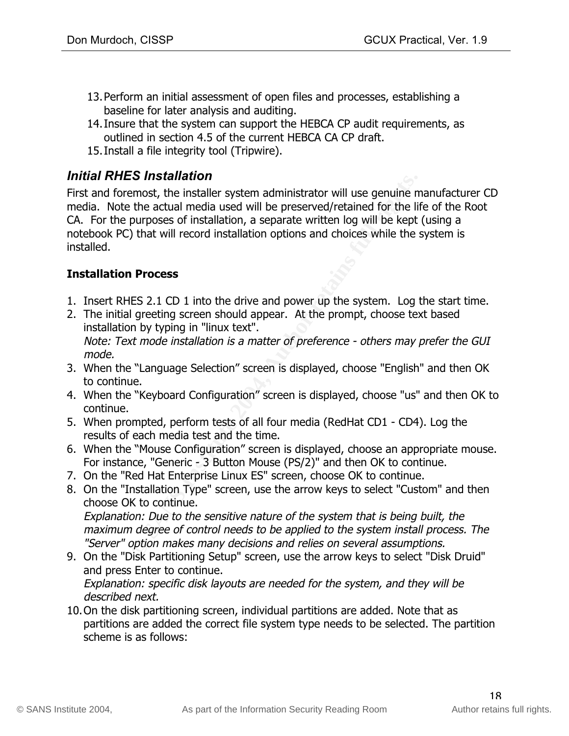13. Perform an initial assessment of open files and processes, establishing a baseline for later analysis and auditing.
14. Insure that the system can support the HEBCA CP audit requirements, as outlined in section 4.5 of the current HEBCA CA CP draft.
15. Install a file integrity tool (Tripwire).

### *Initial RHES Installation*

First and foremost, the installer system administrator will use genuine manufacturer CD media. Note the actual media used will be preserved/retained for the life of the Root CA. For the purposes of installation, a separate written log will be kept (using a notebook PC) that will record installation options and choices while the system is installed.

**Installation Process**

1. Insert RHES 2.1 CD 1 into the drive and power up the system. Log the start time.
2. The initial greeting screen should appear. At the prompt, choose text based installation by typing in "linux text".
   *Note: Text mode installation is a matter of preference - others may prefer the GUI mode.*
3. When the "Language Selection" screen is displayed, choose "English" and then OK to continue.
4. When the "Keyboard Configuration" screen is displayed, choose "us" and then OK to continue.
5. When prompted, perform tests of all four media (RedHat CD1 - CD4). Log the results of each media test and the time.
6. When the "Mouse Configuration" screen is displayed, choose an appropriate mouse. For instance, "Generic - 3 Button Mouse (PS/2)" and then OK to continue.
7. On the "Red Hat Enterprise Linux ES" screen, choose OK to continue.
8. On the "Installation Type" screen, use the arrow keys to select "Custom" and then choose OK to continue.
   *Explanation: Due to the sensitive nature of the system that is being built, the maximum degree of control needs to be applied to the system install process. The "Server" option makes many decisions and relies on several assumptions.*
9. On the "Disk Partitioning Setup" screen, use the arrow keys to select "Disk Druid" and press Enter to continue.
   *Explanation: specific disk layouts are needed for the system, and they will be described next.*
10. On the disk partitioning screen, individual partitions are added. Note that as partitions are added the correct file system type needs to be selected. The partition scheme is as follows: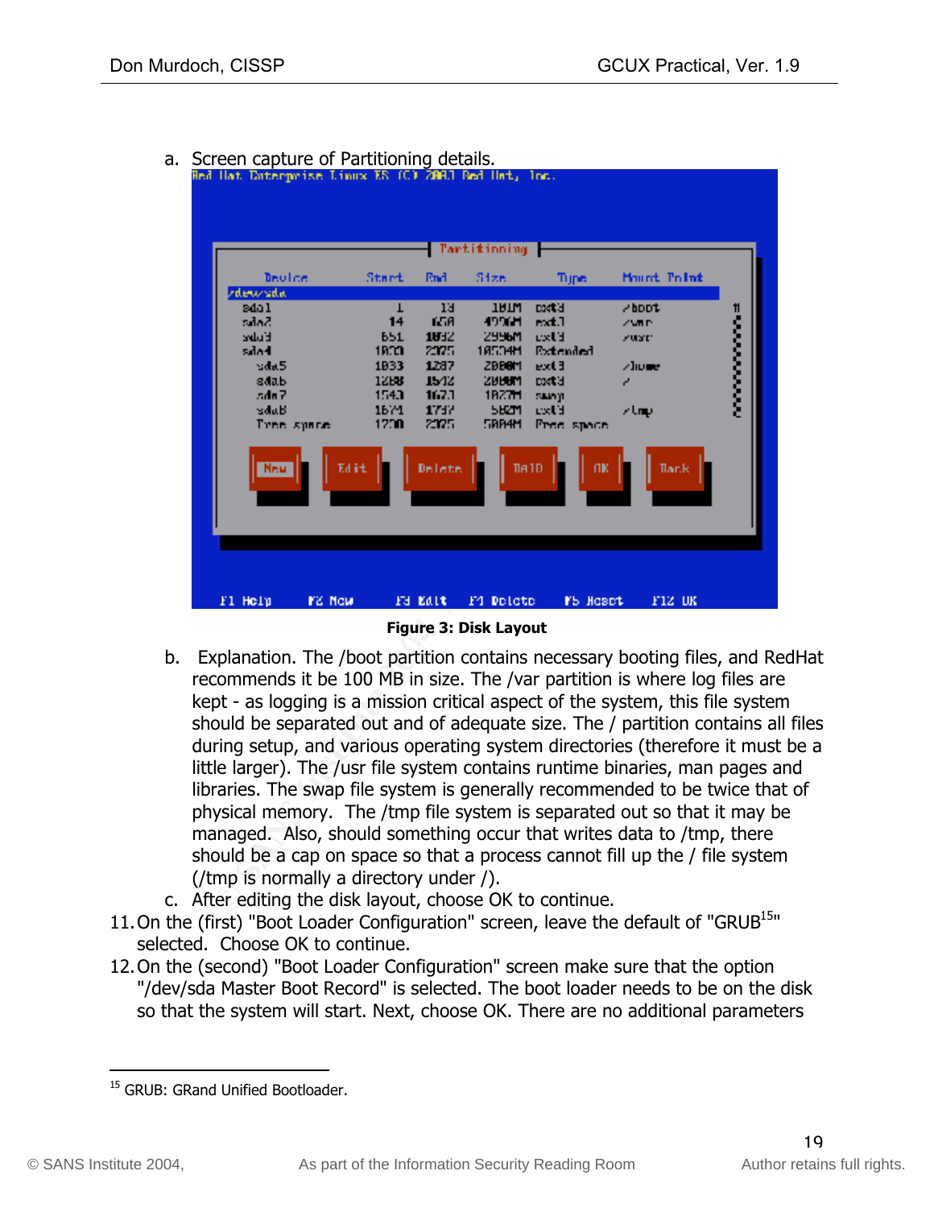a. Screen capture of Partitioning details.

Figure 3: Disk Layout

b. Explanation. The /boot partition contains necessary booting files, and RedHat recommends it be 100 MB in size. The /var partition is where log files are kept - as logging is a mission critical aspect of the system, this file system should be separated out and of adequate size. The / partition contains all files during setup, and various operating system directories (therefore it must be a little larger). The /usr file system contains runtime binaries, man pages and libraries. The swap file system is generally recommended to be twice that of physical memory. The /tmp file system is separated out so that it may be managed. Also, should something occur that writes data to /tmp, there should be a cap on space so that a process cannot fill up the / file system (/tmp is normally a directory under /).

c. After editing the disk layout, choose OK to continue.

11. On the (first) "Boot Loader Configuration" screen, leave the default of "GRUB[15]" selected. Choose OK to continue.

12. On the (second) "Boot Loader Configuration" screen make sure that the option "/dev/sda Master Boot Record" is selected. The boot loader needs to be on the disk so that the system will start. Next, choose OK. There are no additional parameters

[15] GRUB: GRand Unified Bootloader.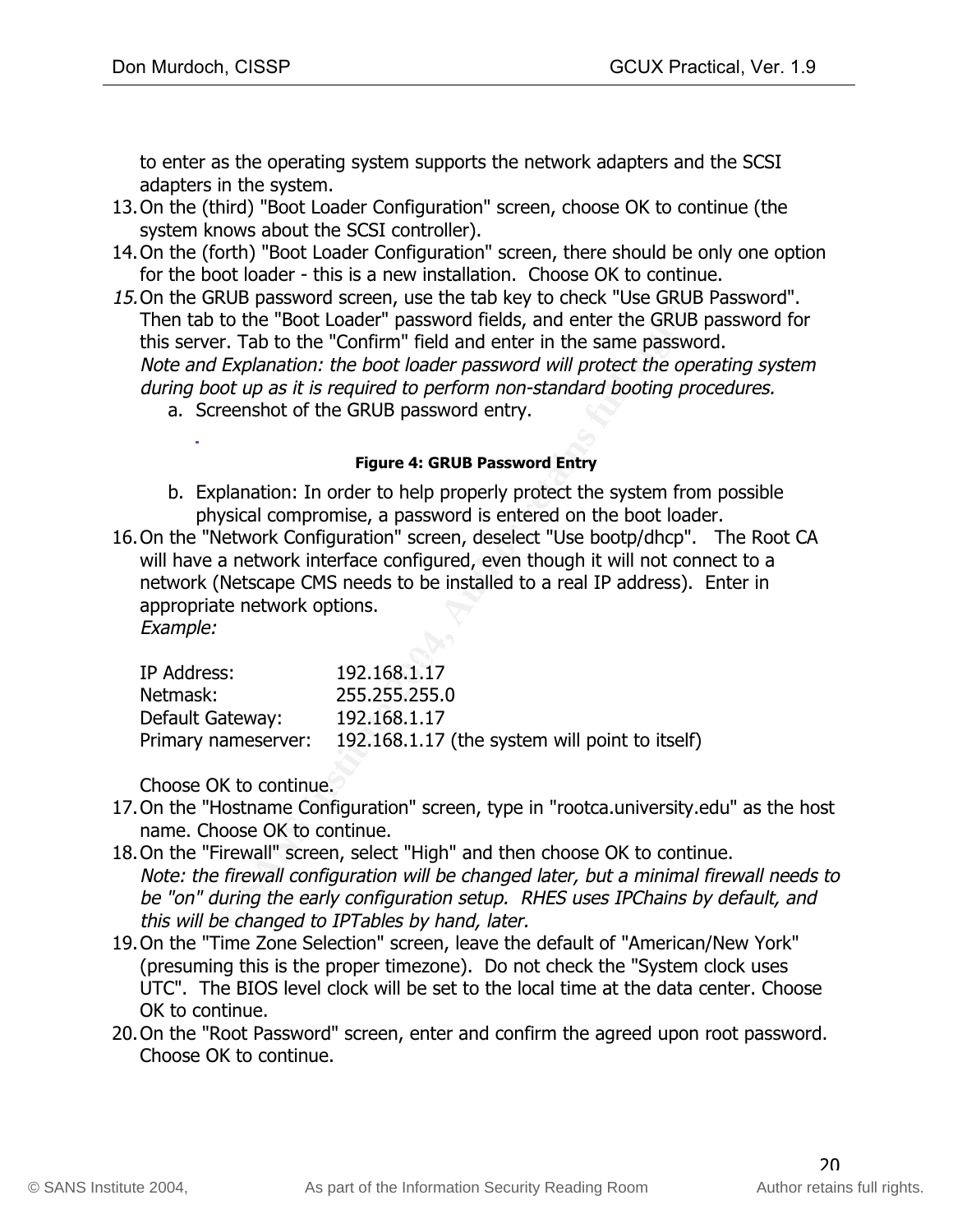to enter as the operating system supports the network adapters and the SCSI adapters in the system.

13. On the (third) "Boot Loader Configuration" screen, choose OK to continue (the system knows about the SCSI controller).
14. On the (forth) "Boot Loader Configuration" screen, there should be only one option for the boot loader - this is a new installation. Choose OK to continue.
15. On the GRUB password screen, use the tab key to check "Use GRUB Password". Then tab to the "Boot Loader" password fields, and enter the GRUB password for this server. Tab to the "Confirm" field and enter in the same password.
    *Note and Explanation: the boot loader password will protect the operating system during boot up as it is required to perform non-standard booting procedures.*
    a. Screenshot of the GRUB password entry.

    **Figure 4: GRUB Password Entry**

    b. Explanation: In order to help properly protect the system from possible physical compromise, a password is entered on the boot loader.
16. On the "Network Configuration" screen, deselect "Use bootp/dhcp". The Root CA will have a network interface configured, even though it will not connect to a network (Netscape CMS needs to be installed to a real IP address). Enter in appropriate network options.
    *Example:*

    | | |
    |---|---|
    | IP Address: | 192.168.1.17 |
    | Netmask: | 255.255.255.0 |
    | Default Gateway: | 192.168.1.17 |
    | Primary nameserver: | 192.168.1.17 (the system will point to itself) |

    Choose OK to continue.
17. On the "Hostname Configuration" screen, type in "rootca.university.edu" as the host name. Choose OK to continue.
18. On the "Firewall" screen, select "High" and then choose OK to continue.
    *Note: the firewall configuration will be changed later, but a minimal firewall needs to be "on" during the early configuration setup. RHES uses IPChains by default, and this will be changed to IPTables by hand, later.*
19. On the "Time Zone Selection" screen, leave the default of "American/New York" (presuming this is the proper timezone). Do not check the "System clock uses UTC". The BIOS level clock will be set to the local time at the data center. Choose OK to continue.
20. On the "Root Password" screen, enter and confirm the agreed upon root password. Choose OK to continue.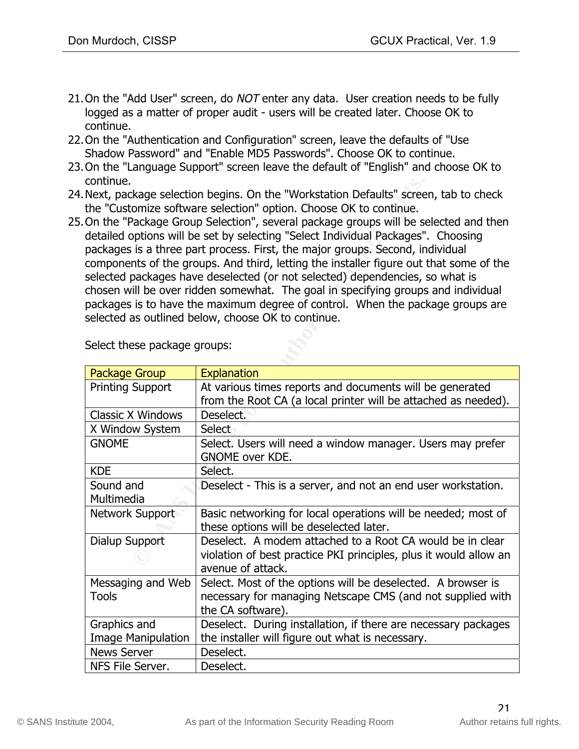21. On the "Add User" screen, do *NOT* enter any data. User creation needs to be fully logged as a matter of proper audit - users will be created later. Choose OK to continue.
22. On the "Authentication and Configuration" screen, leave the defaults of "Use Shadow Password" and "Enable MD5 Passwords". Choose OK to continue.
23. On the "Language Support" screen leave the default of "English" and choose OK to continue.
24. Next, package selection begins. On the "Workstation Defaults" screen, tab to check the "Customize software selection" option. Choose OK to continue.
25. On the "Package Group Selection", several package groups will be selected and then detailed options will be set by selecting "Select Individual Packages". Choosing packages is a three part process. First, the major groups. Second, individual components of the groups. And third, letting the installer figure out that some of the selected packages have deselected (or not selected) dependencies, so what is chosen will be over ridden somewhat. The goal in specifying groups and individual packages is to have the maximum degree of control. When the package groups are selected as outlined below, choose OK to continue.

    Select these package groups:

| Package Group | Explanation |
|---|---|
| Printing Support | At various times reports and documents will be generated from the Root CA (a local printer will be attached as needed). |
| Classic X Windows | Deselect. |
| X Window System | Select |
| GNOME | Select. Users will need a window manager. Users may prefer GNOME over KDE. |
| KDE | Select. |
| Sound and Multimedia | Deselect - This is a server, and not an end user workstation. |
| Network Support | Basic networking for local operations will be needed; most of these options will be deselected later. |
| Dialup Support | Deselect. A modem attached to a Root CA would be in clear violation of best practice PKI principles, plus it would allow an avenue of attack. |
| Messaging and Web Tools | Select. Most of the options will be deselected. A browser is necessary for managing Netscape CMS (and not supplied with the CA software). |
| Graphics and Image Manipulation | Deselect. During installation, if there are necessary packages the installer will figure out what is necessary. |
| News Server | Deselect. |
| NFS File Server. | Deselect. |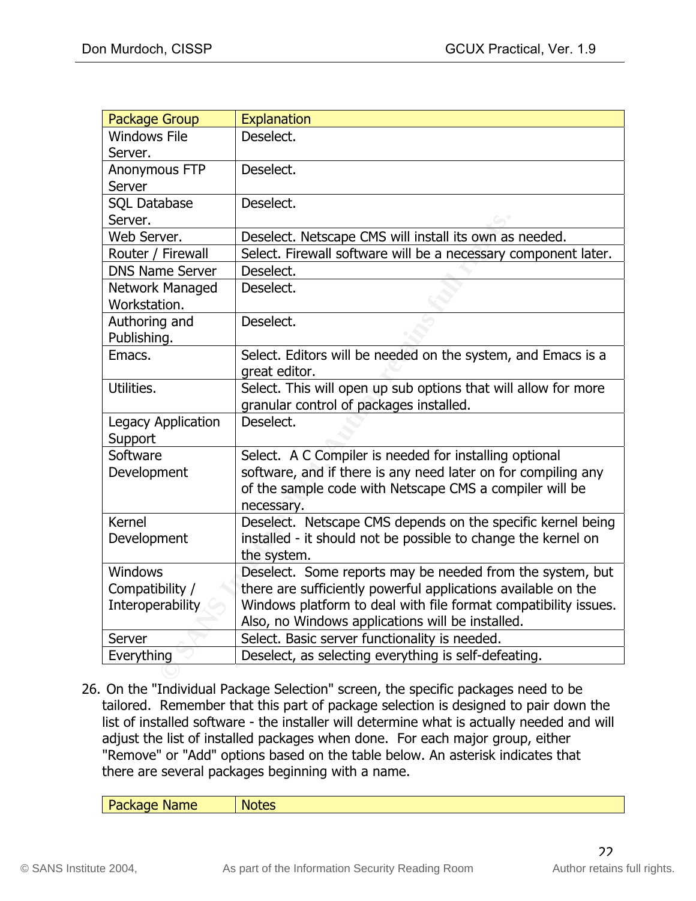| Package Group | Explanation |
|---|---|
| Windows File Server. | Deselect. |
| Anonymous FTP Server | Deselect. |
| SQL Database Server. | Deselect. |
| Web Server. | Deselect. Netscape CMS will install its own as needed. |
| Router / Firewall | Select. Firewall software will be a necessary component later. |
| DNS Name Server | Deselect. |
| Network Managed Workstation. | Deselect. |
| Authoring and Publishing. | Deselect. |
| Emacs. | Select. Editors will be needed on the system, and Emacs is a great editor. |
| Utilities. | Select. This will open up sub options that will allow for more granular control of packages installed. |
| Legacy Application Support | Deselect. |
| Software Development | Select. A C Compiler is needed for installing optional software, and if there is any need later on for compiling any of the sample code with Netscape CMS a compiler will be necessary. |
| Kernel Development | Deselect. Netscape CMS depends on the specific kernel being installed - it should not be possible to change the kernel on the system. |
| Windows Compatibility / Interoperability | Deselect. Some reports may be needed from the system, but there are sufficiently powerful applications available on the Windows platform to deal with file format compatibility issues. Also, no Windows applications will be installed. |
| Server | Select. Basic server functionality is needed. |
| Everything | Deselect, as selecting everything is self-defeating. |

26. On the "Individual Package Selection" screen, the specific packages need to be tailored. Remember that this part of package selection is designed to pair down the list of installed software - the installer will determine what is actually needed and will adjust the list of installed packages when done. For each major group, either "Remove" or "Add" options based on the table below. An asterisk indicates that there are several packages beginning with a name.

| Package Name | Notes |
|---|---|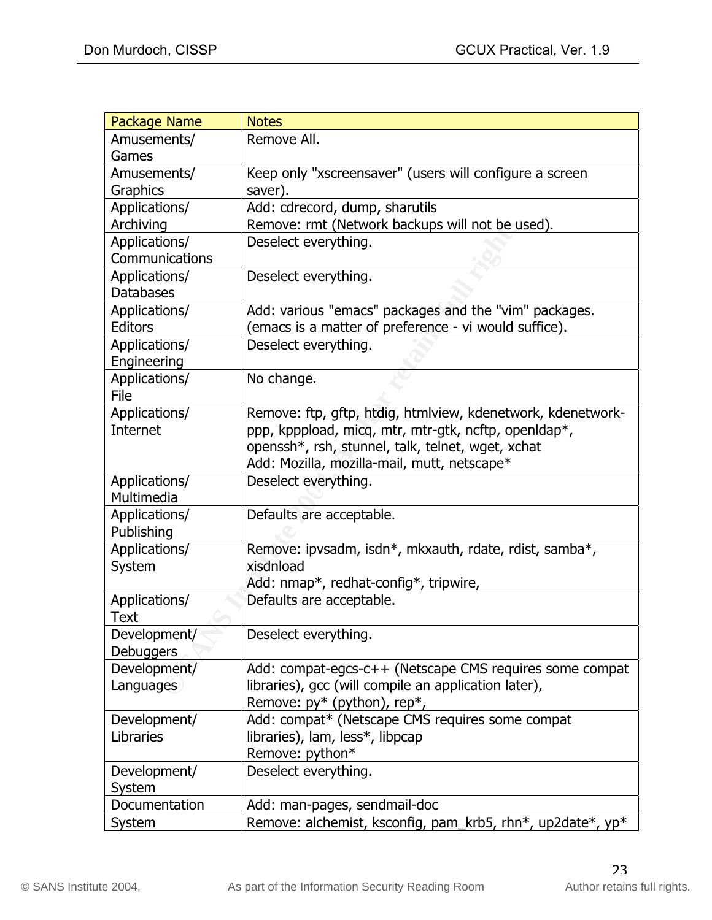| Package Name | Notes |
|---|---|
| Amusements/ Games | Remove All. |
| Amusements/ Graphics | Keep only "xscreensaver" (users will configure a screen saver). |
| Applications/ Archiving | Add: cdrecord, dump, sharutils<br>Remove: rmt (Network backups will not be used). |
| Applications/ Communications | Deselect everything. |
| Applications/ Databases | Deselect everything. |
| Applications/ Editors | Add: various "emacs" packages and the "vim" packages. (emacs is a matter of preference - vi would suffice). |
| Applications/ Engineering | Deselect everything. |
| Applications/ File | No change. |
| Applications/ Internet | Remove: ftp, gftp, htdig, htmlview, kdenetwork, kdenetwork-ppp, kppload, micq, mtr, mtr-gtk, ncftp, openldap*, openssh*, rsh, stunnel, talk, telnet, wget, xchat<br>Add: Mozilla, mozilla-mail, mutt, netscape* |
| Applications/ Multimedia | Deselect everything. |
| Applications/ Publishing | Defaults are acceptable. |
| Applications/ System | Remove: ipvsadm, isdn*, mkxauth, rdate, rdist, samba*, xisdnload<br>Add: nmap*, redhat-config*, tripwire, |
| Applications/ Text | Defaults are acceptable. |
| Development/ Debuggers | Deselect everything. |
| Development/ Languages | Add: compat-egcs-c++ (Netscape CMS requires some compat libraries), gcc (will compile an application later),<br>Remove: py* (python), rep*, |
| Development/ Libraries | Add: compat* (Netscape CMS requires some compat libraries), lam, less*, libpcap<br>Remove: python* |
| Development/ System | Deselect everything. |
| Documentation | Add: man-pages, sendmail-doc |
| System | Remove: alchemist, ksconfig, pam_krb5, rhn*, up2date*, yp* |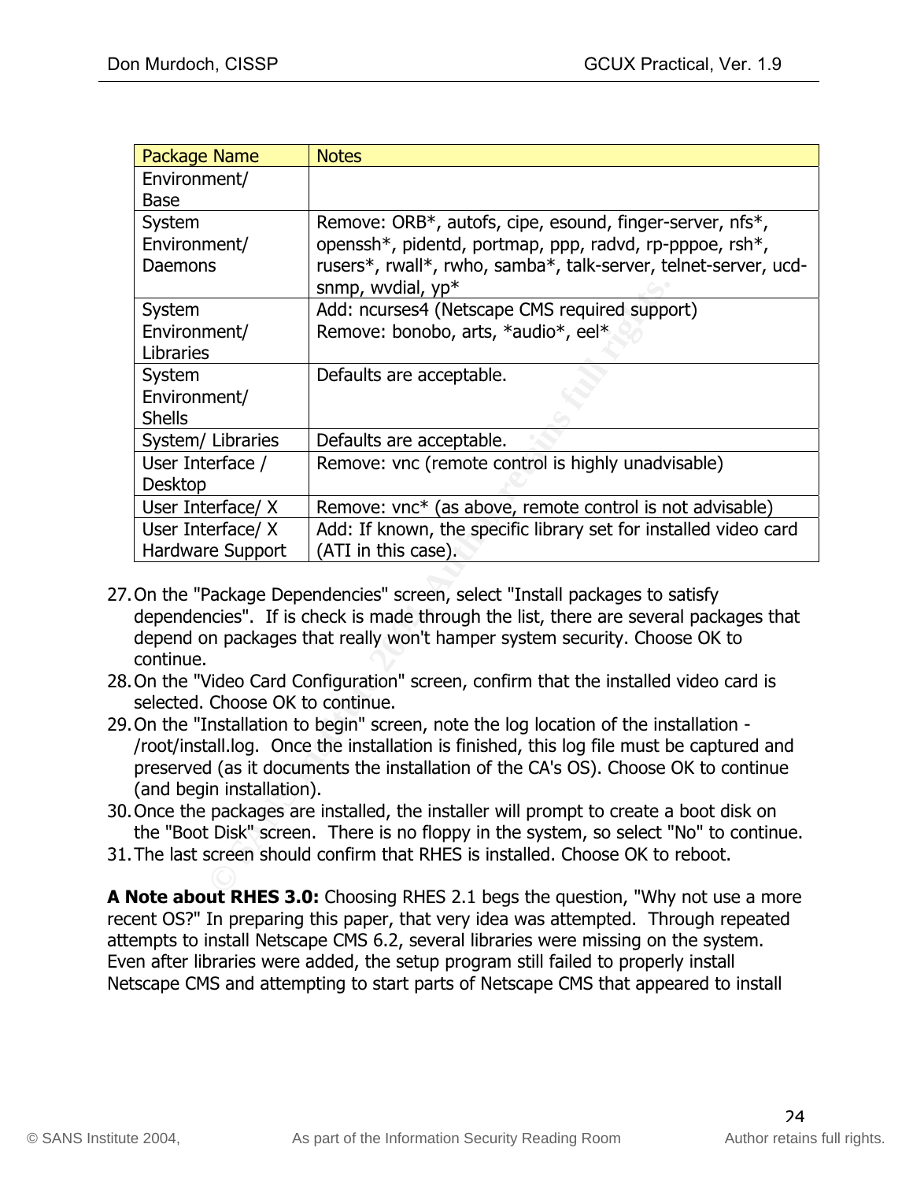| Package Name | Notes |
|---|---|
| Environment/ Base | |
| System Environment/ Daemons | Remove: ORB*, autofs, cipe, esound, finger-server, nfs*, openssh*, pidentd, portmap, ppp, radvd, rp-pppoe, rsh*, rusers*, rwall*, rwho, samba*, talk-server, telnet-server, ucd-snmp, wvdial, yp* |
| System Environment/ Libraries | Add: ncurses4 (Netscape CMS required support) Remove: bonobo, arts, *audio*, eel* |
| System Environment/ Shells | Defaults are acceptable. |
| System/ Libraries | Defaults are acceptable. |
| User Interface / Desktop | Remove: vnc (remote control is highly unadvisable) |
| User Interface/ X | Remove: vnc* (as above, remote control is not advisable) |
| User Interface/ X Hardware Support | Add: If known, the specific library set for installed video card (ATI in this case). |

27. On the "Package Dependencies" screen, select "Install packages to satisfy dependencies". If is check is made through the list, there are several packages that depend on packages that really won't hamper system security. Choose OK to continue.
28. On the "Video Card Configuration" screen, confirm that the installed video card is selected. Choose OK to continue.
29. On the "Installation to begin" screen, note the log location of the installation - /root/install.log. Once the installation is finished, this log file must be captured and preserved (as it documents the installation of the CA's OS). Choose OK to continue (and begin installation).
30. Once the packages are installed, the installer will prompt to create a boot disk on the "Boot Disk" screen. There is no floppy in the system, so select "No" to continue.
31. The last screen should confirm that RHES is installed. Choose OK to reboot.

**A Note about RHES 3.0:** Choosing RHES 2.1 begs the question, "Why not use a more recent OS?" In preparing this paper, that very idea was attempted. Through repeated attempts to install Netscape CMS 6.2, several libraries were missing on the system. Even after libraries were added, the setup program still failed to properly install Netscape CMS and attempting to start parts of Netscape CMS that appeared to install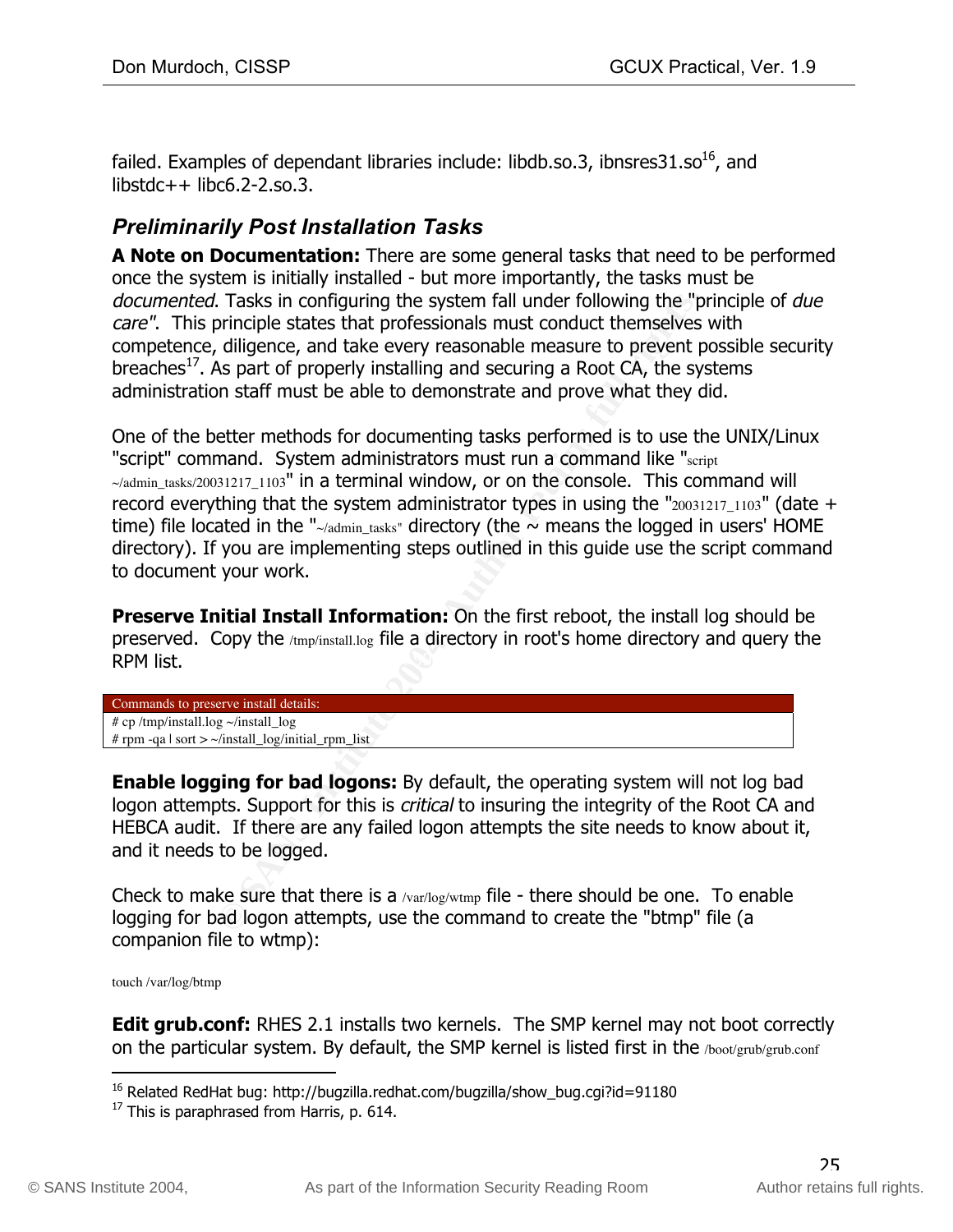failed. Examples of dependant libraries include: libdb.so.3, ibnsres31.so[16], and libstdc++ libc6.2-2.so.3.

## Preliminarily Post Installation Tasks

**A Note on Documentation:** There are some general tasks that need to be performed once the system is initially installed - but more importantly, the tasks must be *documented*. Tasks in configuring the system fall under following the "principle of *due care*". This principle states that professionals must conduct themselves with competence, diligence, and take every reasonable measure to prevent possible security breaches[17]. As part of properly installing and securing a Root CA, the systems administration staff must be able to demonstrate and prove what they did.

One of the better methods for documenting tasks performed is to use the UNIX/Linux "script" command. System administrators must run a command like "script ~/admin_tasks/20031217_1103" in a terminal window, or on the console. This command will record everything that the system administrator types in using the "20031217_1103" (date + time) file located in the "~/admin_tasks" directory (the ~ means the logged in users' HOME directory). If you are implementing steps outlined in this guide use the script command to document your work.

**Preserve Initial Install Information:** On the first reboot, the install log should be preserved. Copy the /tmp/install.log file a directory in root's home directory and query the RPM list.

Commands to preserve install details:

```
# cp /tmp/install.log ~/install_log
# rpm -qa | sort > ~/install_log/initial_rpm_list
```

**Enable logging for bad logons:** By default, the operating system will not log bad logon attempts. Support for this is *critical* to insuring the integrity of the Root CA and HEBCA audit. If there are any failed logon attempts the site needs to know about it, and it needs to be logged.

Check to make sure that there is a /var/log/wtmp file - there should be one. To enable logging for bad logon attempts, use the command to create the "btmp" file (a companion file to wtmp):

```
touch /var/log/btmp
```

**Edit grub.conf:** RHES 2.1 installs two kernels. The SMP kernel may not boot correctly on the particular system. By default, the SMP kernel is listed first in the /boot/grub/grub.conf

---

[16] Related RedHat bug: http://bugzilla.redhat.com/bugzilla/show_bug.cgi?id=91180

[17] This is paraphrased from Harris, p. 614.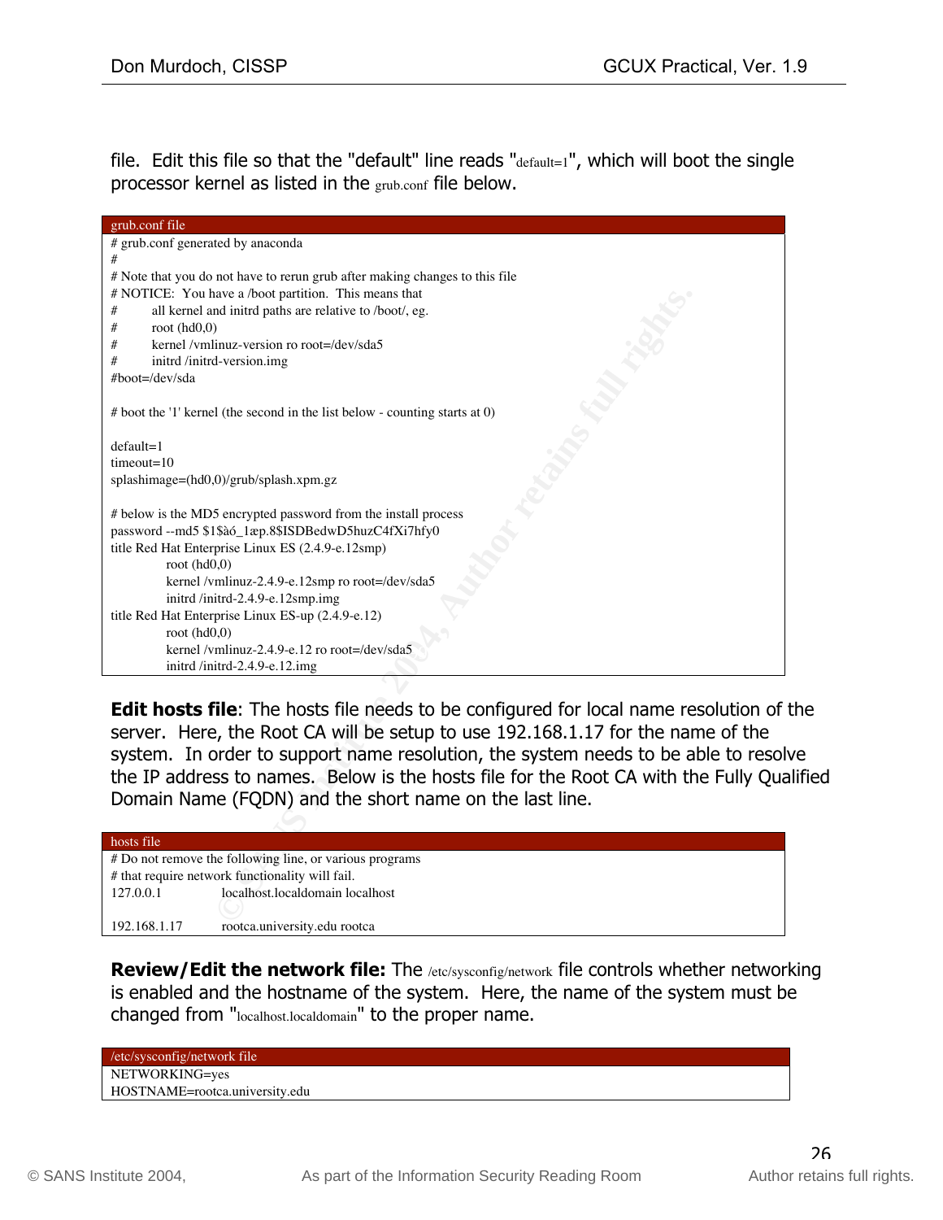file. Edit this file so that the "default" line reads "default=1", which will boot the single processor kernel as listed in the grub.conf file below.

```
grub.conf file
# grub.conf generated by anaconda
#
# Note that you do not have to rerun grub after making changes to this file
# NOTICE:  You have a /boot partition.  This means that
#          all kernel and initrd paths are relative to /boot/, eg.
#          root (hd0,0)
#          kernel /vmlinuz-version ro root=/dev/sda5
#          initrd /initrd-version.img
#boot=/dev/sda

# boot the '1' kernel (the second in the list below - counting starts at 0)

default=1
timeout=10
splashimage=(hd0,0)/grub/splash.xpm.gz

# below is the MD5 encrypted password from the install process
password --md5 $1$àó_1æp.8$ISDBedwD5huzC4fXi7hfy0
title Red Hat Enterprise Linux ES (2.4.9-e.12smp)
        root (hd0,0)
        kernel /vmlinuz-2.4.9-e.12smp ro root=/dev/sda5
        initrd /initrd-2.4.9-e.12smp.img
title Red Hat Enterprise Linux ES-up (2.4.9-e.12)
        root (hd0,0)
        kernel /vmlinuz-2.4.9-e.12 ro root=/dev/sda5
        initrd /initrd-2.4.9-e.12.img
```

**Edit hosts file**: The hosts file needs to be configured for local name resolution of the server. Here, the Root CA will be setup to use 192.168.1.17 for the name of the system. In order to support name resolution, the system needs to be able to resolve the IP address to names. Below is the hosts file for the Root CA with the Fully Qualified Domain Name (FQDN) and the short name on the last line.

```
hosts file
# Do not remove the following line, or various programs
# that require network functionality will fail.
127.0.0.1       localhost.localdomain localhost

192.168.1.17    rootca.university.edu rootca
```

**Review/Edit the network file:** The /etc/sysconfig/network file controls whether networking is enabled and the hostname of the system. Here, the name of the system must be changed from "localhost.localdomain" to the proper name.

```
/etc/sysconfig/network file
NETWORKING=yes
HOSTNAME=rootca.university.edu
```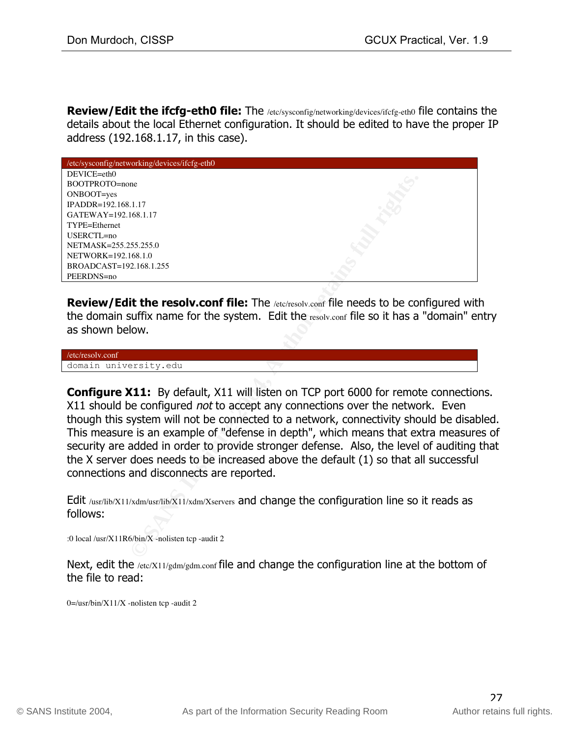**Review/Edit the ifcfg-eth0 file:** The /etc/sysconfig/networking/devices/ifcfg-eth0 file contains the details about the local Ethernet configuration. It should be edited to have the proper IP address (192.168.1.17, in this case).

```
/etc/sysconfig/networking/devices/ifcfg-eth0
DEVICE=eth0
BOOTPROTO=none
ONBOOT=yes
IPADDR=192.168.1.17
GATEWAY=192.168.1.17
TYPE=Ethernet
USERCTL=no
NETMASK=255.255.255.0
NETWORK=192.168.1.0
BROADCAST=192.168.1.255
PEERDNS=no
```

**Review/Edit the resolv.conf file:** The /etc/resolv.conf file needs to be configured with the domain suffix name for the system. Edit the resolv.conf file so it has a "domain" entry as shown below.

```
/etc/resolv.conf
domain university.edu
```

**Configure X11:** By default, X11 will listen on TCP port 6000 for remote connections. X11 should be configured *not* to accept any connections over the network. Even though this system will not be connected to a network, connectivity should be disabled. This measure is an example of "defense in depth", which means that extra measures of security are added in order to provide stronger defense. Also, the level of auditing that the X server does needs to be increased above the default (1) so that all successful connections and disconnects are reported.

Edit /usr/lib/X11/xdm/usr/lib/X11/xdm/Xservers and change the configuration line so it reads as follows:

```
:0 local /usr/X11R6/bin/X -nolisten tcp -audit 2
```

Next, edit the /etc/X11/gdm/gdm.conf file and change the configuration line at the bottom of the file to read:

```
0=/usr/bin/X11/X -nolisten tcp -audit 2
```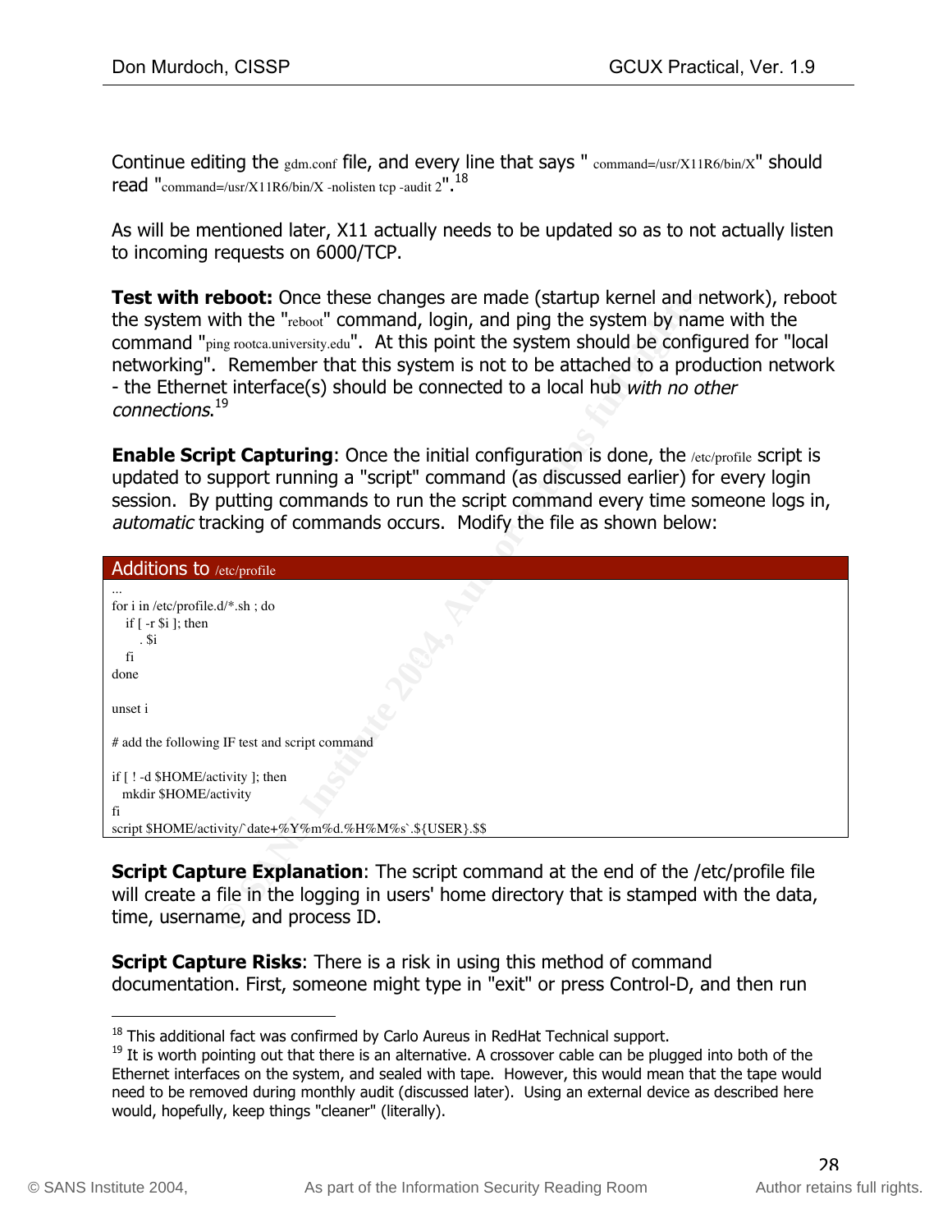Continue editing the gdm.conf file, and every line that says " command=/usr/X11R6/bin/X" should read "command=/usr/X11R6/bin/X -nolisten tcp -audit 2".[18]

As will be mentioned later, X11 actually needs to be updated so as to not actually listen to incoming requests on 6000/TCP.

**Test with reboot:** Once these changes are made (startup kernel and network), reboot the system with the "reboot" command, login, and ping the system by name with the command "ping rootca.university.edu". At this point the system should be configured for "local networking". Remember that this system is not to be attached to a production network - the Ethernet interface(s) should be connected to a local hub *with no other connections*.[19]

**Enable Script Capturing**: Once the initial configuration is done, the /etc/profile script is updated to support running a "script" command (as discussed earlier) for every login session. By putting commands to run the script command every time someone logs in, *automatic* tracking of commands occurs. Modify the file as shown below:

**Additions to /etc/profile**

```
...
for i in /etc/profile.d/*.sh ; do
   if [ -r $i ]; then
       . $i
   fi
done

unset i

# add the following IF test and script command

if [ ! -d $HOME/activity ]; then
  mkdir $HOME/activity
fi
script $HOME/activity/`date+%Y%m%d.%H%M%s`.${USER}.$$
```

**Script Capture Explanation**: The script command at the end of the /etc/profile file will create a file in the logging in users' home directory that is stamped with the data, time, username, and process ID.

**Script Capture Risks**: There is a risk in using this method of command documentation. First, someone might type in "exit" or press Control-D, and then run

---

[18] This additional fact was confirmed by Carlo Aureus in RedHat Technical support.

[19] It is worth pointing out that there is an alternative. A crossover cable can be plugged into both of the Ethernet interfaces on the system, and sealed with tape. However, this would mean that the tape would need to be removed during monthly audit (discussed later). Using an external device as described here would, hopefully, keep things "cleaner" (literally).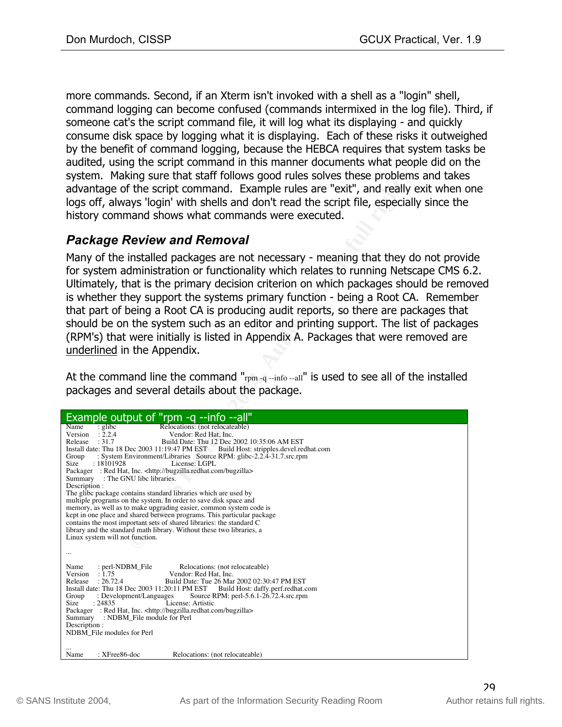more commands. Second, if an Xterm isn't invoked with a shell as a "login" shell, command logging can become confused (commands intermixed in the log file). Third, if someone cat's the script command file, it will log what its displaying - and quickly consume disk space by logging what it is displaying. Each of these risks it outweighed by the benefit of command logging, because the HEBCA requires that system tasks be audited, using the script command in this manner documents what people did on the system. Making sure that staff follows good rules solves these problems and takes advantage of the script command. Example rules are "exit", and really exit when one logs off, always 'login' with shells and don't read the script file, especially since the history command shows what commands were executed.

### *Package Review and Removal*

Many of the installed packages are not necessary - meaning that they do not provide for system administration or functionality which relates to running Netscape CMS 6.2. Ultimately, that is the primary decision criterion on which packages should be removed is whether they support the systems primary function - being a Root CA. Remember that part of being a Root CA is producing audit reports, so there are packages that should be on the system such as an editor and printing support. The list of packages (RPM's) that were initially is listed in Appendix A. Packages that were removed are <u>underlined</u> in the Appendix.

At the command line the command "rpm -q --info --all" is used to see all of the installed packages and several details about the package.

**Example output of "rpm -q --info --all"**

```
Name        : glibc                        Relocations: (not relocateable)
Version     : 2.2.4                        Vendor: Red Hat, Inc.
Release     : 31.7                         Build Date: Thu 12 Dec 2002 10:35:06 AM EST
Install date: Thu 18 Dec 2003 11:19:47 PM EST      Build Host: stripples.devel.redhat.com
Group       : System Environment/Libraries   Source RPM: glibc-2.2.4-31.7.src.rpm
Size        : 18101928                     License: LGPL
Packager    : Red Hat, Inc. <http://bugzilla.redhat.com/bugzilla>
Summary     : The GNU libc libraries.
Description :
The glibc package contains standard libraries which are used by
multiple programs on the system. In order to save disk space and
memory, as well as to make upgrading easier, common system code is
kept in one place and shared between programs. This particular package
contains the most important sets of shared libraries: the standard C
library and the standard math library. Without these two libraries, a
Linux system will not function.

...

Name        : perl-NDBM_File               Relocations: (not relocateable)
Version     : 1.75                         Vendor: Red Hat, Inc.
Release     : 26.72.4                      Build Date: Tue 26 Mar 2002 02:30:47 PM EST
Install date: Thu 18 Dec 2003 11:20:11 PM EST      Build Host: daffy.perf.redhat.com
Group       : Development/Languages        Source RPM: perl-5.6.1-26.72.4.src.rpm
Size        : 24835                        License: Artistic
Packager    : Red Hat, Inc. <http://bugzilla.redhat.com/bugzilla>
Summary     : NDBM_File module for Perl
Description :
NDBM_File modules for Perl

...
Name        : XFree86-doc                  Relocations: (not relocateable)
```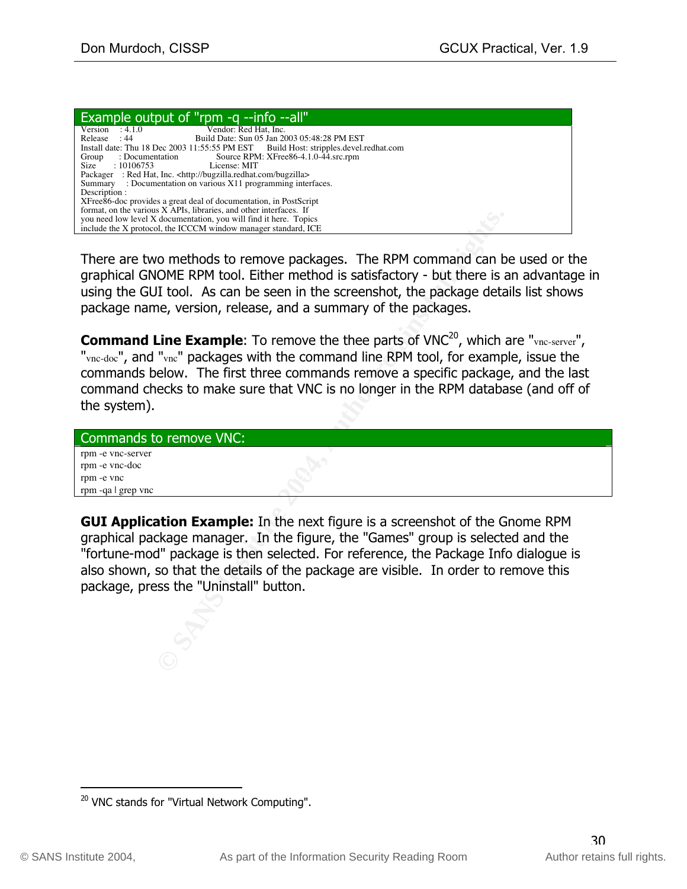**Example output of "rpm -q --info --all"**

```
Version    : 4.1.0                    Vendor: Red Hat, Inc.
Release    : 44                   Build Date: Sun 05 Jan 2003 05:48:28 PM EST
Install date: Thu 18 Dec 2003 11:55:55 PM EST      Build Host: strippies.devel.redhat.com
Group      : Documentation            Source RPM: XFree86-4.1.0-44.src.rpm
Size       : 10106753                    License: MIT
Packager   : Red Hat, Inc. <http://bugzilla.redhat.com/bugzilla>
Summary    : Documentation on various X11 programming interfaces.
Description :
XFree86-doc provides a great deal of documentation, in PostScript
format, on the various X APIs, libraries, and other interfaces.  If
you need low level X documentation, you will find it here.  Topics
include the X protocol, the ICCCM window manager standard, ICE
```

There are two methods to remove packages. The RPM command can be used or the graphical GNOME RPM tool. Either method is satisfactory - but there is an advantage in using the GUI tool. As can be seen in the screenshot, the package details list shows package name, version, release, and a summary of the packages.

**Command Line Example**: To remove the thee parts of VNC[20], which are "vnc-server", "vnc-doc", and "vnc" packages with the command line RPM tool, for example, issue the commands below. The first three commands remove a specific package, and the last command checks to make sure that VNC is no longer in the RPM database (and off of the system).

**Commands to remove VNC:**

```
rpm -e vnc-server
rpm -e vnc-doc
rpm -e vnc
rpm -qa | grep vnc
```

**GUI Application Example:** In the next figure is a screenshot of the Gnome RPM graphical package manager. In the figure, the "Games" group is selected and the "fortune-mod" package is then selected. For reference, the Package Info dialogue is also shown, so that the details of the package are visible. In order to remove this package, press the "Uninstall" button.

[20] VNC stands for "Virtual Network Computing".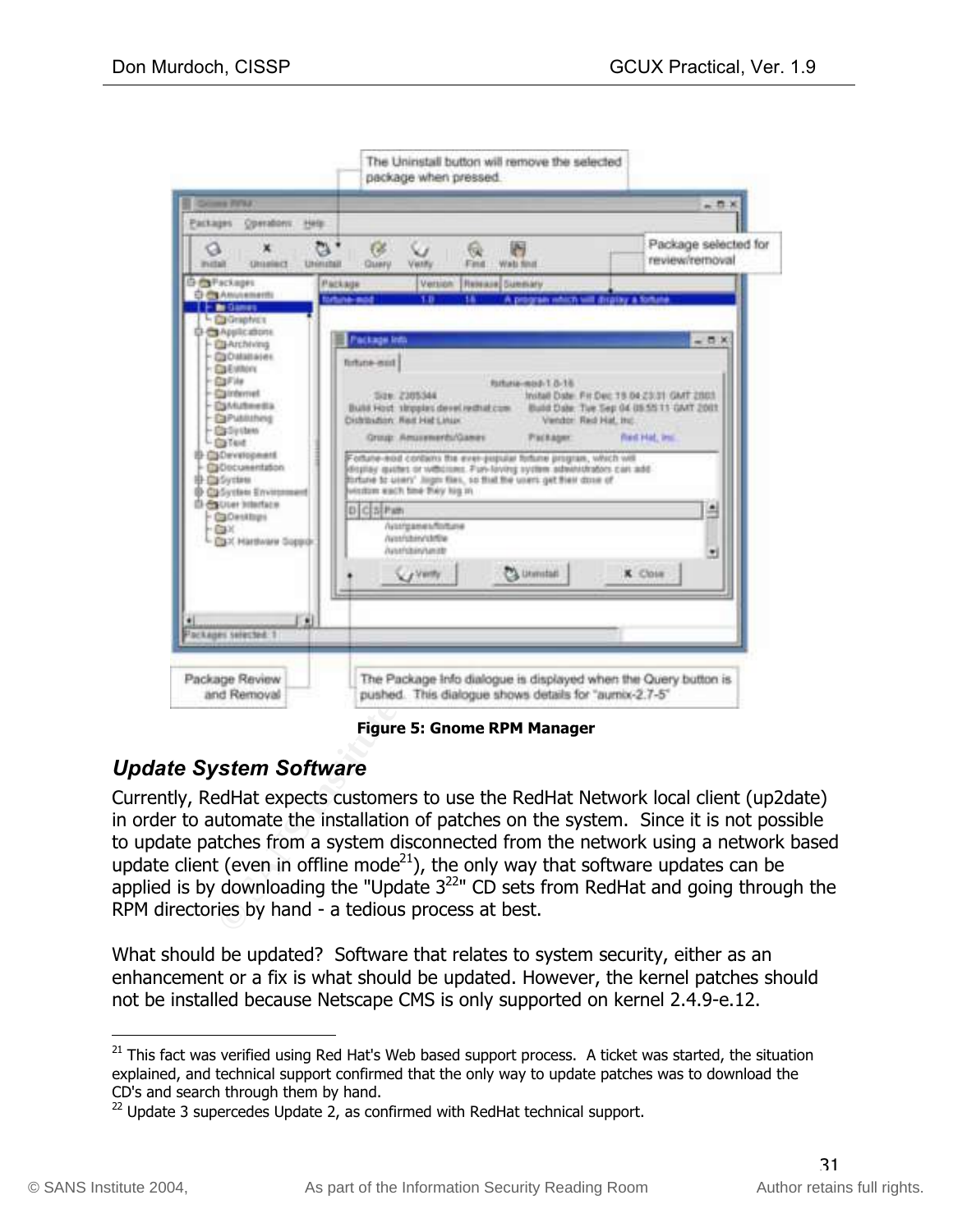Figure 5: Gnome RPM Manager

### *Update System Software*

Currently, RedHat expects customers to use the RedHat Network local client (up2date) in order to automate the installation of patches on the system. Since it is not possible to update patches from a system disconnected from the network using a network based update client (even in offline mode[21]), the only way that software updates can be applied is by downloading the "Update 3[22]" CD sets from RedHat and going through the RPM directories by hand - a tedious process at best.

What should be updated? Software that relates to system security, either as an enhancement or a fix is what should be updated. However, the kernel patches should not be installed because Netscape CMS is only supported on kernel 2.4.9-e.12.

---

[21] This fact was verified using Red Hat's Web based support process. A ticket was started, the situation explained, and technical support confirmed that the only way to update patches was to download the CD's and search through them by hand.

[22] Update 3 supercedes Update 2, as confirmed with RedHat technical support.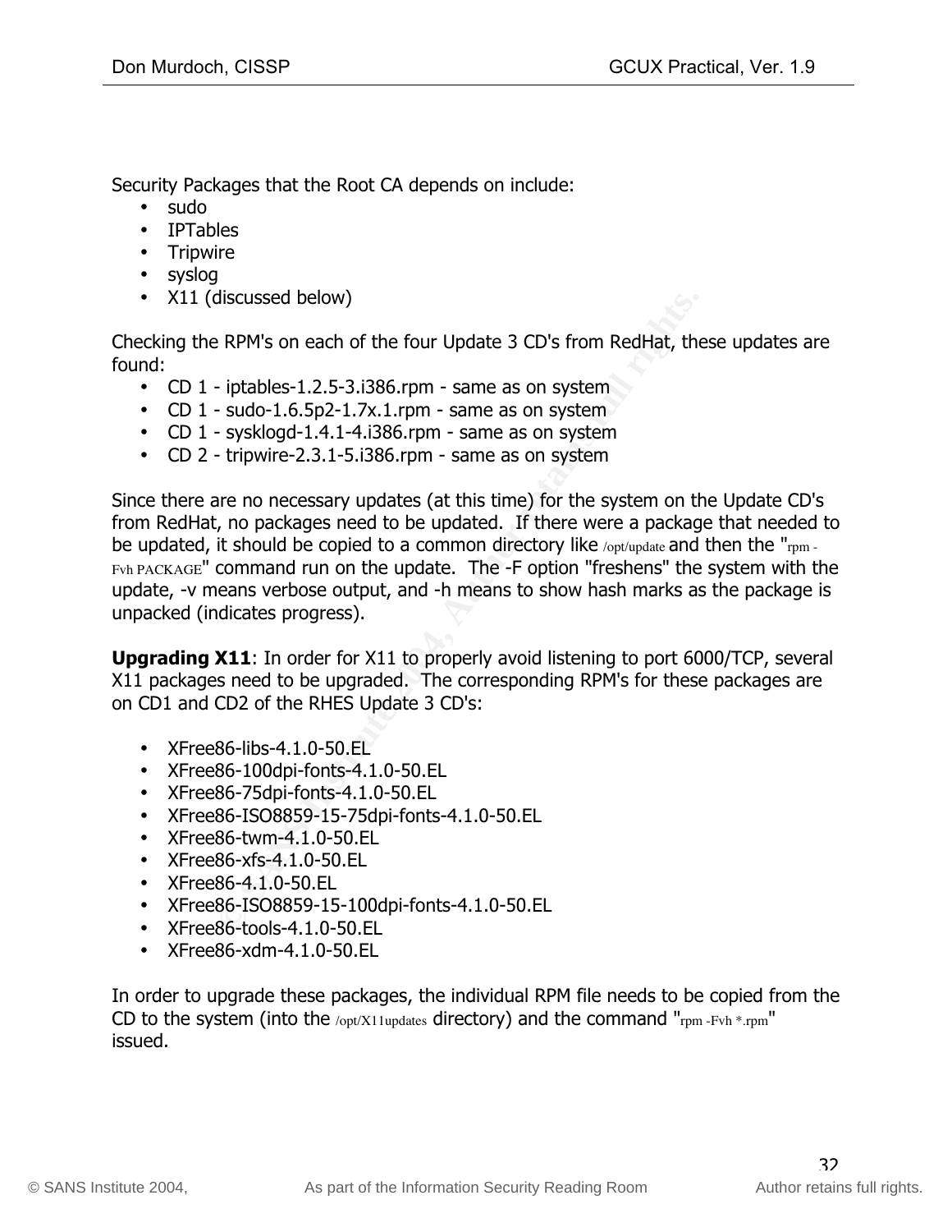Security Packages that the Root CA depends on include:

- sudo
- IPTables
- Tripwire
- syslog
- X11 (discussed below)

Checking the RPM's on each of the four Update 3 CD's from RedHat, these updates are found:

- CD 1 - iptables-1.2.5-3.i386.rpm - same as on system
- CD 1 - sudo-1.6.5p2-1.7x.1.rpm - same as on system
- CD 1 - sysklogd-1.4.1-4.i386.rpm - same as on system
- CD 2 - tripwire-2.3.1-5.i386.rpm - same as on system

Since there are no necessary updates (at this time) for the system on the Update CD's from RedHat, no packages need to be updated. If there were a package that needed to be updated, it should be copied to a common directory like /opt/update and then the "rpm -Fvh PACKAGE" command run on the update. The -F option "freshens" the system with the update, -v means verbose output, and -h means to show hash marks as the package is unpacked (indicates progress).

**Upgrading X11**: In order for X11 to properly avoid listening to port 6000/TCP, several X11 packages need to be upgraded. The corresponding RPM's for these packages are on CD1 and CD2 of the RHES Update 3 CD's:

- XFree86-libs-4.1.0-50.EL
- XFree86-100dpi-fonts-4.1.0-50.EL
- XFree86-75dpi-fonts-4.1.0-50.EL
- XFree86-ISO8859-15-75dpi-fonts-4.1.0-50.EL
- XFree86-twm-4.1.0-50.EL
- XFree86-xfs-4.1.0-50.EL
- XFree86-4.1.0-50.EL
- XFree86-ISO8859-15-100dpi-fonts-4.1.0-50.EL
- XFree86-tools-4.1.0-50.EL
- XFree86-xdm-4.1.0-50.EL

In order to upgrade these packages, the individual RPM file needs to be copied from the CD to the system (into the /opt/X11updates directory) and the command "rpm -Fvh *.rpm" issued.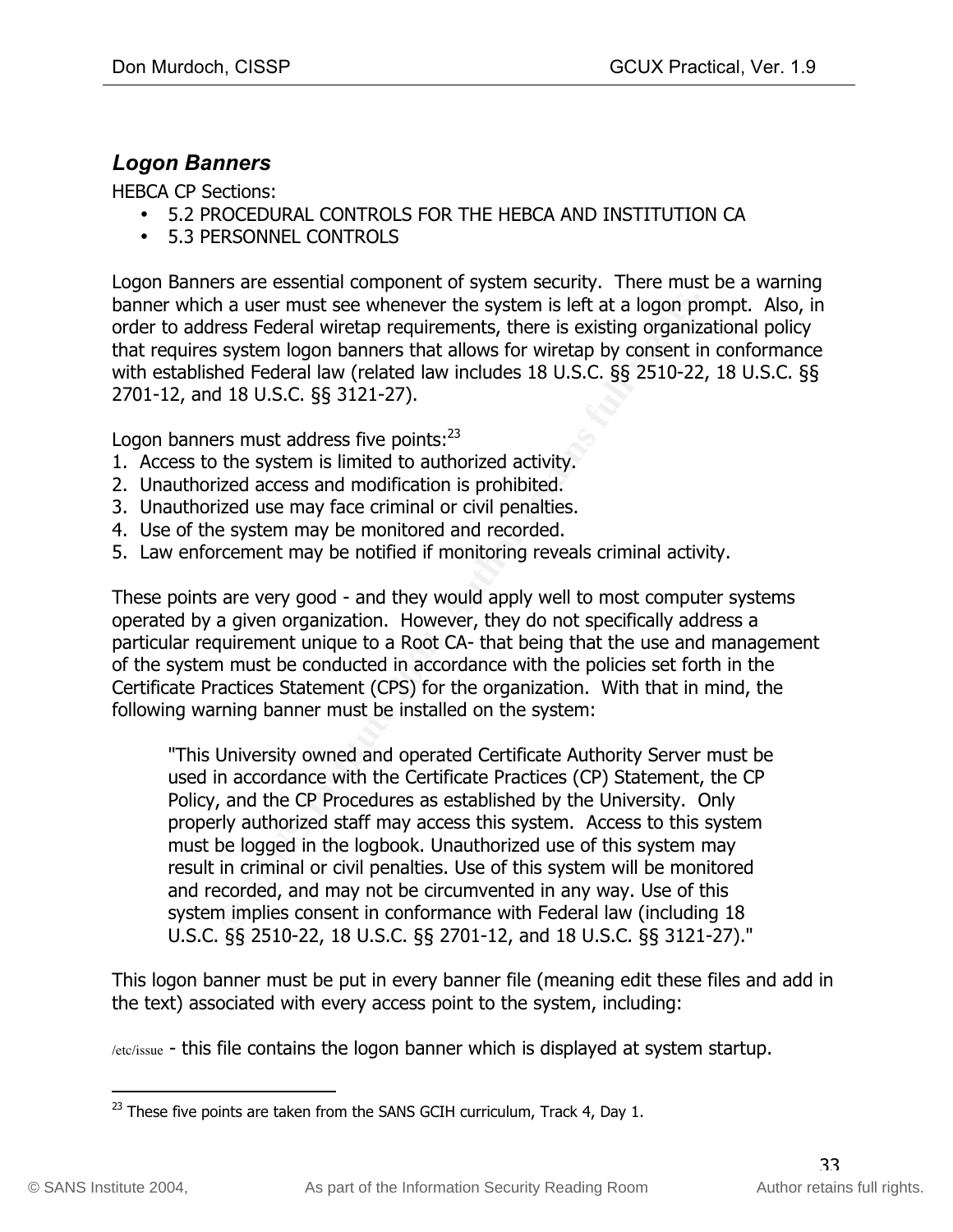### *Logon Banners*

HEBCA CP Sections:

- 5.2 PROCEDURAL CONTROLS FOR THE HEBCA AND INSTITUTION CA
- 5.3 PERSONNEL CONTROLS

Logon Banners are essential component of system security. There must be a warning banner which a user must see whenever the system is left at a logon prompt. Also, in order to address Federal wiretap requirements, there is existing organizational policy that requires system logon banners that allows for wiretap by consent in conformance with established Federal law (related law includes 18 U.S.C. §§ 2510-22, 18 U.S.C. §§ 2701-12, and 18 U.S.C. §§ 3121-27).

Logon banners must address five points:[23]

1. Access to the system is limited to authorized activity.
2. Unauthorized access and modification is prohibited.
3. Unauthorized use may face criminal or civil penalties.
4. Use of the system may be monitored and recorded.
5. Law enforcement may be notified if monitoring reveals criminal activity.

These points are very good - and they would apply well to most computer systems operated by a given organization. However, they do not specifically address a particular requirement unique to a Root CA- that being that the use and management of the system must be conducted in accordance with the policies set forth in the Certificate Practices Statement (CPS) for the organization. With that in mind, the following warning banner must be installed on the system:

> "This University owned and operated Certificate Authority Server must be used in accordance with the Certificate Practices (CP) Statement, the CP Policy, and the CP Procedures as established by the University. Only properly authorized staff may access this system. Access to this system must be logged in the logbook. Unauthorized use of this system may result in criminal or civil penalties. Use of this system will be monitored and recorded, and may not be circumvented in any way. Use of this system implies consent in conformance with Federal law (including 18 U.S.C. §§ 2510-22, 18 U.S.C. §§ 2701-12, and 18 U.S.C. §§ 3121-27)."

This logon banner must be put in every banner file (meaning edit these files and add in the text) associated with every access point to the system, including:

/etc/issue - this file contains the logon banner which is displayed at system startup.

---

[23] These five points are taken from the SANS GCIH curriculum, Track 4, Day 1.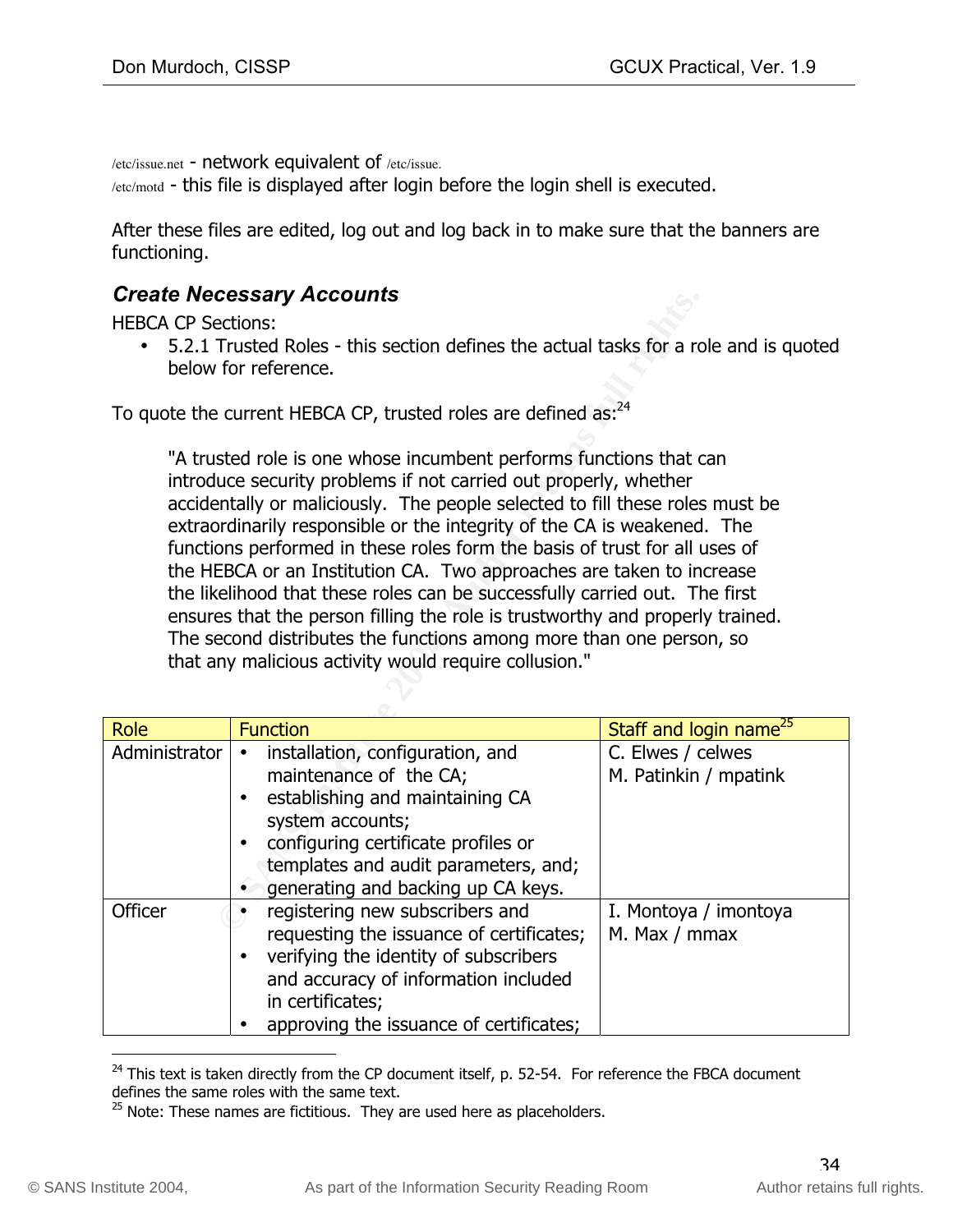/etc/issue.net - network equivalent of /etc/issue.
/etc/motd - this file is displayed after login before the login shell is executed.

After these files are edited, log out and log back in to make sure that the banners are functioning.

### *Create Necessary Accounts*

HEBCA CP Sections:

- 5.2.1 Trusted Roles - this section defines the actual tasks for a role and is quoted below for reference.

To quote the current HEBCA CP, trusted roles are defined as:[24]

> "A trusted role is one whose incumbent performs functions that can introduce security problems if not carried out properly, whether accidentally or maliciously. The people selected to fill these roles must be extraordinarily responsible or the integrity of the CA is weakened. The functions performed in these roles form the basis of trust for all uses of the HEBCA or an Institution CA. Two approaches are taken to increase the likelihood that these roles can be successfully carried out. The first ensures that the person filling the role is trustworthy and properly trained. The second distributes the functions among more than one person, so that any malicious activity would require collusion."

| Role | Function | Staff and login name[25] |
|---|---|---|
| Administrator | • installation, configuration, and maintenance of the CA;<br>• establishing and maintaining CA system accounts;<br>• configuring certificate profiles or templates and audit parameters, and;<br>• generating and backing up CA keys. | C. Elwes / celwes<br>M. Patinkin / mpatink |
| Officer | • registering new subscribers and requesting the issuance of certificates;<br>• verifying the identity of subscribers and accuracy of information included in certificates;<br>• approving the issuance of certificates; | I. Montoya / imontoya<br>M. Max / mmax |

[24] This text is taken directly from the CP document itself, p. 52-54. For reference the FBCA document defines the same roles with the same text.

[25] Note: These names are fictitious. They are used here as placeholders.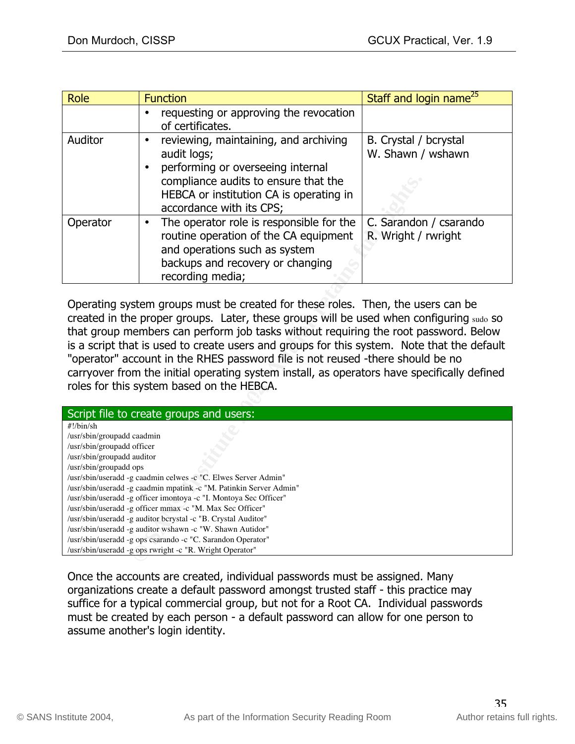| Role | Function | Staff and login name[25] |
|---|---|---|
| | • requesting or approving the revocation of certificates. | |
| Auditor | • reviewing, maintaining, and archiving audit logs; <br> • performing or overseeing internal compliance audits to ensure that the HEBCA or institution CA is operating in accordance with its CPS; | B. Crystal / bcrystal <br> W. Shawn / wshawn |
| Operator | • The operator role is responsible for the routine operation of the CA equipment and operations such as system backups and recovery or changing recording media; | C. Sarandon / csarando <br> R. Wright / rwright |

Operating system groups must be created for these roles. Then, the users can be created in the proper groups. Later, these groups will be used when configuring sudo so that group members can perform job tasks without requiring the root password. Below is a script that is used to create users and groups for this system. Note that the default "operator" account in the RHES password file is not reused -there should be no carryover from the initial operating system install, as operators have specifically defined roles for this system based on the HEBCA.

**Script file to create groups and users:**

```
#!/bin/sh
/usr/sbin/groupadd caadmin
/usr/sbin/groupadd officer
/usr/sbin/groupadd auditor
/usr/sbin/groupadd ops
/usr/sbin/useradd -g caadmin celwes -c "C. Elwes Server Admin"
/usr/sbin/useradd -g caadmin mpatink -c "M. Patinkin Server Admin"
/usr/sbin/useradd -g officer imontoya -c "I. Montoya Sec Officer"
/usr/sbin/useradd -g officer mmax -c "M. Max Sec Officer"
/usr/sbin/useradd -g auditor bcrystal -c "B. Crystal Auditor"
/usr/sbin/useradd -g auditor wshawn -c "W. Shawn Autidor"
/usr/sbin/useradd -g ops csarando -c "C. Sarandon Operator"
/usr/sbin/useradd -g ops rwright -c "R. Wright Operator"
```

Once the accounts are created, individual passwords must be assigned. Many organizations create a default password amongst trusted staff - this practice may suffice for a typical commercial group, but not for a Root CA. Individual passwords must be created by each person - a default password can allow for one person to assume another's login identity.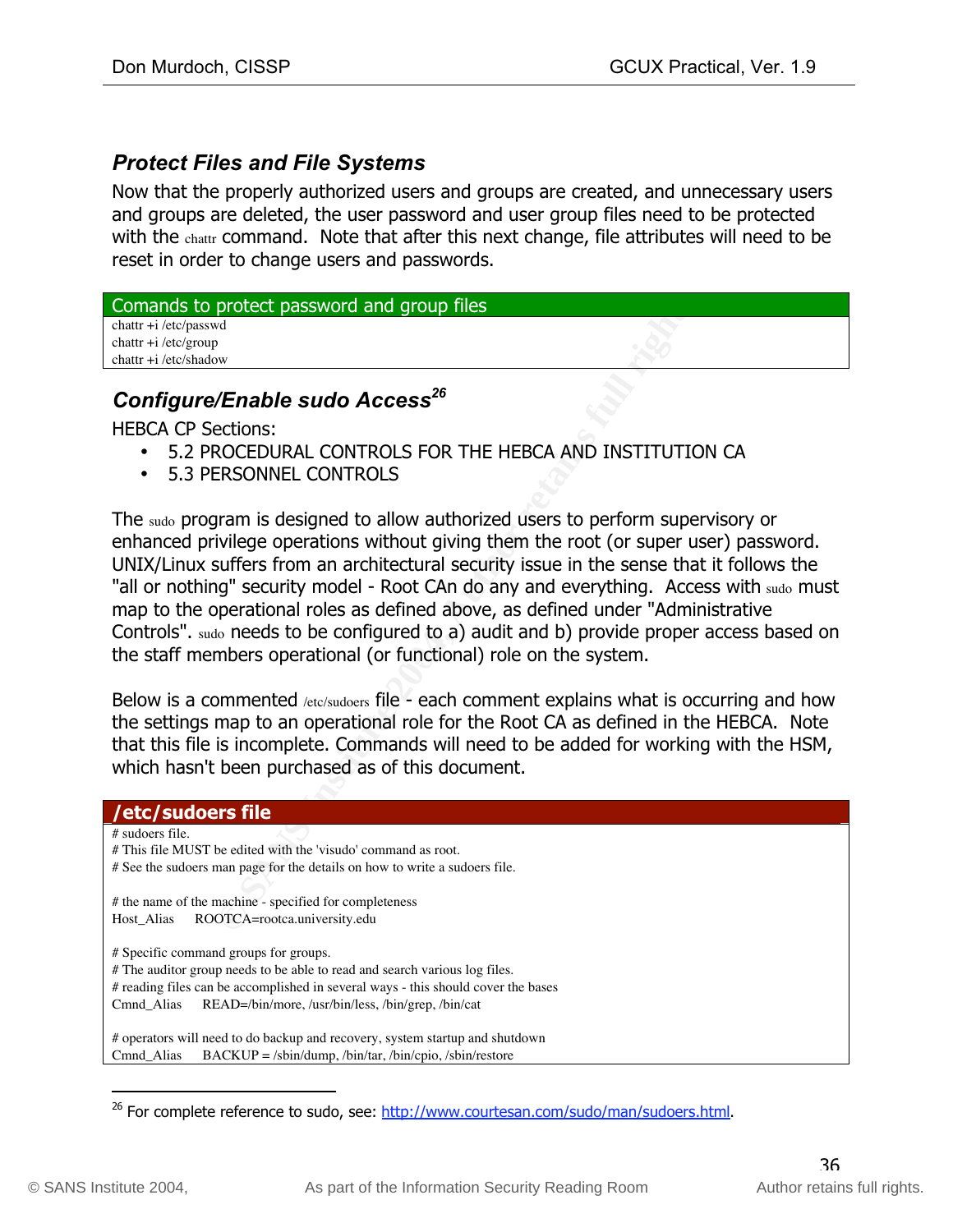### Protect Files and File Systems

Now that the properly authorized users and groups are created, and unnecessary users and groups are deleted, the user password and user group files need to be protected with the chattr command. Note that after this next change, file attributes will need to be reset in order to change users and passwords.

**Comands to protect password and group files**

```
chattr +i /etc/passwd
chattr +i /etc/group
chattr +i /etc/shadow
```

### Configure/Enable sudo Access[26]

HEBCA CP Sections:

- 5.2 PROCEDURAL CONTROLS FOR THE HEBCA AND INSTITUTION CA
- 5.3 PERSONNEL CONTROLS

The sudo program is designed to allow authorized users to perform supervisory or enhanced privilege operations without giving them the root (or super user) password. UNIX/Linux suffers from an architectural security issue in the sense that it follows the "all or nothing" security model - Root CAn do any and everything. Access with sudo must map to the operational roles as defined above, as defined under "Administrative Controls". sudo needs to be configured to a) audit and b) provide proper access based on the staff members operational (or functional) role on the system.

Below is a commented /etc/sudoers file - each comment explains what is occurring and how the settings map to an operational role for the Root CA as defined in the HEBCA. Note that this file is incomplete. Commands will need to be added for working with the HSM, which hasn't been purchased as of this document.

**/etc/sudoers file**

```
# sudoers file.
# This file MUST be edited with the 'visudo' command as root.
# See the sudoers man page for the details on how to write a sudoers file.

# the name of the machine - specified for completeness
Host_Alias     ROOTCA=rootca.university.edu

# Specific command groups for groups.
# The auditor group needs to be able to read and search various log files.
# reading files can be accomplished in several ways - this should cover the bases
Cmnd_Alias     READ=/bin/more, /usr/bin/less, /bin/grep, /bin/cat

# operators will need to do backup and recovery, system startup and shutdown
Cmnd_Alias     BACKUP = /sbin/dump, /bin/tar, /bin/cpio, /sbin/restore
```

[26] For complete reference to sudo, see: http://www.courtesan.com/sudo/man/sudoers.html.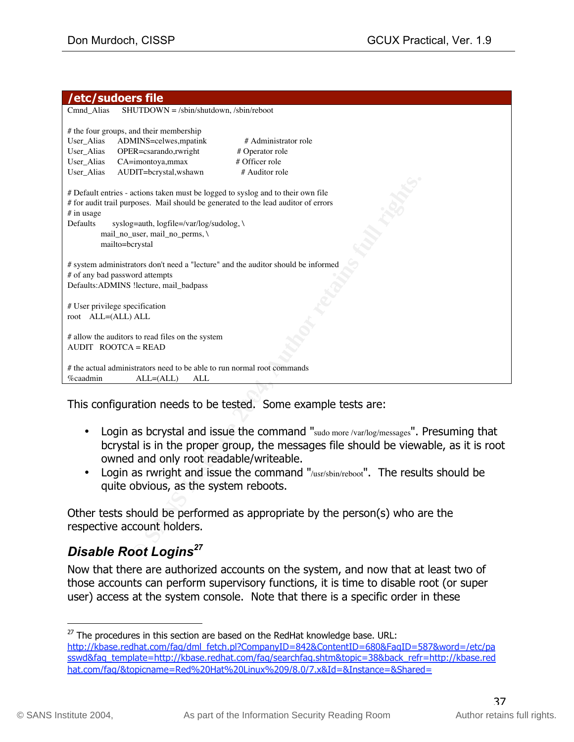**/etc/sudoers file**

```
Cmnd_Alias     SHUTDOWN = /sbin/shutdown, /sbin/reboot

# the four groups, and their membership
User_Alias     ADMINS=celwes,mpatink              # Administrator role
User_Alias     OPER=csarando,rwright             # Operator role
User_Alias     CA=imontoya,mmax                  # Officer role
User_Alias     AUDIT=bcrystal,wshawn              # Auditor role

# Default entries - actions taken must be logged to syslog and to their own file
# for audit trail purposes.  Mail should be generated to the lead auditor of errors
# in usage
Defaults       syslog=auth, logfile=/var/log/sudolog, \
          mail_no_user, mail_no_perms, \
          mailto=bcrystal

# system administrators don't need a "lecture" and the auditor should be informed
# of any bad password attempts
Defaults:ADMINS !lecture, mail_badpass

# User privilege specification
root    ALL=(ALL) ALL

# allow the auditors to read files on the system
AUDIT   ROOTCA = READ

# the actual administrators need to be able to run normal root commands
%caadmin             ALL=(ALL)      ALL
```

This configuration needs to be tested. Some example tests are:

- Login as bcrystal and issue the command "sudo more /var/log/messages". Presuming that bcrystal is in the proper group, the messages file should be viewable, as it is root owned and only root readable/writeable.
- Login as rwright and issue the command "/usr/sbin/reboot". The results should be quite obvious, as the system reboots.

Other tests should be performed as appropriate by the person(s) who are the respective account holders.

## *Disable Root Logins*[27]

Now that there are authorized accounts on the system, and now that at least two of those accounts can perform supervisory functions, it is time to disable root (or super user) access at the system console. Note that there is a specific order in these

[27] The procedures in this section are based on the RedHat knowledge base. URL: http://kbase.redhat.com/faq/dml_fetch.pl?CompanyID=842&ContentID=680&FaqID=587&word=/etc/passwd&faq_template=http://kbase.redhat.com/faq/searchfaq.shtm&topic=38&back_refr=http://kbase.redhat.com/faq/&topicname=Red%20Hat%20Linux%209/8.0/7.x&Id=&Instance=&Shared=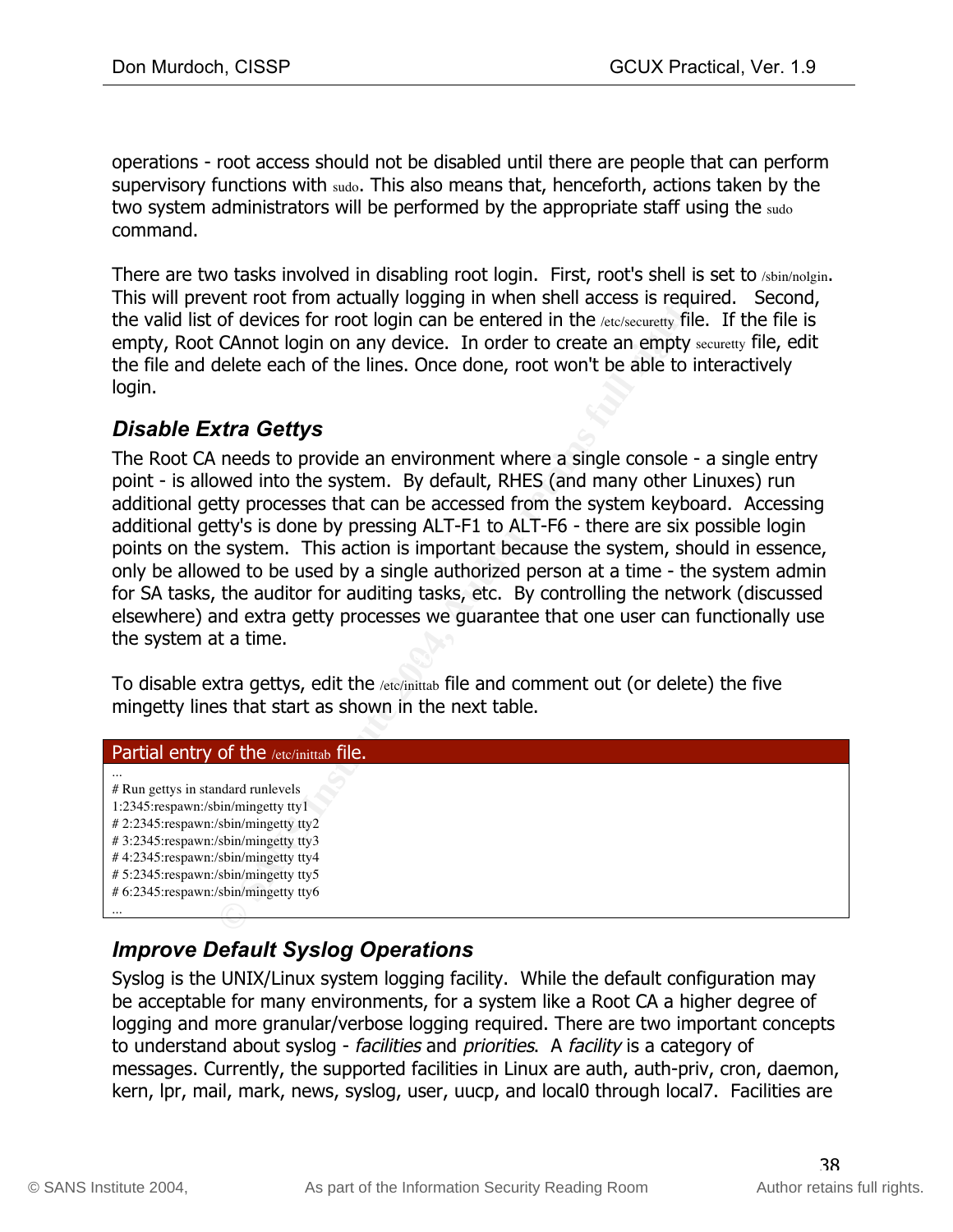operations - root access should not be disabled until there are people that can perform supervisory functions with sudo. This also means that, henceforth, actions taken by the two system administrators will be performed by the appropriate staff using the sudo command.

There are two tasks involved in disabling root login. First, root's shell is set to /sbin/nolgin. This will prevent root from actually logging in when shell access is required. Second, the valid list of devices for root login can be entered in the /etc/securetty file. If the file is empty, Root CAnnot login on any device. In order to create an empty securetty file, edit the file and delete each of the lines. Once done, root won't be able to interactively login.

### *Disable Extra Gettys*

The Root CA needs to provide an environment where a single console - a single entry point - is allowed into the system. By default, RHES (and many other Linuxes) run additional getty processes that can be accessed from the system keyboard. Accessing additional getty's is done by pressing ALT-F1 to ALT-F6 - there are six possible login points on the system. This action is important because the system, should in essence, only be allowed to be used by a single authorized person at a time - the system admin for SA tasks, the auditor for auditing tasks, etc. By controlling the network (discussed elsewhere) and extra getty processes we guarantee that one user can functionally use the system at a time.

To disable extra gettys, edit the /etc/inittab file and comment out (or delete) the five mingetty lines that start as shown in the next table.

**Partial entry of the /etc/inittab file.**

```
...
# Run gettys in standard runlevels
1:2345:respawn:/sbin/mingetty tty1
# 2:2345:respawn:/sbin/mingetty tty2
# 3:2345:respawn:/sbin/mingetty tty3
# 4:2345:respawn:/sbin/mingetty tty4
# 5:2345:respawn:/sbin/mingetty tty5
# 6:2345:respawn:/sbin/mingetty tty6
...
```

### *Improve Default Syslog Operations*

Syslog is the UNIX/Linux system logging facility. While the default configuration may be acceptable for many environments, for a system like a Root CA a higher degree of logging and more granular/verbose logging required. There are two important concepts to understand about syslog - *facilities* and *priorities*. A *facility* is a category of messages. Currently, the supported facilities in Linux are auth, auth-priv, cron, daemon, kern, lpr, mail, mark, news, syslog, user, uucp, and local0 through local7. Facilities are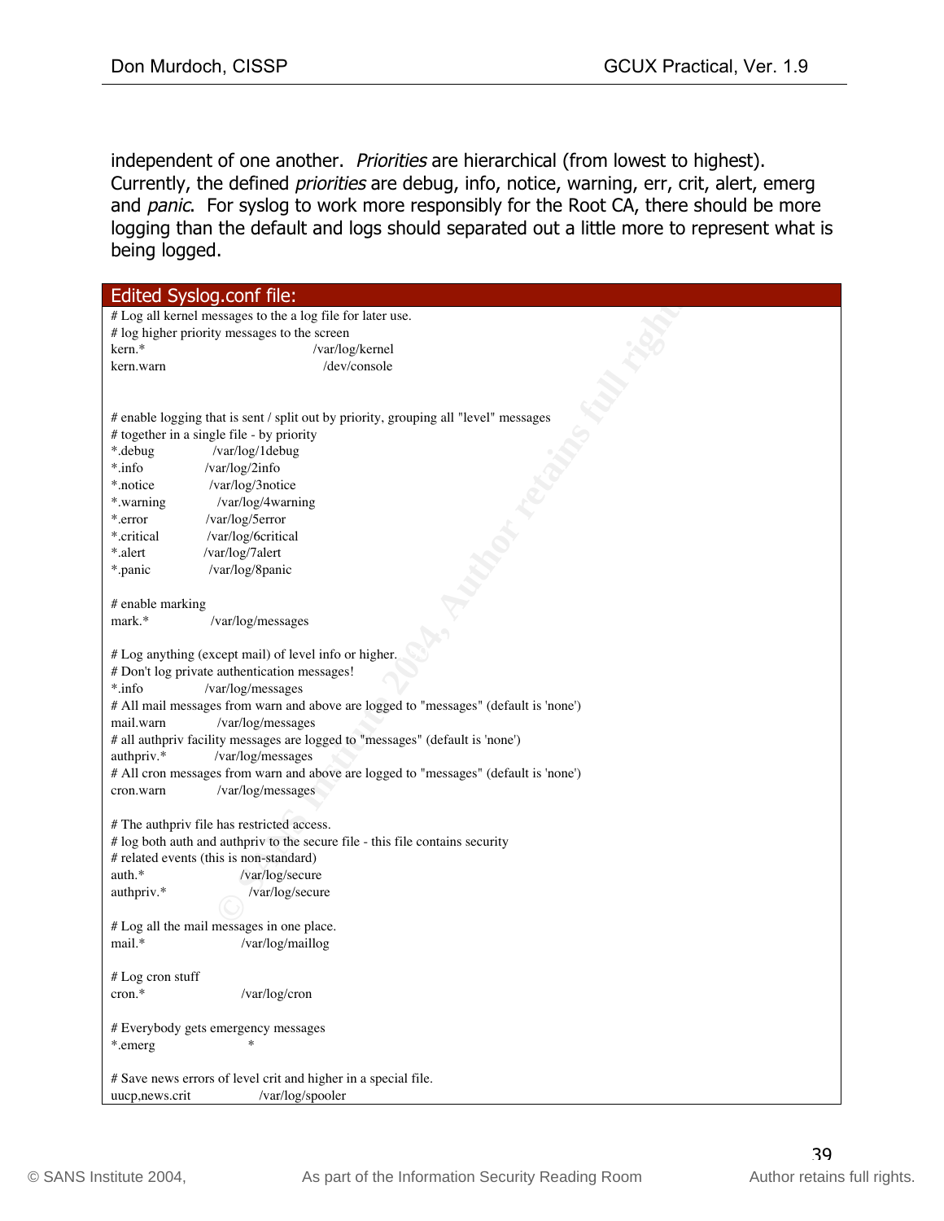independent of one another. *Priorities* are hierarchical (from lowest to highest). Currently, the defined *priorities* are debug, info, notice, warning, err, crit, alert, emerg and *panic*. For syslog to work more responsibly for the Root CA, there should be more logging than the default and logs should separated out a little more to represent what is being logged.

**Edited Syslog.conf file:**

```
# Log all kernel messages to the a log file for later use.
# log higher priority messages to the screen
kern.*                          /var/log/kernel
kern.warn                         /dev/console


# enable logging that is sent / split out by priority, grouping all "level" messages
# together in a single file - by priority
*.debug             /var/log/1debug
*.info            /var/log/2info
*.notice            /var/log/3notice
*.warning             /var/log/4warning
*.error            /var/log/5error
*.critical           /var/log/6critical
*.alert            /var/log/7alert
*.panic             /var/log/8panic

# enable marking
mark.*              /var/log/messages

# Log anything (except mail) of level info or higher.
# Don't log private authentication messages!
*.info            /var/log/messages
# All mail messages from warn and above are logged to "messages" (default is 'none')
mail.warn             /var/log/messages
# all authpriv facility messages are logged to "messages" (default is 'none')
authpriv.*           /var/log/messages
# All cron messages from warn and above are logged to "messages" (default is 'none')
cron.warn             /var/log/messages

# The authpriv file has restricted access.
# log both auth and authpriv to the secure file - this file contains security
# related events (this is non-standard)
auth.*                      /var/log/secure
authpriv.*                    /var/log/secure

# Log all the mail messages in one place.
mail.*                      /var/log/maillog

# Log cron stuff
cron.*                      /var/log/cron

# Everybody gets emergency messages
*.emerg                     *

# Save news errors of level crit and higher in a special file.
uucp,news.crit                /var/log/spooler
```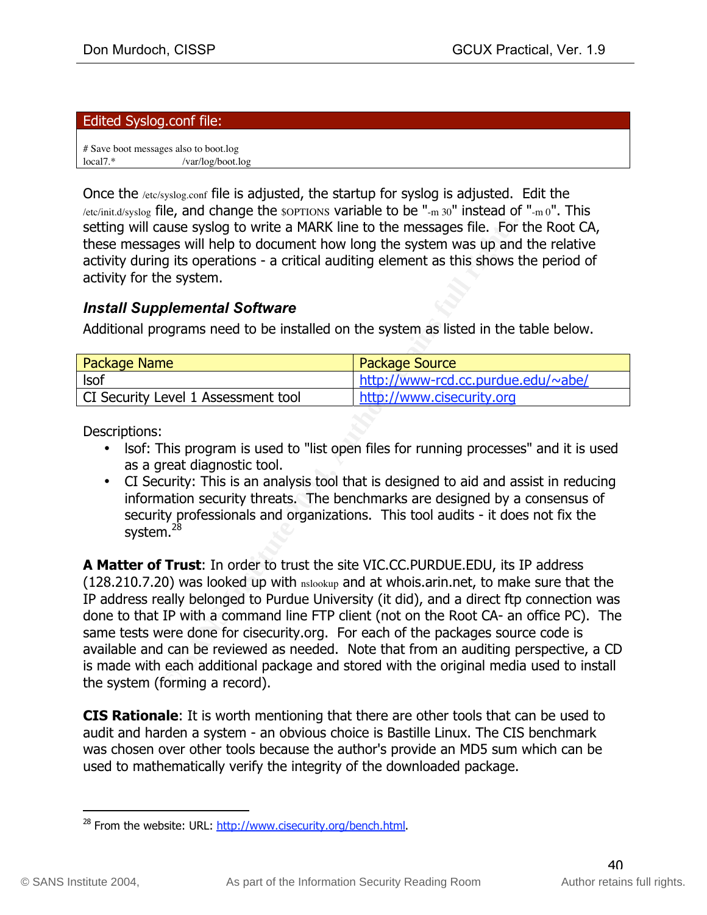**Edited Syslog.conf file:**

```
# Save boot messages also to boot.log
local7.*                    /var/log/boot.log
```

Once the /etc/syslog.conf file is adjusted, the startup for syslog is adjusted. Edit the /etc/init.d/syslog file, and change the $OPTIONS variable to be "-m 30" instead of "-m 0". This setting will cause syslog to write a MARK line to the messages file. For the Root CA, these messages will help to document how long the system was up and the relative activity during its operations - a critical auditing element as this shows the period of activity for the system.

### *Install Supplemental Software*

Additional programs need to be installed on the system as listed in the table below.

| Package Name | Package Source |
|---|---|
| lsof | http://www-rcd.cc.purdue.edu/~abe/ |
| CI Security Level 1 Assessment tool | http://www.cisecurity.org |

Descriptions:

- lsof: This program is used to "list open files for running processes" and it is used as a great diagnostic tool.
- CI Security: This is an analysis tool that is designed to aid and assist in reducing information security threats. The benchmarks are designed by a consensus of security professionals and organizations. This tool audits - it does not fix the system.[28]

**A Matter of Trust**: In order to trust the site VIC.CC.PURDUE.EDU, its IP address (128.210.7.20) was looked up with nslookup and at whois.arin.net, to make sure that the IP address really belonged to Purdue University (it did), and a direct ftp connection was done to that IP with a command line FTP client (not on the Root CA- an office PC). The same tests were done for cisecurity.org. For each of the packages source code is available and can be reviewed as needed. Note that from an auditing perspective, a CD is made with each additional package and stored with the original media used to install the system (forming a record).

**CIS Rationale**: It is worth mentioning that there are other tools that can be used to audit and harden a system - an obvious choice is Bastille Linux. The CIS benchmark was chosen over other tools because the author's provide an MD5 sum which can be used to mathematically verify the integrity of the downloaded package.

[28] From the website: URL: http://www.cisecurity.org/bench.html.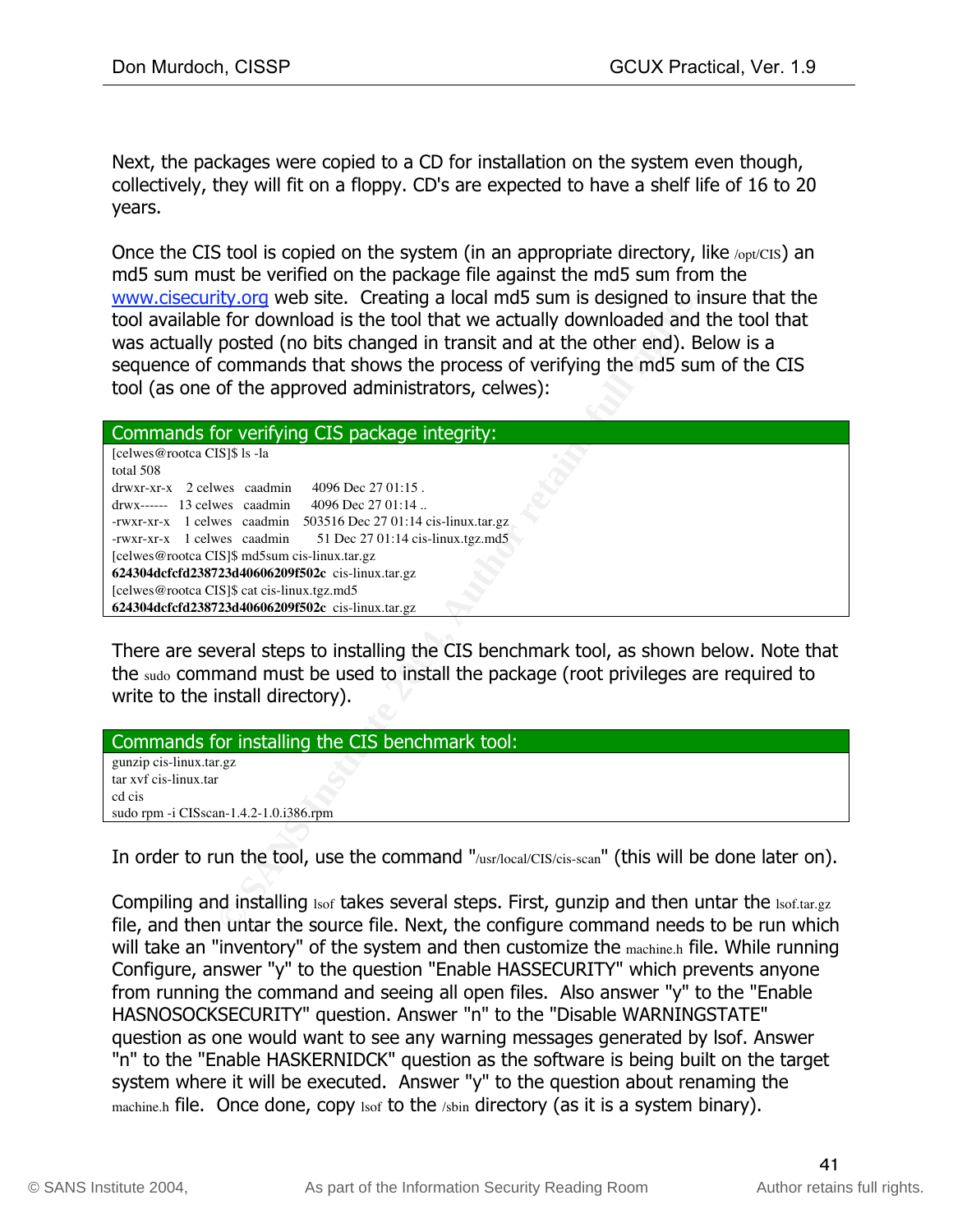Next, the packages were copied to a CD for installation on the system even though, collectively, they will fit on a floppy. CD's are expected to have a shelf life of 16 to 20 years.

Once the CIS tool is copied on the system (in an appropriate directory, like /opt/CIS) an md5 sum must be verified on the package file against the md5 sum from the www.cisecurity.org web site. Creating a local md5 sum is designed to insure that the tool available for download is the tool that we actually downloaded and the tool that was actually posted (no bits changed in transit and at the other end). Below is a sequence of commands that shows the process of verifying the md5 sum of the CIS tool (as one of the approved administrators, celwes):

**Commands for verifying CIS package integrity:**

```
[celwes@rootca CIS]$ ls -la
total 508
drwxr-xr-x   2 celwes  caadmin     4096 Dec 27 01:15 .
drwx------  13 celwes  caadmin     4096 Dec 27 01:14 ..
-rwxr-xr-x   1 celwes  caadmin   503516 Dec 27 01:14 cis-linux.tar.gz
-rwxr-xr-x   1 celwes  caadmin       51 Dec 27 01:14 cis-linux.tgz.md5
[celwes@rootca CIS]$ md5sum cis-linux.tar.gz
624304dcfcfd238723d40606209f502c  cis-linux.tar.gz
[celwes@rootca CIS]$ cat cis-linux.tgz.md5
624304dcfcfd238723d40606209f502c  cis-linux.tar.gz
```

There are several steps to installing the CIS benchmark tool, as shown below. Note that the sudo command must be used to install the package (root privileges are required to write to the install directory).

**Commands for installing the CIS benchmark tool:**

```
gunzip cis-linux.tar.gz
tar xvf cis-linux.tar
cd cis
sudo rpm -i CISscan-1.4.2-1.0.i386.rpm
```

In order to run the tool, use the command "/usr/local/CIS/cis-scan" (this will be done later on).

Compiling and installing lsof takes several steps. First, gunzip and then untar the lsof.tar.gz file, and then untar the source file. Next, the configure command needs to be run which will take an "inventory" of the system and then customize the machine.h file. While running Configure, answer "y" to the question "Enable HASSECURITY" which prevents anyone from running the command and seeing all open files. Also answer "y" to the "Enable HASNOSOCKSECURITY" question. Answer "n" to the "Disable WARNINGSTATE" question as one would want to see any warning messages generated by lsof. Answer "n" to the "Enable HASKERNIDCK" question as the software is being built on the target system where it will be executed. Answer "y" to the question about renaming the machine.h file. Once done, copy lsof to the /sbin directory (as it is a system binary).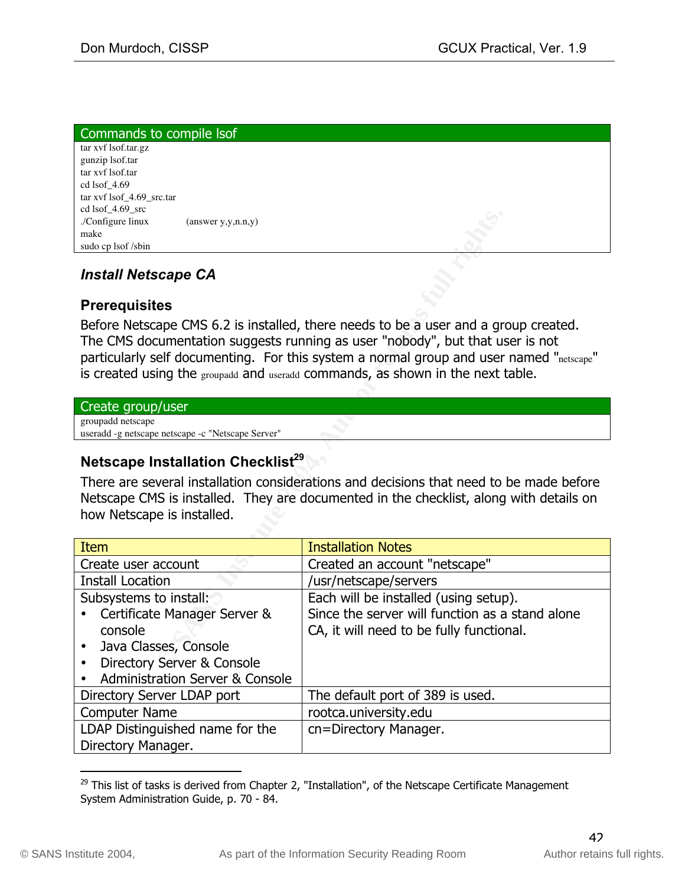| Commands to compile lsof |
| --- |
| tar xvf lsof.tar.gz<br>gunzip lsof.tar<br>tar xvf lsof.tar<br>cd lsof_4.69<br>tar xvf lsof_4.69_src.tar<br>cd lsof_4.69_src<br>./Configure linux (answer y,y,n.n,y)<br>make<br>sudo cp lsof /sbin |

### *Install Netscape CA*

#### Prerequisites

Before Netscape CMS 6.2 is installed, there needs to be a user and a group created. The CMS documentation suggests running as user "nobody", but that user is not particularly self documenting. For this system a normal group and user named "netscape" is created using the groupadd and useradd commands, as shown in the next table.

| Create group/user |
| --- |
| groupadd netscape<br>useradd -g netscape netscape -c "Netscape Server" |

#### Netscape Installation Checklist[29]

There are several installation considerations and decisions that need to be made before Netscape CMS is installed. They are documented in the checklist, along with details on how Netscape is installed.

| Item | Installation Notes |
| --- | --- |
| Create user account | Created an account "netscape" |
| Install Location | /usr/netscape/servers |
| Subsystems to install:<br>• Certificate Manager Server & console<br>• Java Classes, Console<br>• Directory Server & Console<br>• Administration Server & Console | Each will be installed (using setup).<br>Since the server will function as a stand alone CA, it will need to be fully functional. |
| Directory Server LDAP port | The default port of 389 is used. |
| Computer Name | rootca.university.edu |
| LDAP Distinguished name for the Directory Manager. | cn=Directory Manager. |

[29] This list of tasks is derived from Chapter 2, "Installation", of the Netscape Certificate Management System Administration Guide, p. 70 - 84.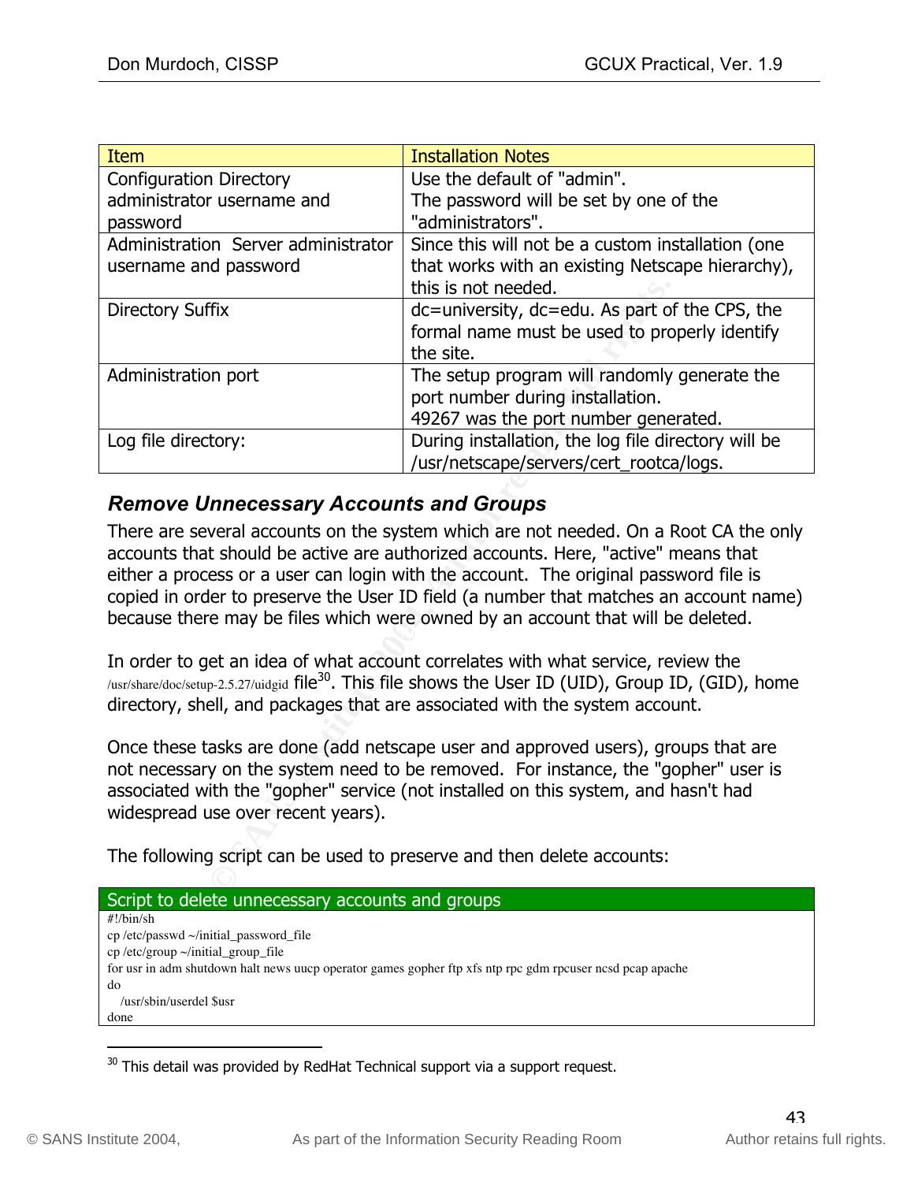| Item | Installation Notes |
| --- | --- |
| Configuration Directory administrator username and password | Use the default of "admin". The password will be set by one of the "administrators". |
| Administration Server administrator username and password | Since this will not be a custom installation (one that works with an existing Netscape hierarchy), this is not needed. |
| Directory Suffix | dc=university, dc=edu. As part of the CPS, the formal name must be used to properly identify the site. |
| Administration port | The setup program will randomly generate the port number during installation. 49267 was the port number generated. |
| Log file directory: | During installation, the log file directory will be /usr/netscape/servers/cert_rootca/logs. |

### *Remove Unnecessary Accounts and Groups*

There are several accounts on the system which are not needed. On a Root CA the only accounts that should be active are authorized accounts. Here, "active" means that either a process or a user can login with the account. The original password file is copied in order to preserve the User ID field (a number that matches an account name) because there may be files which were owned by an account that will be deleted.

In order to get an idea of what account correlates with what service, review the /usr/share/doc/setup-2.5.27/uidgid file[30]. This file shows the User ID (UID), Group ID, (GID), home directory, shell, and packages that are associated with the system account.

Once these tasks are done (add netscape user and approved users), groups that are not necessary on the system need to be removed. For instance, the "gopher" user is associated with the "gopher" service (not installed on this system, and hasn't had widespread use over recent years).

The following script can be used to preserve and then delete accounts:

**Script to delete unnecessary accounts and groups**

```
#!/bin/sh
cp /etc/passwd ~/initial_password_file
cp /etc/group ~/initial_group_file
for usr in adm shutdown halt news uucp operator games gopher ftp xfs ntp rpc gdm rpcuser ncsd pcap apache
do
   /usr/sbin/userdel $usr
done
```

[30] This detail was provided by RedHat Technical support via a support request.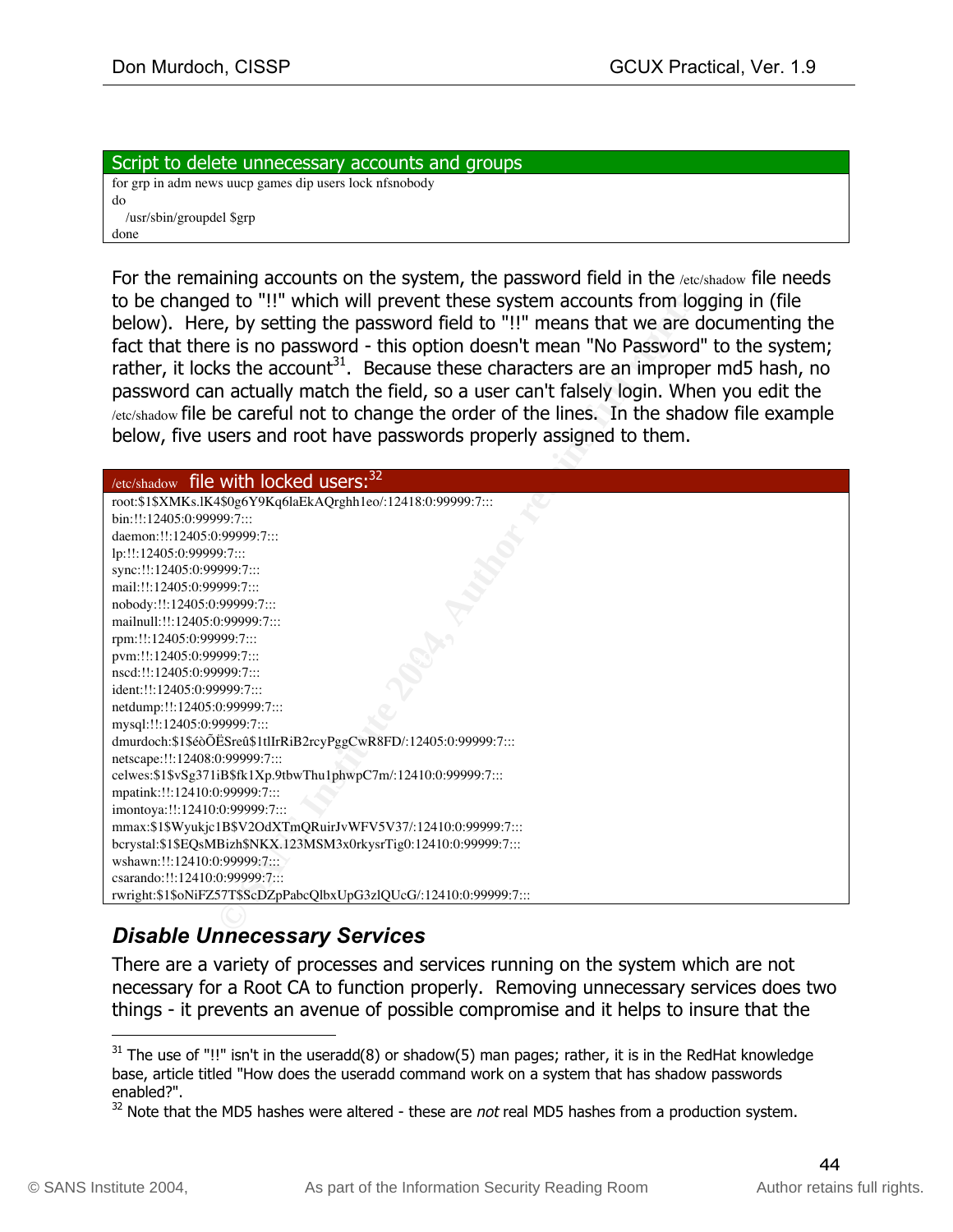**Script to delete unnecessary accounts and groups**

```
for grp in adm news uucp games dip users lock nfsnobody
do
   /usr/sbin/groupdel $grp
done
```

For the remaining accounts on the system, the password field in the /etc/shadow file needs to be changed to "!!" which will prevent these system accounts from logging in (file below). Here, by setting the password field to "!!" means that we are documenting the fact that there is no password - this option doesn't mean "No Password" to the system; rather, it locks the account[31]. Because these characters are an improper md5 hash, no password can actually match the field, so a user can't falsely login. When you edit the /etc/shadow file be careful not to change the order of the lines. In the shadow file example below, five users and root have passwords properly assigned to them.

**/etc/shadow file with locked users:[32]**

```
root:$1$XMKs.lK4$0g6Y9Kq6laEkAQrghh1eo/:12418:0:99999:7:::
bin:!!:12405:0:99999:7:::
daemon:!!:12405:0:99999:7:::
lp:!!:12405:0:99999:7:::
sync:!!:12405:0:99999:7:::
mail:!!:12405:0:99999:7:::
nobody:!!:12405:0:99999:7:::
mailnull:!!:12405:0:99999:7:::
rpm:!!:12405:0:99999:7:::
pvm:!!:12405:0:99999:7:::
nscd:!!:12405:0:99999:7:::
ident:!!:12405:0:99999:7:::
netdump:!!:12405:0:99999:7:::
mysql:!!:12405:0:99999:7:::
dmurdoch:$1$éôÕËSreû$1tlIrRiB2rcyPggCwR8FD/:12405:0:99999:7:::
netscape:!!:12408:0:99999:7:::
celwes:$1$vSg371iB$fk1Xp.9tbwThu1phwpC7m/:12410:0:99999:7:::
mpatink:!!:12410:0:99999:7:::
imontoya:!!:12410:0:99999:7:::
mmax:$1$Wyukjc1B$V2OdXTmQRuirJvWFV5V37/:12410:0:99999:7:::
bcrystal:$1$EQsMBizh$NKX.123MSM3x0rkysrTig0:12410:0:99999:7:::
wshawn:!!:12410:0:99999:7:::
csarando:!!:12410:0:99999:7:::
rwright:$1$oNiFZ57T$ScDZpPabcQlbxUpG3zlQUcG/:12410:0:99999:7:::
```

### *Disable Unnecessary Services*

There are a variety of processes and services running on the system which are not necessary for a Root CA to function properly. Removing unnecessary services does two things - it prevents an avenue of possible compromise and it helps to insure that the

---

[31] The use of "!!" isn't in the useradd(8) or shadow(5) man pages; rather, it is in the RedHat knowledge base, article titled "How does the useradd command work on a system that has shadow passwords enabled?".

[32] Note that the MD5 hashes were altered - these are *not* real MD5 hashes from a production system.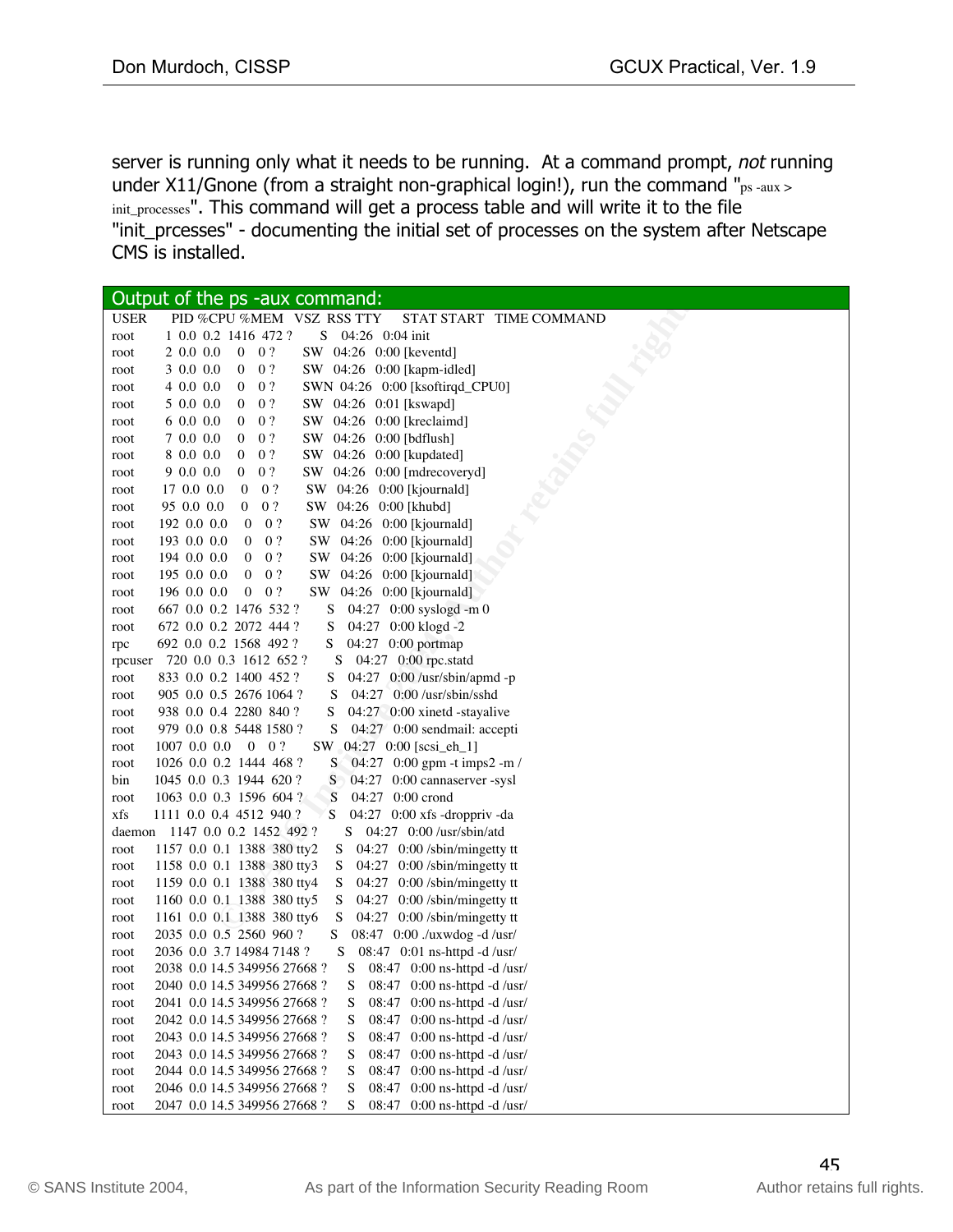server is running only what it needs to be running. At a command prompt, *not* running under X11/Gnone (from a straight non-graphical login!), run the command "ps -aux > init_processes". This command will get a process table and will write it to the file "init_prcesses" - documenting the initial set of processes on the system after Netscape CMS is installed.

**Output of the ps -aux command:**

```
USER       PID %CPU %MEM   VSZ  RSS TTY      STAT START   TIME COMMAND
root         1  0.0  0.2  1416  472 ?        S    04:26   0:04 init
root         2  0.0  0.0     0    0 ?        SW   04:26   0:00 [keventd]
root         3  0.0  0.0     0    0 ?        SW   04:26   0:00 [kapm-idled]
root         4  0.0  0.0     0    0 ?        SWN  04:26   0:00 [ksoftirqd_CPU0]
root         5  0.0  0.0     0    0 ?        SW   04:26   0:01 [kswapd]
root         6  0.0  0.0     0    0 ?        SW   04:26   0:00 [kreclaimd]
root         7  0.0  0.0     0    0 ?        SW   04:26   0:00 [bdflush]
root         8  0.0  0.0     0    0 ?        SW   04:26   0:00 [kupdated]
root         9  0.0  0.0     0    0 ?        SW   04:26   0:00 [mdrecoveryd]
root        17  0.0  0.0     0    0 ?        SW   04:26   0:00 [kjournald]
root        95  0.0  0.0     0    0 ?        SW   04:26   0:00 [khubd]
root       192  0.0  0.0     0    0 ?        SW   04:26   0:00 [kjournald]
root       193  0.0  0.0     0    0 ?        SW   04:26   0:00 [kjournald]
root       194  0.0  0.0     0    0 ?        SW   04:26   0:00 [kjournald]
root       195  0.0  0.0     0    0 ?        SW   04:26   0:00 [kjournald]
root       196  0.0  0.0     0    0 ?        SW   04:26   0:00 [kjournald]
root       667  0.0  0.2  1476  532 ?        S    04:27   0:00 syslogd -m 0
root       672  0.0  0.2  2072  444 ?        S    04:27   0:00 klogd -2
rpc        692  0.0  0.2  1568  492 ?        S    04:27   0:00 portmap
rpcuser    720  0.0  0.3  1612  652 ?        S    04:27   0:00 rpc.statd
root       833  0.0  0.2  1400  452 ?        S    04:27   0:00 /usr/sbin/apmd -p
root       905  0.0  0.5  2676 1064 ?        S    04:27   0:00 /usr/sbin/sshd
root       938  0.0  0.4  2280  840 ?        S    04:27   0:00 xinetd -stayalive
root       979  0.0  0.8  5448 1580 ?        S    04:27   0:00 sendmail: accepti
root      1007  0.0  0.0     0    0 ?        SW   04:27   0:00 [scsi_eh_1]
root      1026  0.0  0.2  1444  468 ?        S    04:27   0:00 gpm -t imps2 -m /
bin       1045  0.0  0.3  1944  620 ?        S    04:27   0:00 cannaserver -sysl
root      1063  0.0  0.3  1596  604 ?        S    04:27   0:00 crond
xfs       1111  0.0  0.4  4512  940 ?        S    04:27   0:00 xfs -droppriv -da
daemon    1147  0.0  0.2  1452  492 ?        S    04:27   0:00 /usr/sbin/atd
root      1157  0.0  0.1  1388  380 tty2     S    04:27   0:00 /sbin/mingetty tt
root      1158  0.0  0.1  1388  380 tty3     S    04:27   0:00 /sbin/mingetty tt
root      1159  0.0  0.1  1388  380 tty4     S    04:27   0:00 /sbin/mingetty tt
root      1160  0.0  0.1  1388  380 tty5     S    04:27   0:00 /sbin/mingetty tt
root      1161  0.0  0.1  1388  380 tty6     S    04:27   0:00 /sbin/mingetty tt
root      2035  0.0  0.5  2560  960 ?        S    08:47   0:00 ./uxwdog -d /usr/
root      2036  0.0  3.7 14984 7148 ?        S    08:47   0:01 ns-httpd -d /usr/
root      2038  0.0 14.5 349956 27668 ?      S    08:47   0:00 ns-httpd -d /usr/
root      2040  0.0 14.5 349956 27668 ?      S    08:47   0:00 ns-httpd -d /usr/
root      2041  0.0 14.5 349956 27668 ?      S    08:47   0:00 ns-httpd -d /usr/
root      2042  0.0 14.5 349956 27668 ?      S    08:47   0:00 ns-httpd -d /usr/
root      2043  0.0 14.5 349956 27668 ?      S    08:47   0:00 ns-httpd -d /usr/
root      2043  0.0 14.5 349956 27668 ?      S    08:47   0:00 ns-httpd -d /usr/
root      2044  0.0 14.5 349956 27668 ?      S    08:47   0:00 ns-httpd -d /usr/
root      2046  0.0 14.5 349956 27668 ?      S    08:47   0:00 ns-httpd -d /usr/
root      2047  0.0 14.5 349956 27668 ?      S    08:47   0:00 ns-httpd -d /usr/
```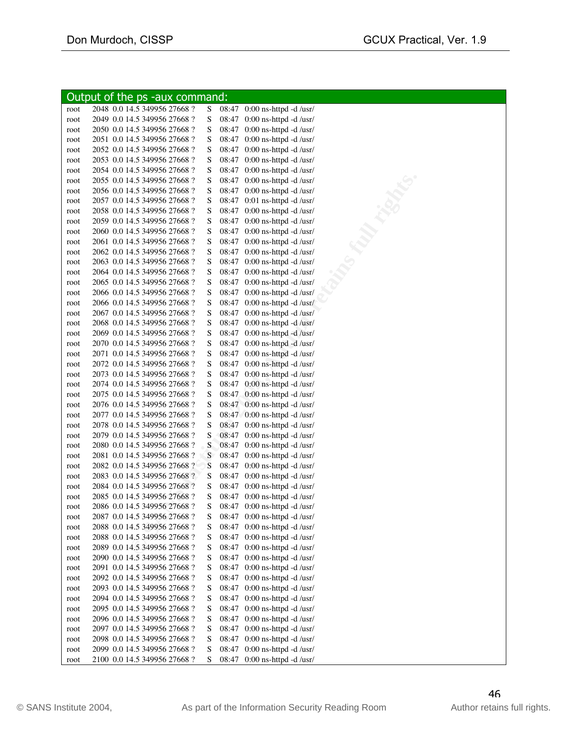**Output of the ps -aux command:**

```
root    2048  0.0 14.5 349956 27668 ?   S   08:47   0:00 ns-httpd -d /usr/
root    2049  0.0 14.5 349956 27668 ?   S   08:47   0:00 ns-httpd -d /usr/
root    2050  0.0 14.5 349956 27668 ?   S   08:47   0:00 ns-httpd -d /usr/
root    2051  0.0 14.5 349956 27668 ?   S   08:47   0:00 ns-httpd -d /usr/
root    2052  0.0 14.5 349956 27668 ?   S   08:47   0:00 ns-httpd -d /usr/
root    2053  0.0 14.5 349956 27668 ?   S   08:47   0:00 ns-httpd -d /usr/
root    2054  0.0 14.5 349956 27668 ?   S   08:47   0:00 ns-httpd -d /usr/
root    2055  0.0 14.5 349956 27668 ?   S   08:47   0:00 ns-httpd -d /usr/
root    2056  0.0 14.5 349956 27668 ?   S   08:47   0:00 ns-httpd -d /usr/
root    2057  0.0 14.5 349956 27668 ?   S   08:47   0:01 ns-httpd -d /usr/
root    2058  0.0 14.5 349956 27668 ?   S   08:47   0:00 ns-httpd -d /usr/
root    2059  0.0 14.5 349956 27668 ?   S   08:47   0:00 ns-httpd -d /usr/
root    2060  0.0 14.5 349956 27668 ?   S   08:47   0:00 ns-httpd -d /usr/
root    2061  0.0 14.5 349956 27668 ?   S   08:47   0:00 ns-httpd -d /usr/
root    2062  0.0 14.5 349956 27668 ?   S   08:47   0:00 ns-httpd -d /usr/
root    2063  0.0 14.5 349956 27668 ?   S   08:47   0:00 ns-httpd -d /usr/
root    2064  0.0 14.5 349956 27668 ?   S   08:47   0:00 ns-httpd -d /usr/
root    2065  0.0 14.5 349956 27668 ?   S   08:47   0:00 ns-httpd -d /usr/
root    2066  0.0 14.5 349956 27668 ?   S   08:47   0:00 ns-httpd -d /usr/
root    2066  0.0 14.5 349956 27668 ?   S   08:47   0:00 ns-httpd -d /usr/
root    2067  0.0 14.5 349956 27668 ?   S   08:47   0:00 ns-httpd -d /usr/
root    2068  0.0 14.5 349956 27668 ?   S   08:47   0:00 ns-httpd -d /usr/
root    2069  0.0 14.5 349956 27668 ?   S   08:47   0:00 ns-httpd -d /usr/
root    2070  0.0 14.5 349956 27668 ?   S   08:47   0:00 ns-httpd -d /usr/
root    2071  0.0 14.5 349956 27668 ?   S   08:47   0:00 ns-httpd -d /usr/
root    2072  0.0 14.5 349956 27668 ?   S   08:47   0:00 ns-httpd -d /usr/
root    2073  0.0 14.5 349956 27668 ?   S   08:47   0:00 ns-httpd -d /usr/
root    2074  0.0 14.5 349956 27668 ?   S   08:47   0:00 ns-httpd -d /usr/
root    2075  0.0 14.5 349956 27668 ?   S   08:47   0:00 ns-httpd -d /usr/
root    2076  0.0 14.5 349956 27668 ?   S   08:47   0:00 ns-httpd -d /usr/
root    2077  0.0 14.5 349956 27668 ?   S   08:47   0:00 ns-httpd -d /usr/
root    2078  0.0 14.5 349956 27668 ?   S   08:47   0:00 ns-httpd -d /usr/
root    2079  0.0 14.5 349956 27668 ?   S   08:47   0:00 ns-httpd -d /usr/
root    2080  0.0 14.5 349956 27668 ?   S   08:47   0:00 ns-httpd -d /usr/
root    2081  0.0 14.5 349956 27668 ?   S   08:47   0:00 ns-httpd -d /usr/
root    2082  0.0 14.5 349956 27668 ?   S   08:47   0:00 ns-httpd -d /usr/
root    2083  0.0 14.5 349956 27668 ?   S   08:47   0:00 ns-httpd -d /usr/
root    2084  0.0 14.5 349956 27668 ?   S   08:47   0:00 ns-httpd -d /usr/
root    2085  0.0 14.5 349956 27668 ?   S   08:47   0:00 ns-httpd -d /usr/
root    2086  0.0 14.5 349956 27668 ?   S   08:47   0:00 ns-httpd -d /usr/
root    2087  0.0 14.5 349956 27668 ?   S   08:47   0:00 ns-httpd -d /usr/
root    2088  0.0 14.5 349956 27668 ?   S   08:47   0:00 ns-httpd -d /usr/
root    2088  0.0 14.5 349956 27668 ?   S   08:47   0:00 ns-httpd -d /usr/
root    2089  0.0 14.5 349956 27668 ?   S   08:47   0:00 ns-httpd -d /usr/
root    2090  0.0 14.5 349956 27668 ?   S   08:47   0:00 ns-httpd -d /usr/
root    2091  0.0 14.5 349956 27668 ?   S   08:47   0:00 ns-httpd -d /usr/
root    2092  0.0 14.5 349956 27668 ?   S   08:47   0:00 ns-httpd -d /usr/
root    2093  0.0 14.5 349956 27668 ?   S   08:47   0:00 ns-httpd -d /usr/
root    2094  0.0 14.5 349956 27668 ?   S   08:47   0:00 ns-httpd -d /usr/
root    2095  0.0 14.5 349956 27668 ?   S   08:47   0:00 ns-httpd -d /usr/
root    2096  0.0 14.5 349956 27668 ?   S   08:47   0:00 ns-httpd -d /usr/
root    2097  0.0 14.5 349956 27668 ?   S   08:47   0:00 ns-httpd -d /usr/
root    2098  0.0 14.5 349956 27668 ?   S   08:47   0:00 ns-httpd -d /usr/
root    2099  0.0 14.5 349956 27668 ?   S   08:47   0:00 ns-httpd -d /usr/
root    2100  0.0 14.5 349956 27668 ?   S   08:47   0:00 ns-httpd -d /usr/
```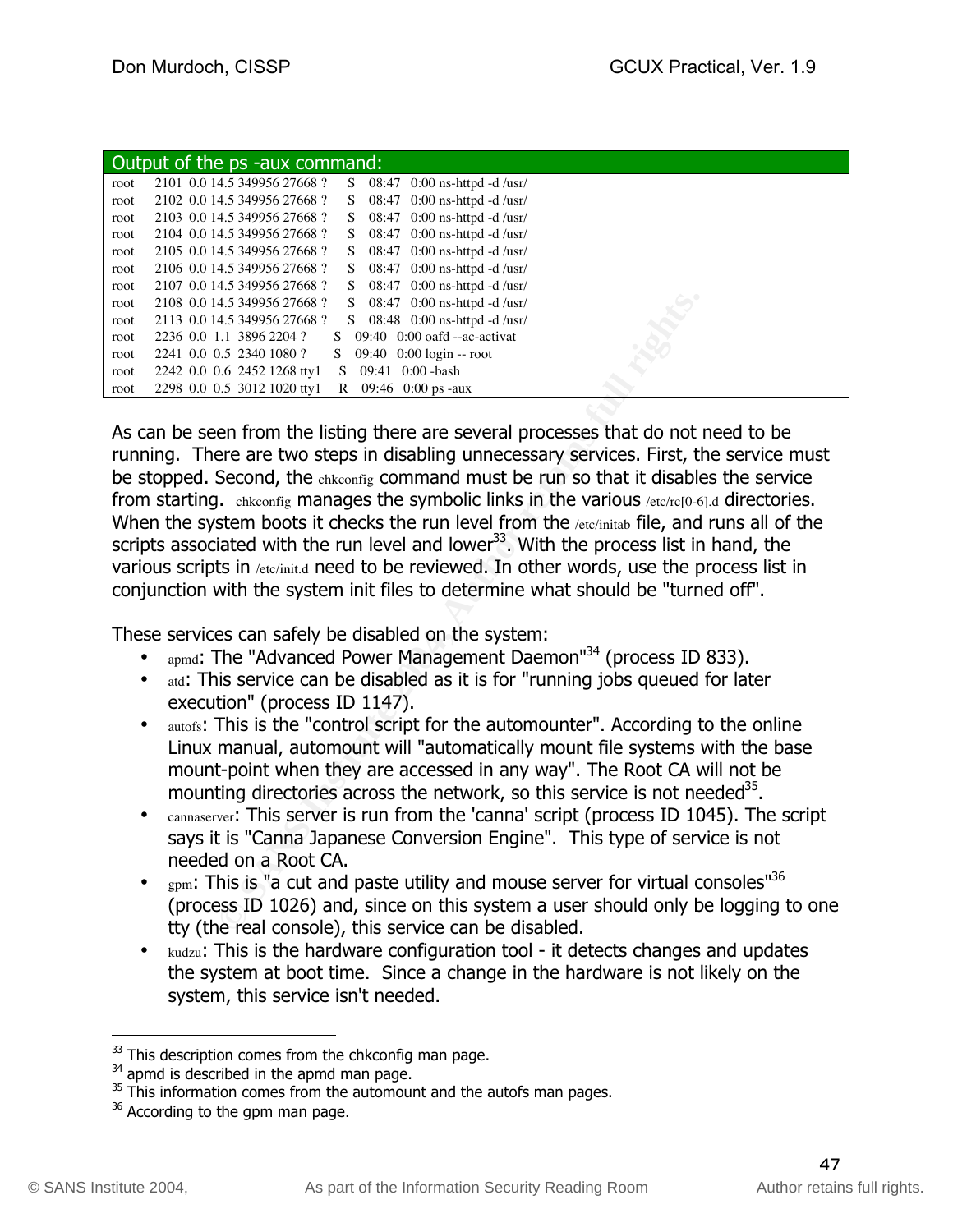**Output of the ps -aux command:**

```
root    2101  0.0 14.5 349956 27668 ?     S   08:47   0:00 ns-httpd -d /usr/
root    2102  0.0 14.5 349956 27668 ?     S   08:47   0:00 ns-httpd -d /usr/
root    2103  0.0 14.5 349956 27668 ?     S   08:47   0:00 ns-httpd -d /usr/
root    2104  0.0 14.5 349956 27668 ?     S   08:47   0:00 ns-httpd -d /usr/
root    2105  0.0 14.5 349956 27668 ?     S   08:47   0:00 ns-httpd -d /usr/
root    2106  0.0 14.5 349956 27668 ?     S   08:47   0:00 ns-httpd -d /usr/
root    2107  0.0 14.5 349956 27668 ?     S   08:47   0:00 ns-httpd -d /usr/
root    2108  0.0 14.5 349956 27668 ?     S   08:47   0:00 ns-httpd -d /usr/
root    2113  0.0 14.5 349956 27668 ?     S   08:48   0:00 ns-httpd -d /usr/
root    2236  0.0  1.1  3896 2204 ?       S   09:40   0:00 oafd --ac-activat
root    2241  0.0  0.5  2340 1080 ?       S   09:40   0:00 login -- root
root    2242  0.0  0.6  2452 1268 tty1    S   09:41   0:00 -bash
root    2298  0.0  0.5  3012 1020 tty1    R   09:46   0:00 ps -aux
```

As can be seen from the listing there are several processes that do not need to be running. There are two steps in disabling unnecessary services. First, the service must be stopped. Second, the chkconfig command must be run so that it disables the service from starting. chkconfig manages the symbolic links in the various /etc/rc[0-6].d directories. When the system boots it checks the run level from the /etc/initab file, and runs all of the scripts associated with the run level and lower[33]. With the process list in hand, the various scripts in /etc/init.d need to be reviewed. In other words, use the process list in conjunction with the system init files to determine what should be "turned off".

These services can safely be disabled on the system:

- apmd: The "Advanced Power Management Daemon"[34] (process ID 833).
- atd: This service can be disabled as it is for "running jobs queued for later execution" (process ID 1147).
- autofs: This is the "control script for the automounter". According to the online Linux manual, automount will "automatically mount file systems with the base mount-point when they are accessed in any way". The Root CA will not be mounting directories across the network, so this service is not needed[35].
- cannaserver: This server is run from the 'canna' script (process ID 1045). The script says it is "Canna Japanese Conversion Engine". This type of service is not needed on a Root CA.
- gpm: This is "a cut and paste utility and mouse server for virtual consoles"[36] (process ID 1026) and, since on this system a user should only be logging to one tty (the real console), this service can be disabled.
- kudzu: This is the hardware configuration tool - it detects changes and updates the system at boot time. Since a change in the hardware is not likely on the system, this service isn't needed.

---

[33] This description comes from the chkconfig man page.
[34] apmd is described in the apmd man page.
[35] This information comes from the automount and the autofs man pages.
[36] According to the gpm man page.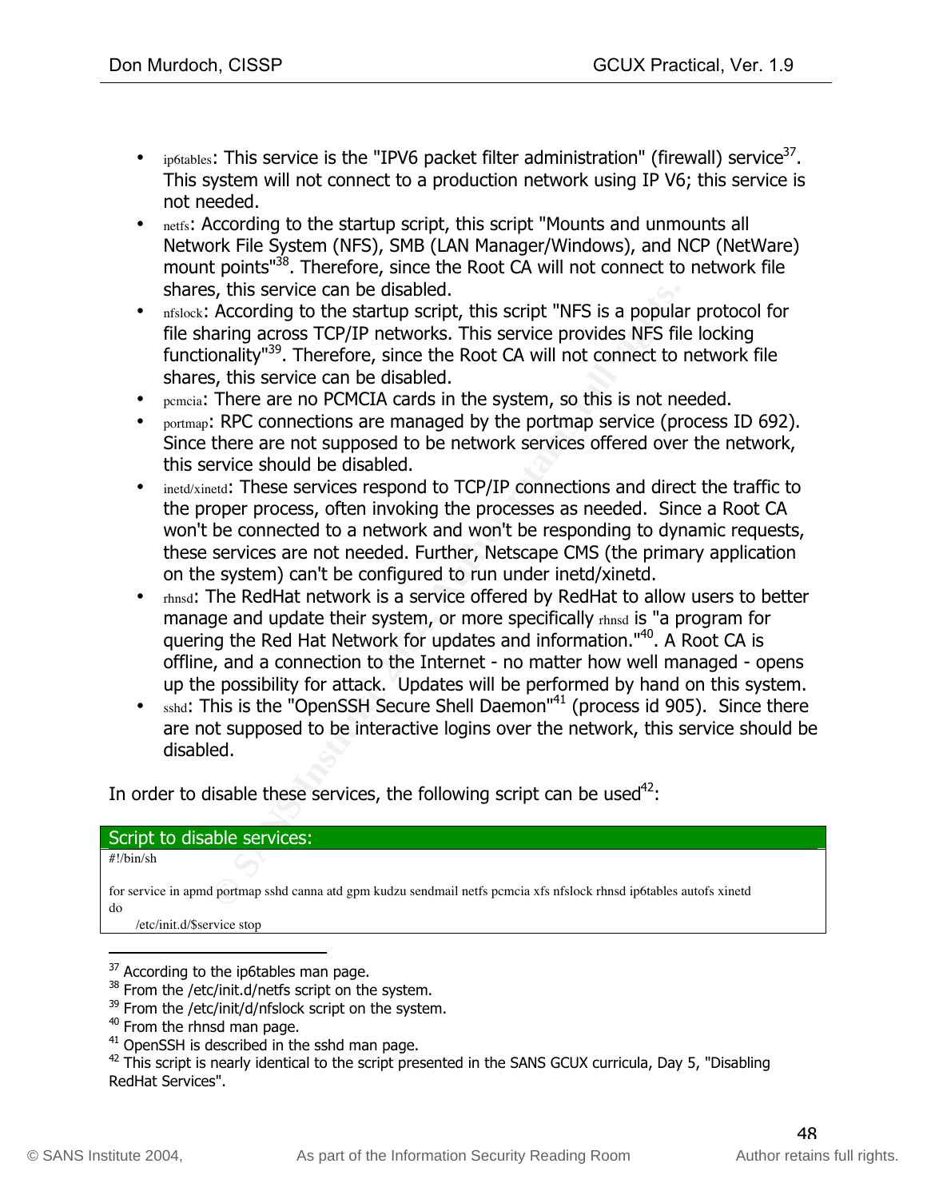- ip6tables: This service is the "IPV6 packet filter administration" (firewall) service[37]. This system will not connect to a production network using IP V6; this service is not needed.
- netfs: According to the startup script, this script "Mounts and unmounts all Network File System (NFS), SMB (LAN Manager/Windows), and NCP (NetWare) mount points"[38]. Therefore, since the Root CA will not connect to network file shares, this service can be disabled.
- nfslock: According to the startup script, this script "NFS is a popular protocol for file sharing across TCP/IP networks. This service provides NFS file locking functionality"[39]. Therefore, since the Root CA will not connect to network file shares, this service can be disabled.
- pcmcia: There are no PCMCIA cards in the system, so this is not needed.
- portmap: RPC connections are managed by the portmap service (process ID 692). Since there are not supposed to be network services offered over the network, this service should be disabled.
- inetd/xinetd: These services respond to TCP/IP connections and direct the traffic to the proper process, often invoking the processes as needed. Since a Root CA won't be connected to a network and won't be responding to dynamic requests, these services are not needed. Further, Netscape CMS (the primary application on the system) can't be configured to run under inetd/xinetd.
- rhnsd: The RedHat network is a service offered by RedHat to allow users to better manage and update their system, or more specifically rhnsd is "a program for quering the Red Hat Network for updates and information."[40]. A Root CA is offline, and a connection to the Internet - no matter how well managed - opens up the possibility for attack. Updates will be performed by hand on this system.
- sshd: This is the "OpenSSH Secure Shell Daemon"[41] (process id 905). Since there are not supposed to be interactive logins over the network, this service should be disabled.

In order to disable these services, the following script can be used[42]:

Script to disable services:

```
#!/bin/sh

for service in apmd portmap sshd canna atd gpm kudzu sendmail netfs pcmcia xfs nfslock rhnsd ip6tables autofs xinetd
do
    /etc/init.d/$service stop
```

---

[37] According to the ip6tables man page.

[38] From the /etc/init.d/netfs script on the system.

[39] From the /etc/init/d/nfslock script on the system.

[40] From the rhnsd man page.

[41] OpenSSH is described in the sshd man page.

[42] This script is nearly identical to the script presented in the SANS GCUX curricula, Day 5, "Disabling RedHat Services".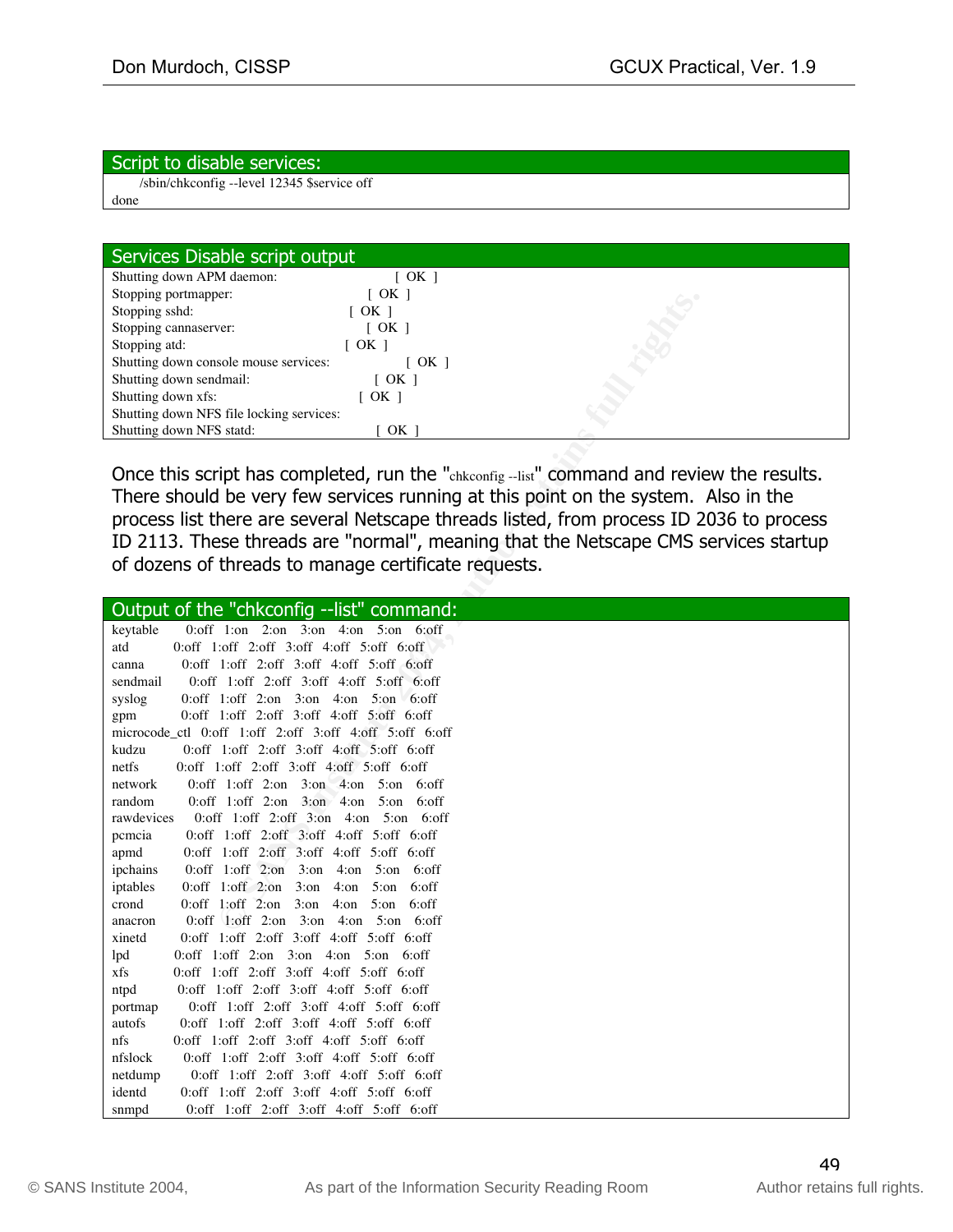**Script to disable services:**

```
        /sbin/chkconfig --level 12345 $service off
done
```

**Services Disable script output**

```
Shutting down APM daemon:                    [  OK  ]
Stopping portmapper:                         [  OK  ]
Stopping sshd:                               [  OK  ]
Stopping cannaserver:                        [  OK  ]
Stopping atd:                                [  OK  ]
Shutting down console mouse services:        [  OK  ]
Shutting down sendmail:                      [  OK  ]
Shutting down xfs:                           [  OK  ]
Shutting down NFS file locking services:
Shutting down NFS statd:                     [  OK  ]
```

Once this script has completed, run the "chkconfig --list" command and review the results. There should be very few services running at this point on the system. Also in the process list there are several Netscape threads listed, from process ID 2036 to process ID 2113. These threads are "normal", meaning that the Netscape CMS services startup of dozens of threads to manage certificate requests.

**Output of the "chkconfig --list" command:**

```
keytable        0:off   1:on    2:on    3:on    4:on    5:on    6:off
atd             0:off   1:off   2:off   3:off   4:off   5:off   6:off
canna           0:off   1:off   2:off   3:off   4:off   5:off   6:off
sendmail        0:off   1:off   2:off   3:off   4:off   5:off   6:off
syslog          0:off   1:off   2:on    3:on    4:on    5:on    6:off
gpm             0:off   1:off   2:off   3:off   4:off   5:off   6:off
microcode_ctl   0:off   1:off   2:off   3:off   4:off   5:off   6:off
kudzu           0:off   1:off   2:off   3:off   4:off   5:off   6:off
netfs           0:off   1:off   2:off   3:off   4:off   5:off   6:off
network         0:off   1:off   2:on    3:on    4:on    5:on    6:off
random          0:off   1:off   2:on    3:on    4:on    5:on    6:off
rawdevices      0:off   1:off   2:off   3:on    4:on    5:on    6:off
pcmcia          0:off   1:off   2:off   3:off   4:off   5:off   6:off
apmd            0:off   1:off   2:off   3:off   4:off   5:off   6:off
ipchains        0:off   1:off   2:on    3:on    4:on    5:on    6:off
iptables        0:off   1:off   2:on    3:on    4:on    5:on    6:off
crond           0:off   1:off   2:on    3:on    4:on    5:on    6:off
anacron         0:off   1:off   2:on    3:on    4:on    5:on    6:off
xinetd          0:off   1:off   2:off   3:off   4:off   5:off   6:off
lpd             0:off   1:off   2:on    3:on    4:on    5:on    6:off
xfs             0:off   1:off   2:off   3:off   4:off   5:off   6:off
ntpd            0:off   1:off   2:off   3:off   4:off   5:off   6:off
portmap         0:off   1:off   2:off   3:off   4:off   5:off   6:off
autofs          0:off   1:off   2:off   3:off   4:off   5:off   6:off
nfs             0:off   1:off   2:off   3:off   4:off   5:off   6:off
nfslock         0:off   1:off   2:off   3:off   4:off   5:off   6:off
netdump         0:off   1:off   2:off   3:off   4:off   5:off   6:off
identd          0:off   1:off   2:off   3:off   4:off   5:off   6:off
snmpd           0:off   1:off   2:off   3:off   4:off   5:off   6:off
```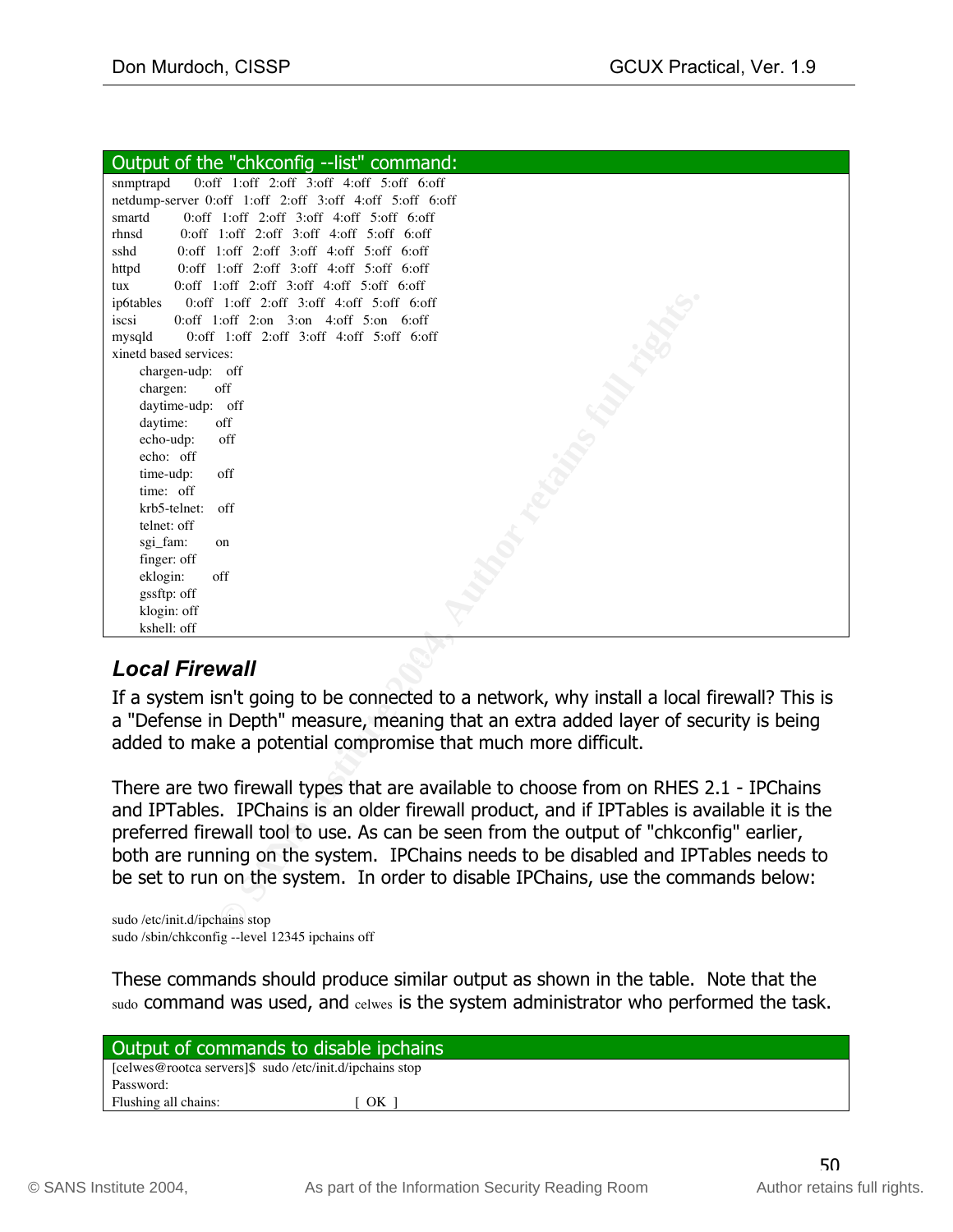**Output of the "chkconfig --list" command:**

```
snmptrapd      0:off  1:off  2:off  3:off  4:off  5:off  6:off
netdump-server 0:off  1:off  2:off  3:off  4:off  5:off  6:off
smartd         0:off  1:off  2:off  3:off  4:off  5:off  6:off
rhnsd          0:off  1:off  2:off  3:off  4:off  5:off  6:off
sshd           0:off  1:off  2:off  3:off  4:off  5:off  6:off
httpd          0:off  1:off  2:off  3:off  4:off  5:off  6:off
tux            0:off  1:off  2:off  3:off  4:off  5:off  6:off
ip6tables      0:off  1:off  2:off  3:off  4:off  5:off  6:off
iscsi          0:off  1:off  2:on   3:on   4:off  5:on   6:off
mysqld         0:off  1:off  2:off  3:off  4:off  5:off  6:off
xinetd based services:
        chargen-udp:    off
        chargen:        off
        daytime-udp:    off
        daytime:        off
        echo-udp:       off
        echo:   off
        time-udp:       off
        time:   off
        krb5-telnet:    off
        telnet: off
        sgi_fam:        on
        finger: off
        eklogin:        off
        gssftp: off
        klogin: off
        kshell: off
```

### *Local Firewall*

If a system isn't going to be connected to a network, why install a local firewall? This is a "Defense in Depth" measure, meaning that an extra added layer of security is being added to make a potential compromise that much more difficult.

There are two firewall types that are available to choose from on RHES 2.1 - IPChains and IPTables. IPChains is an older firewall product, and if IPTables is available it is the preferred firewall tool to use. As can be seen from the output of "chkconfig" earlier, both are running on the system. IPChains needs to be disabled and IPTables needs to be set to run on the system. In order to disable IPChains, use the commands below:

```
sudo /etc/init.d/ipchains stop
sudo /sbin/chkconfig --level 12345 ipchains off
```

These commands should produce similar output as shown in the table. Note that the sudo command was used, and celwes is the system administrator who performed the task.

**Output of commands to disable ipchains**

```
[celwes@rootca servers]$  sudo /etc/init.d/ipchains stop
Password:
Flushing all chains:                    [  OK  ]
```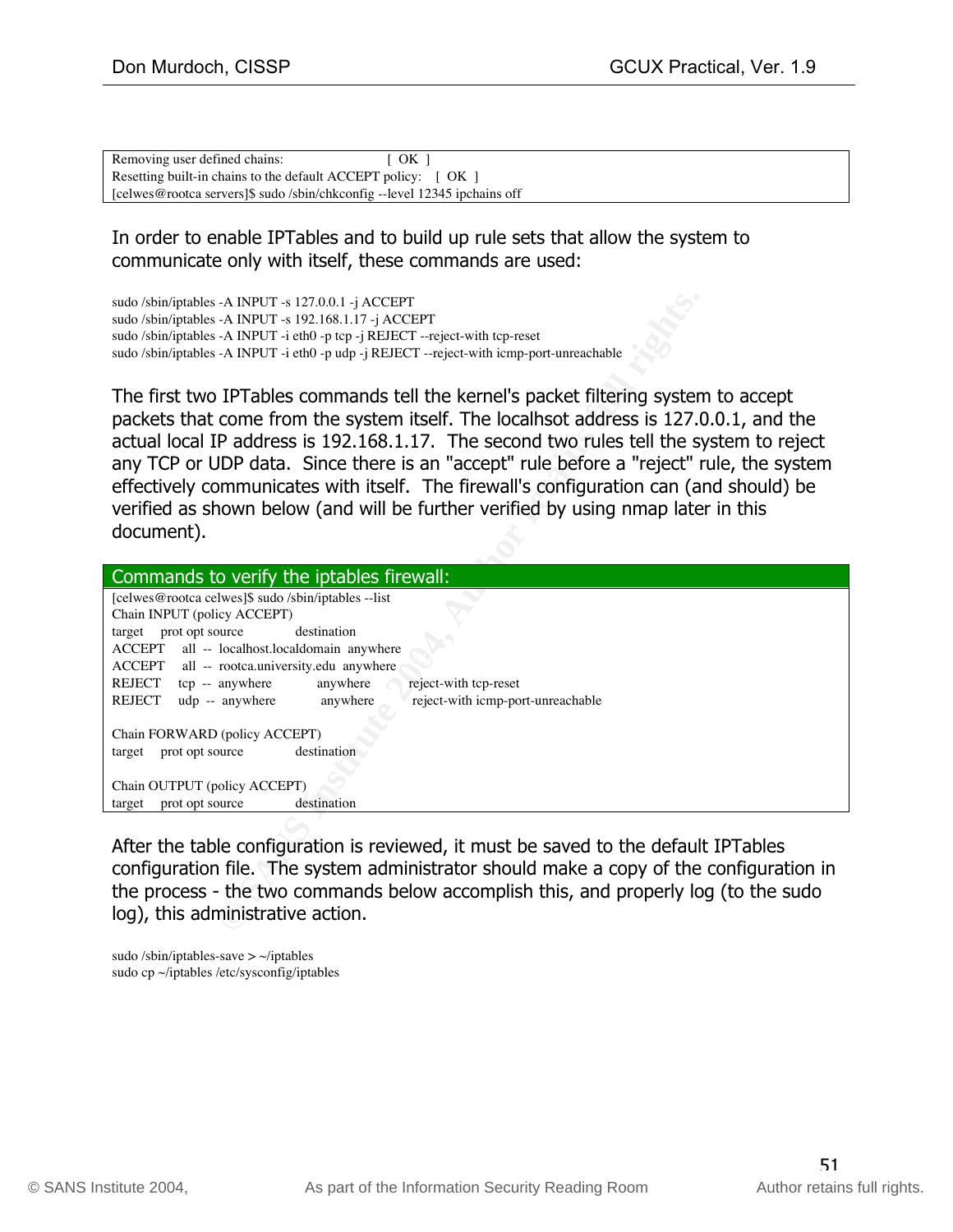```
Removing user defined chains:                     [  OK  ]
Resetting built-in chains to the default ACCEPT policy:    [  OK  ]
[celwes@rootca servers]$ sudo /sbin/chkconfig --level 12345 ipchains off
```

In order to enable IPTables and to build up rule sets that allow the system to communicate only with itself, these commands are used:

```
sudo /sbin/iptables -A INPUT -s 127.0.0.1 -j ACCEPT
sudo /sbin/iptables -A INPUT -s 192.168.1.17 -j ACCEPT
sudo /sbin/iptables -A INPUT -i eth0 -p tcp -j REJECT --reject-with tcp-reset
sudo /sbin/iptables -A INPUT -i eth0 -p udp -j REJECT --reject-with icmp-port-unreachable
```

The first two IPTables commands tell the kernel's packet filtering system to accept packets that come from the system itself. The localhsot address is 127.0.0.1, and the actual local IP address is 192.168.1.17. The second two rules tell the system to reject any TCP or UDP data. Since there is an "accept" rule before a "reject" rule, the system effectively communicates with itself. The firewall's configuration can (and should) be verified as shown below (and will be further verified by using nmap later in this document).

**Commands to verify the iptables firewall:**

```
[celwes@rootca celwes]$ sudo /sbin/iptables --list
Chain INPUT (policy ACCEPT)
target     prot opt source               destination
ACCEPT     all  --  localhost.localdomain  anywhere
ACCEPT     all  --  rootca.university.edu  anywhere
REJECT     tcp  --  anywhere             anywhere           reject-with tcp-reset
REJECT     udp  --  anywhere             anywhere           reject-with icmp-port-unreachable

Chain FORWARD (policy ACCEPT)
target     prot opt source               destination

Chain OUTPUT (policy ACCEPT)
target     prot opt source               destination
```

After the table configuration is reviewed, it must be saved to the default IPTables configuration file. The system administrator should make a copy of the configuration in the process - the two commands below accomplish this, and properly log (to the sudo log), this administrative action.

```
sudo /sbin/iptables-save > ~/iptables
sudo cp ~/iptables /etc/sysconfig/iptables
```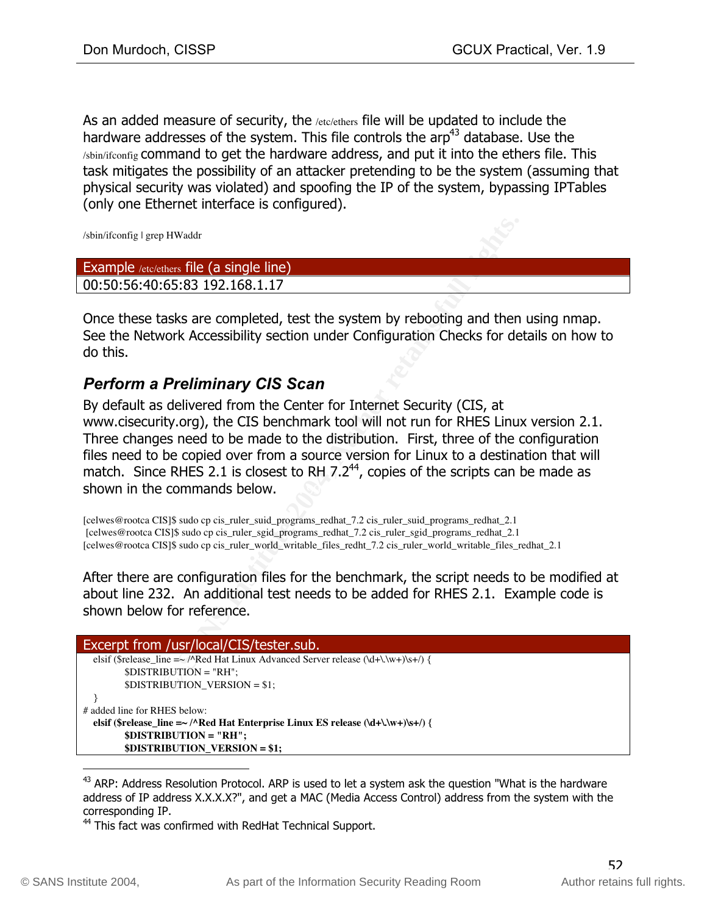As an added measure of security, the /etc/ethers file will be updated to include the hardware addresses of the system. This file controls the arp[43] database. Use the /sbin/ifconfig command to get the hardware address, and put it into the ethers file. This task mitigates the possibility of an attacker pretending to be the system (assuming that physical security was violated) and spoofing the IP of the system, bypassing IPTables (only one Ethernet interface is configured).

```
/sbin/ifconfig | grep HWaddr
```

| Example /etc/ethers file (a single line) |
|---|
| 00:50:56:40:65:83 192.168.1.17 |

Once these tasks are completed, test the system by rebooting and then using nmap. See the Network Accessibility section under Configuration Checks for details on how to do this.

### *Perform a Preliminary CIS Scan*

By default as delivered from the Center for Internet Security (CIS, at www.cisecurity.org), the CIS benchmark tool will not run for RHES Linux version 2.1. Three changes need to be made to the distribution. First, three of the configuration files need to be copied over from a source version for Linux to a destination that will match. Since RHES 2.1 is closest to RH 7.2[44], copies of the scripts can be made as shown in the commands below.

```
[celwes@rootca CIS]$ sudo cp cis_ruler_suid_programs_redhat_7.2 cis_ruler_suid_programs_redhat_2.1
 [celwes@rootca CIS]$ sudo cp cis_ruler_sgid_programs_redhat_7.2 cis_ruler_sgid_programs_redhat_2.1
[celwes@rootca CIS]$ sudo cp cis_ruler_world_writable_files_redht_7.2 cis_ruler_world_writable_files_redhat_2.1
```

After there are configuration files for the benchmark, the script needs to be modified at about line 232. An additional test needs to be added for RHES 2.1. Example code is shown below for reference.

**Excerpt from /usr/local/CIS/tester.sub.**

```
   elsif ($release_line =~ /^Red Hat Linux Advanced Server release (\d+\.\w+)\s+/) {
            $DISTRIBUTION = "RH";
            $DISTRIBUTION_VERSION = $1;
   }
# added line for RHES below:
   elsif ($release_line =~ /^Red Hat Enterprise Linux ES release (\d+\.\w+)\s+/) {
            $DISTRIBUTION = "RH";
            $DISTRIBUTION_VERSION = $1;
```

---

[43] ARP: Address Resolution Protocol. ARP is used to let a system ask the question "What is the hardware address of IP address X.X.X.X?", and get a MAC (Media Access Control) address from the system with the corresponding IP.

[44] This fact was confirmed with RedHat Technical Support.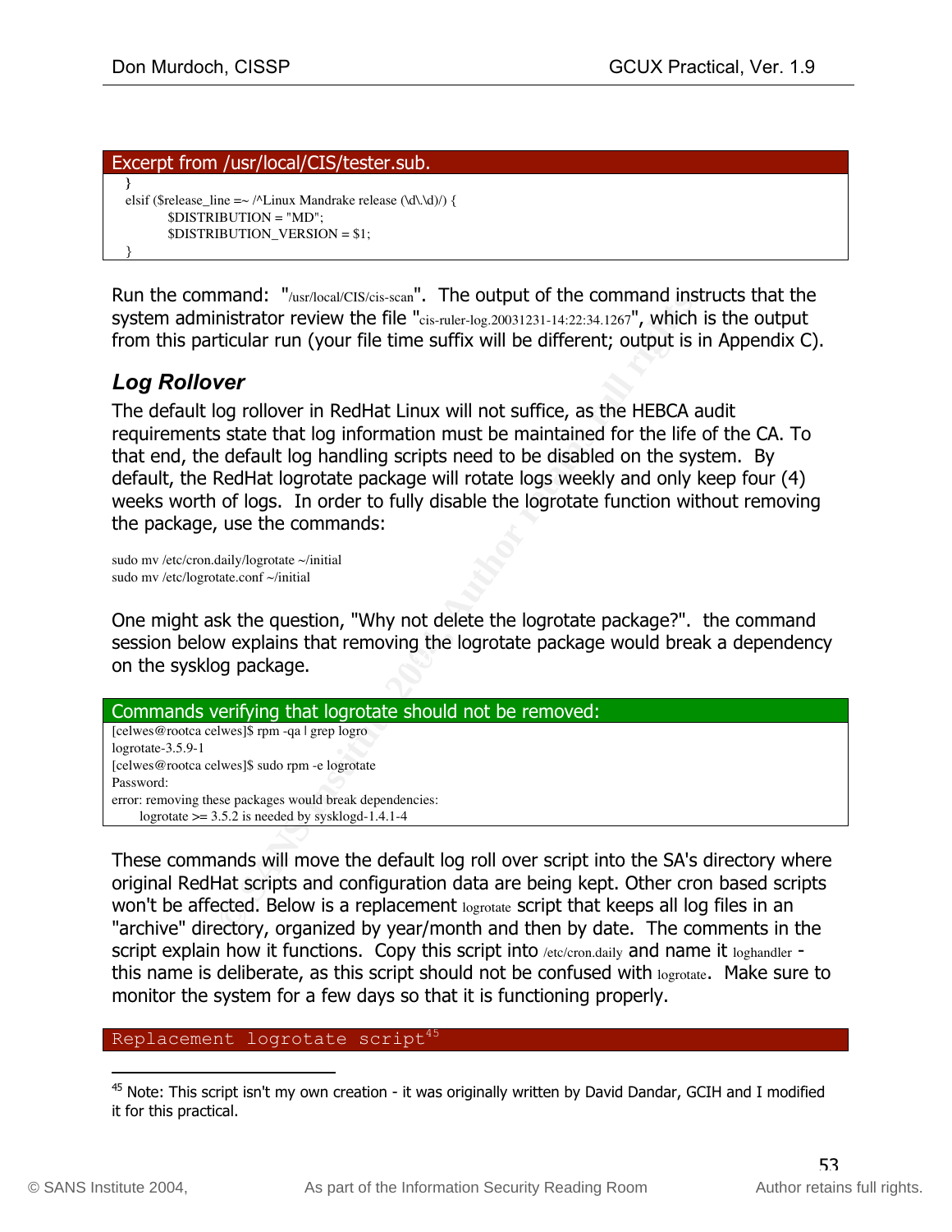**Excerpt from /usr/local/CIS/tester.sub.**

```
}
elsif ($release_line =~ /^Linux Mandrake release (\d\.\d)/) {
        $DISTRIBUTION = "MD";
        $DISTRIBUTION_VERSION = $1;
}
```

Run the command: "/usr/local/CIS/cis-scan". The output of the command instructs that the system administrator review the file "cis-ruler-log.20031231-14:22:34.1267", which is the output from this particular run (your file time suffix will be different; output is in Appendix C).

### *Log Rollover*

The default log rollover in RedHat Linux will not suffice, as the HEBCA audit requirements state that log information must be maintained for the life of the CA. To that end, the default log handling scripts need to be disabled on the system. By default, the RedHat logrotate package will rotate logs weekly and only keep four (4) weeks worth of logs. In order to fully disable the logrotate function without removing the package, use the commands:

```
sudo mv /etc/cron.daily/logrotate ~/initial
sudo mv /etc/logrotate.conf ~/initial
```

One might ask the question, "Why not delete the logrotate package?". the command session below explains that removing the logrotate package would break a dependency on the sysklog package.

**Commands verifying that logrotate should not be removed:**

```
[celwes@rootca celwes]$ rpm -qa | grep logro
logrotate-3.5.9-1
[celwes@rootca celwes]$ sudo rpm -e logrotate
Password:
error: removing these packages would break dependencies:
      logrotate >= 3.5.2 is needed by sysklogd-1.4.1-4
```

These commands will move the default log roll over script into the SA's directory where original RedHat scripts and configuration data are being kept. Other cron based scripts won't be affected. Below is a replacement logrotate script that keeps all log files in an "archive" directory, organized by year/month and then by date. The comments in the script explain how it functions. Copy this script into /etc/cron.daily and name it loghandler - this name is deliberate, as this script should not be confused with logrotate. Make sure to monitor the system for a few days so that it is functioning properly.

**Replacement logrotate script[45]**

[45] Note: This script isn't my own creation - it was originally written by David Dandar, GCIH and I modified it for this practical.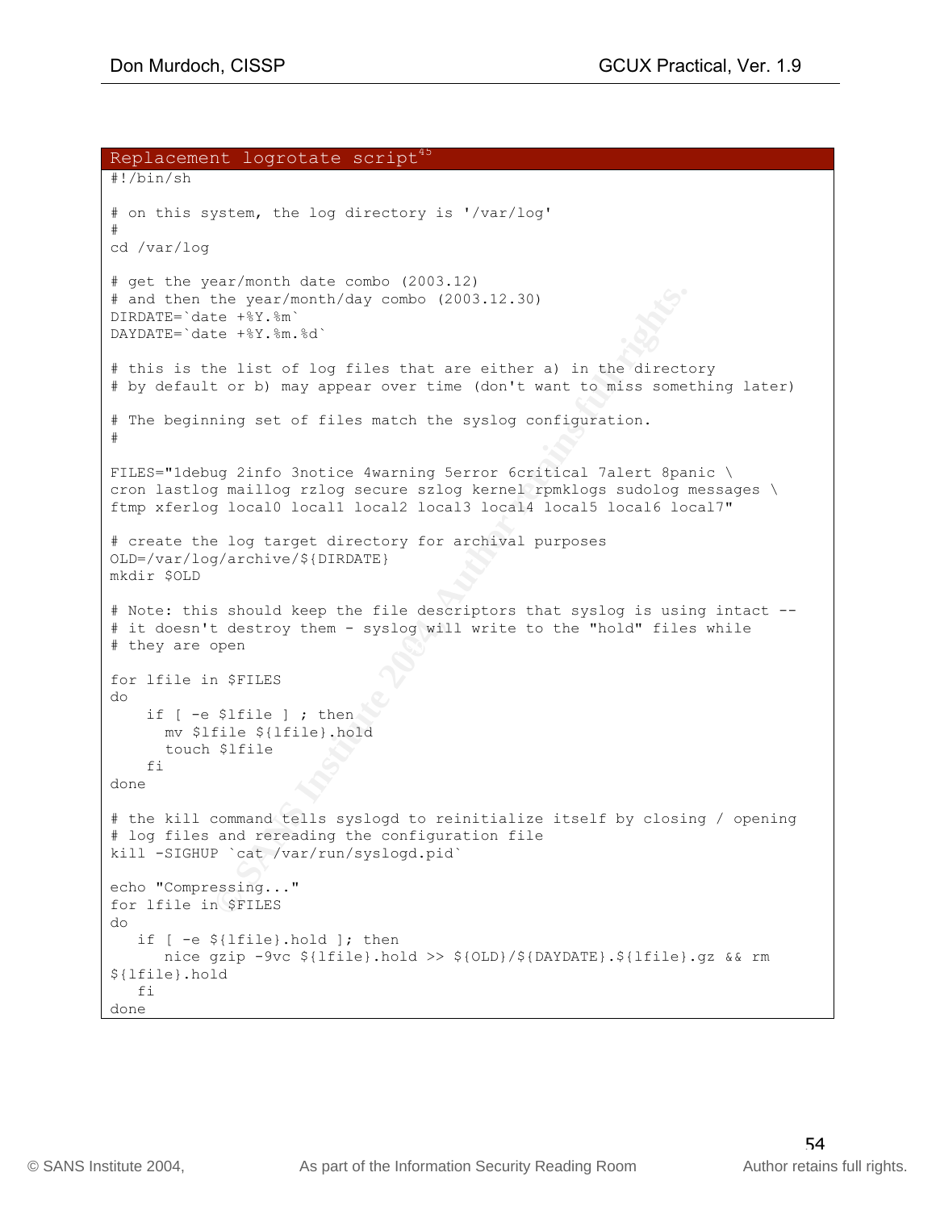Replacement logrotate script[45]

```
#!/bin/sh

# on this system, the log directory is '/var/log'
#
cd /var/log

# get the year/month date combo (2003.12)
# and then the year/month/day combo (2003.12.30)
DIRDATE=`date +%Y.%m`
DAYDATE=`date +%Y.%m.%d`

# this is the list of log files that are either a) in the directory
# by default or b) may appear over time (don't want to miss something later)

# The beginning set of files match the syslog configuration.
#

FILES="1debug 2info 3notice 4warning 5error 6critical 7alert 8panic \
cron lastlog maillog rzlog secure szlog kernel rpmklogs sudolog messages \
ftmp xferlog local0 local1 local2 local3 local4 local5 local6 local7"

# create the log target directory for archival purposes
OLD=/var/log/archive/${DIRDATE}
mkdir $OLD

# Note: this should keep the file descriptors that syslog is using intact --
# it doesn't destroy them - syslog will write to the "hold" files while
# they are open

for lfile in $FILES
do
    if [ -e $lfile ] ; then
      mv $lfile ${lfile}.hold
      touch $lfile
    fi
done

# the kill command tells syslogd to reinitialize itself by closing / opening
# log files and rereading the configuration file
kill -SIGHUP `cat /var/run/syslogd.pid`

echo "Compressing..."
for lfile in $FILES
do
   if [ -e ${lfile}.hold ]; then
      nice gzip -9vc ${lfile}.hold >> ${OLD}/${DAYDATE}.${lfile}.gz && rm
${lfile}.hold
   fi
done
```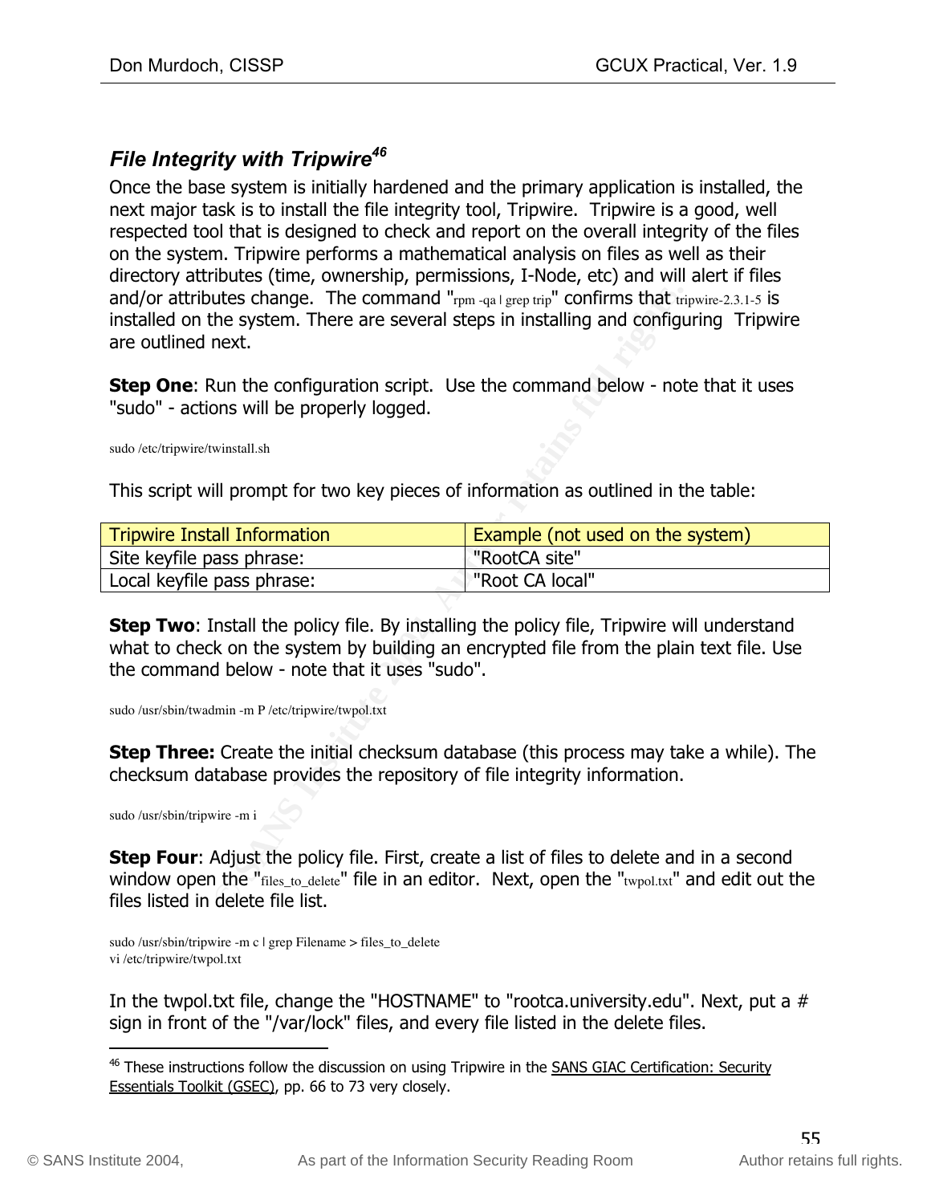### File Integrity with Tripwire[46]

Once the base system is initially hardened and the primary application is installed, the next major task is to install the file integrity tool, Tripwire. Tripwire is a good, well respected tool that is designed to check and report on the overall integrity of the files on the system. Tripwire performs a mathematical analysis on files as well as their directory attributes (time, ownership, permissions, I-Node, etc) and will alert if files and/or attributes change. The command "rpm -qa | grep trip" confirms that tripwire-2.3.1-5 is installed on the system. There are several steps in installing and configuring Tripwire are outlined next.

**Step One**: Run the configuration script. Use the command below - note that it uses "sudo" - actions will be properly logged.

```
sudo /etc/tripwire/twinstall.sh
```

This script will prompt for two key pieces of information as outlined in the table:

| Tripwire Install Information | Example (not used on the system) |
|---|---|
| Site keyfile pass phrase: | "RootCA site" |
| Local keyfile pass phrase: | "Root CA local" |

**Step Two**: Install the policy file. By installing the policy file, Tripwire will understand what to check on the system by building an encrypted file from the plain text file. Use the command below - note that it uses "sudo".

```
sudo /usr/sbin/twadmin -m P /etc/tripwire/twpol.txt
```

**Step Three:** Create the initial checksum database (this process may take a while). The checksum database provides the repository of file integrity information.

```
sudo /usr/sbin/tripwire -m i
```

**Step Four**: Adjust the policy file. First, create a list of files to delete and in a second window open the "files_to_delete" file in an editor. Next, open the "twpol.txt" and edit out the files listed in delete file list.

```
sudo /usr/sbin/tripwire -m c | grep Filename > files_to_delete
vi /etc/tripwire/twpol.txt
```

In the twpol.txt file, change the "HOSTNAME" to "rootca.university.edu". Next, put a # sign in front of the "/var/lock" files, and every file listed in the delete files.

---

[46] These instructions follow the discussion on using Tripwire in the SANS GIAC Certification: Security Essentials Toolkit (GSEC), pp. 66 to 73 very closely.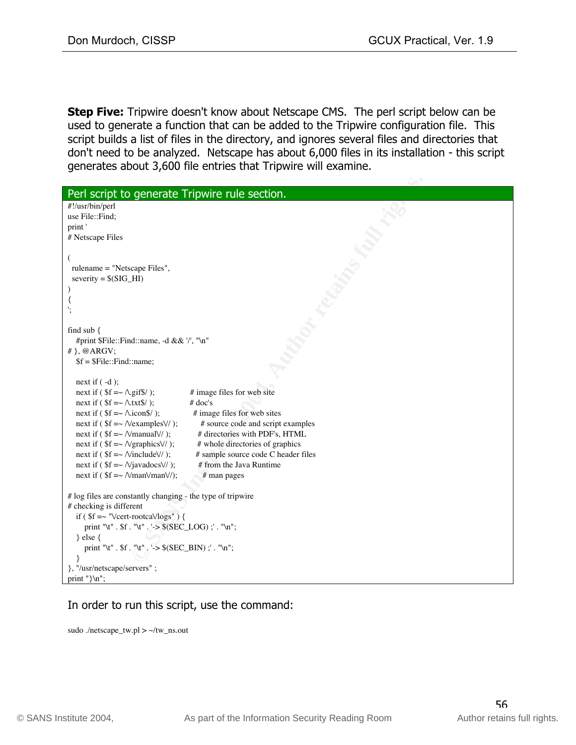**Step Five:** Tripwire doesn't know about Netscape CMS. The perl script below can be used to generate a function that can be added to the Tripwire configuration file. This script builds a list of files in the directory, and ignores several files and directories that don't need to be analyzed. Netscape has about 6,000 files in its installation - this script generates about 3,600 file entries that Tripwire will examine.

Perl script to generate Tripwire rule section.

```
#!/usr/bin/perl
use File::Find;
print '
# Netscape Files

(
  rulename = "Netscape Files",
  severity = $(SIG_HI)
)
{
';

find sub {
   #print $File::Find::name, -d && '/', "\n"
# }, @ARGV;
   $f = $File::Find::name;

   next if ( -d );
   next if ( $f =~ /\.gif$/ );              # image files for web site
   next if ( $f =~ /\.txt$/ );              # doc's
   next if ( $f =~ /\.icon$/ );             # image files for web sites
   next if ( $f =~ /\/examples\// );        # source code and script examples
   next if ( $f =~ /\/manual\// );          # directories with PDF's, HTML
   next if ( $f =~ /\/graphics\// );        # whole directories of graphics
   next if ( $f =~ /\/include\// );         # sample source code C header files
   next if ( $f =~ /\/javadocs\// );        # from the Java Runtime
   next if ( $f =~ /\/man\/man\//);         # man pages

# log files are constantly changing - the type of tripwire
# checking is different
   if ( $f =~ "\/cert-rootca\/logs" ) {
      print "\t" . $f . "\t" . '-> $(SEC_LOG) ;' . "\n";
   } else {
      print "\t" . $f . "\t" . '-> $(SEC_BIN) ;' . "\n";
   }
}, "/usr/netscape/servers" ;
print "}\n";
```

In order to run this script, use the command:

```
sudo ./netscape_tw.pl > ~/tw_ns.out
```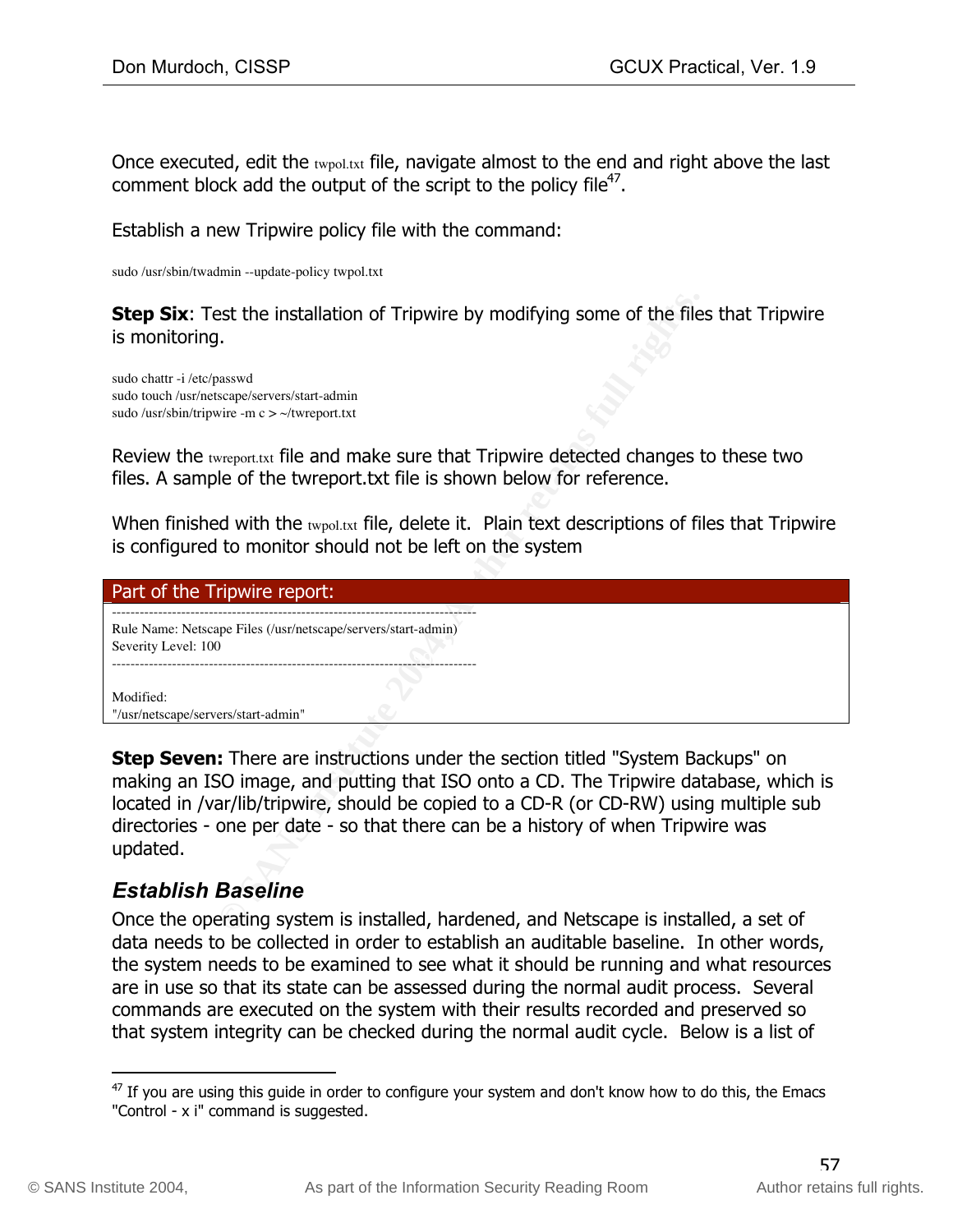Once executed, edit the twpol.txt file, navigate almost to the end and right above the last comment block add the output of the script to the policy file[47].

Establish a new Tripwire policy file with the command:

```
sudo /usr/sbin/twadmin --update-policy twpol.txt
```

**Step Six**: Test the installation of Tripwire by modifying some of the files that Tripwire is monitoring.

```
sudo chattr -i /etc/passwd
sudo touch /usr/netscape/servers/start-admin
sudo /usr/sbin/tripwire -m c > ~/twreport.txt
```

Review the twreport.txt file and make sure that Tripwire detected changes to these two files. A sample of the twreport.txt file is shown below for reference.

When finished with the twpol.txt file, delete it. Plain text descriptions of files that Tripwire is configured to monitor should not be left on the system

**Part of the Tripwire report:**

```
-------------------------------------------------------------------------------
Rule Name: Netscape Files (/usr/netscape/servers/start-admin)
Severity Level: 100
-------------------------------------------------------------------------------

Modified:
"/usr/netscape/servers/start-admin"
```

**Step Seven:** There are instructions under the section titled "System Backups" on making an ISO image, and putting that ISO onto a CD. The Tripwire database, which is located in /var/lib/tripwire, should be copied to a CD-R (or CD-RW) using multiple sub directories - one per date - so that there can be a history of when Tripwire was updated.

### *Establish Baseline*

Once the operating system is installed, hardened, and Netscape is installed, a set of data needs to be collected in order to establish an auditable baseline. In other words, the system needs to be examined to see what it should be running and what resources are in use so that its state can be assessed during the normal audit process. Several commands are executed on the system with their results recorded and preserved so that system integrity can be checked during the normal audit cycle. Below is a list of

---

[47] If you are using this guide in order to configure your system and don't know how to do this, the Emacs "Control - x i" command is suggested.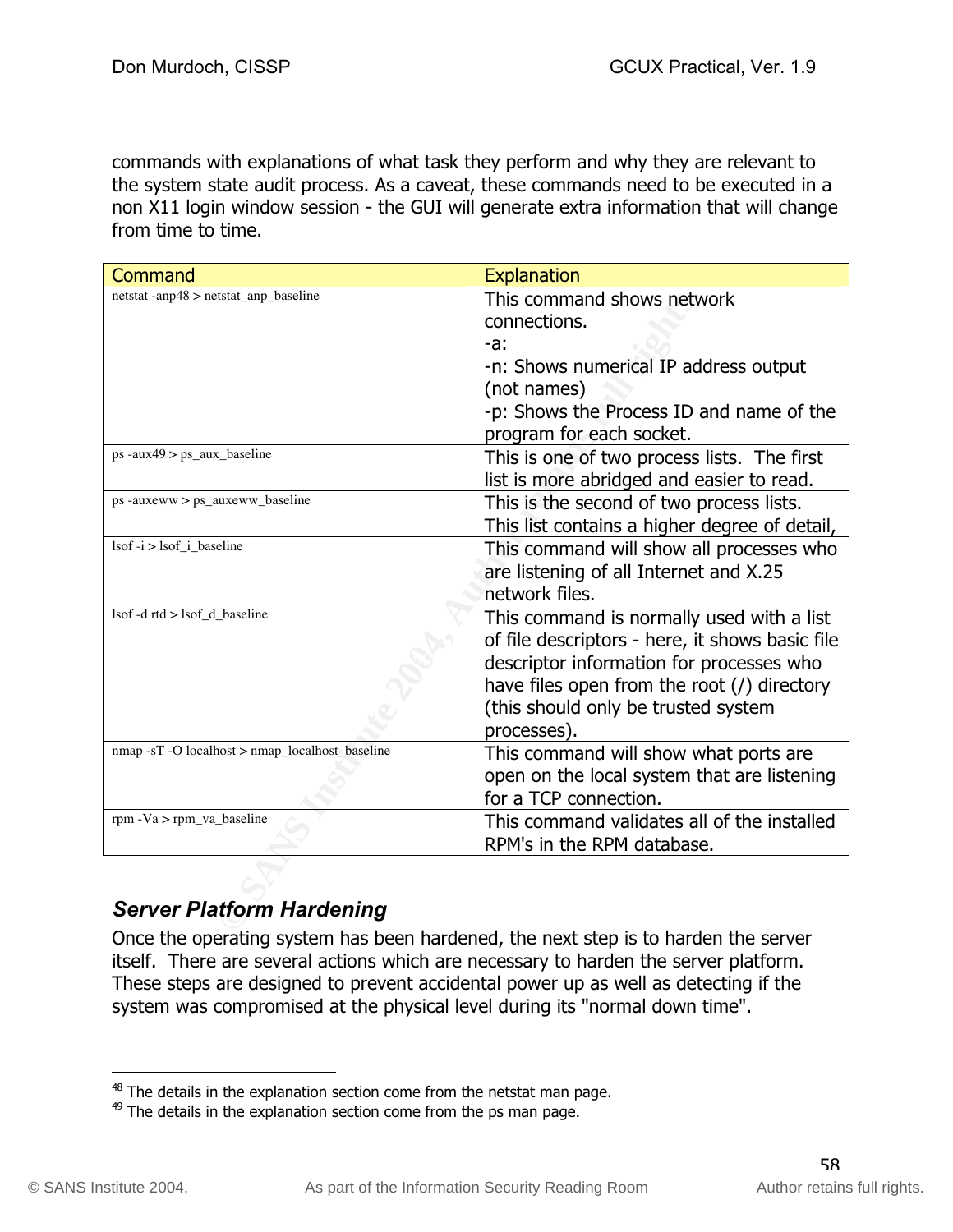commands with explanations of what task they perform and why they are relevant to the system state audit process. As a caveat, these commands need to be executed in a non X11 login window session - the GUI will generate extra information that will change from time to time.

| Command | Explanation |
|---|---|
| netstat -anp[48] > netstat_anp_baseline | This command shows network connections.<br>-a:<br>-n: Shows numerical IP address output (not names)<br>-p: Shows the Process ID and name of the program for each socket. |
| ps -aux[49] > ps_aux_baseline | This is one of two process lists. The first list is more abridged and easier to read. |
| ps -auxeww > ps_auxeww_baseline | This is the second of two process lists. This list contains a higher degree of detail, |
| lsof -i > lsof_i_baseline | This command will show all processes who are listening of all Internet and X.25 network files. |
| lsof -d rtd > lsof_d_baseline | This command is normally used with a list of file descriptors - here, it shows basic file descriptor information for processes who have files open from the root (/) directory (this should only be trusted system processes). |
| nmap -sT -O localhost > nmap_localhost_baseline | This command will show what ports are open on the local system that are listening for a TCP connection. |
| rpm -Va > rpm_va_baseline | This command validates all of the installed RPM's in the RPM database. |

### *Server Platform Hardening*

Once the operating system has been hardened, the next step is to harden the server itself. There are several actions which are necessary to harden the server platform. These steps are designed to prevent accidental power up as well as detecting if the system was compromised at the physical level during its "normal down time".

[48] The details in the explanation section come from the netstat man page.
[49] The details in the explanation section come from the ps man page.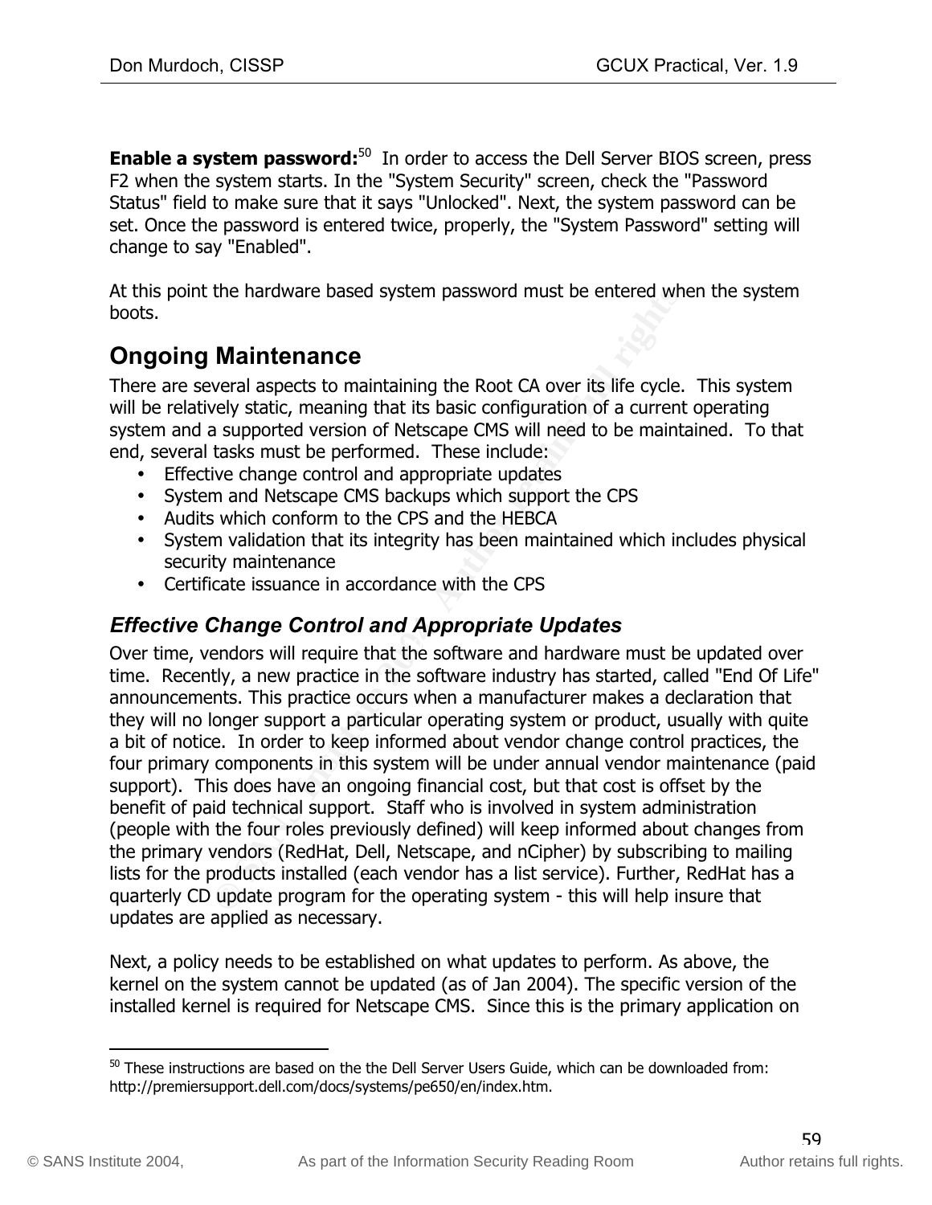**Enable a system password:**[50] In order to access the Dell Server BIOS screen, press F2 when the system starts. In the "System Security" screen, check the "Password Status" field to make sure that it says "Unlocked". Next, the system password can be set. Once the password is entered twice, properly, the "System Password" setting will change to say "Enabled".

At this point the hardware based system password must be entered when the system boots.

## Ongoing Maintenance

There are several aspects to maintaining the Root CA over its life cycle. This system will be relatively static, meaning that its basic configuration of a current operating system and a supported version of Netscape CMS will need to be maintained. To that end, several tasks must be performed. These include:

- Effective change control and appropriate updates
- System and Netscape CMS backups which support the CPS
- Audits which conform to the CPS and the HEBCA
- System validation that its integrity has been maintained which includes physical security maintenance
- Certificate issuance in accordance with the CPS

### *Effective Change Control and Appropriate Updates*

Over time, vendors will require that the software and hardware must be updated over time. Recently, a new practice in the software industry has started, called "End Of Life" announcements. This practice occurs when a manufacturer makes a declaration that they will no longer support a particular operating system or product, usually with quite a bit of notice. In order to keep informed about vendor change control practices, the four primary components in this system will be under annual vendor maintenance (paid support). This does have an ongoing financial cost, but that cost is offset by the benefit of paid technical support. Staff who is involved in system administration (people with the four roles previously defined) will keep informed about changes from the primary vendors (RedHat, Dell, Netscape, and nCipher) by subscribing to mailing lists for the products installed (each vendor has a list service). Further, RedHat has a quarterly CD update program for the operating system - this will help insure that updates are applied as necessary.

Next, a policy needs to be established on what updates to perform. As above, the kernel on the system cannot be updated (as of Jan 2004). The specific version of the installed kernel is required for Netscape CMS. Since this is the primary application on

---

[50] These instructions are based on the the Dell Server Users Guide, which can be downloaded from: http://premiersupport.dell.com/docs/systems/pe650/en/index.htm.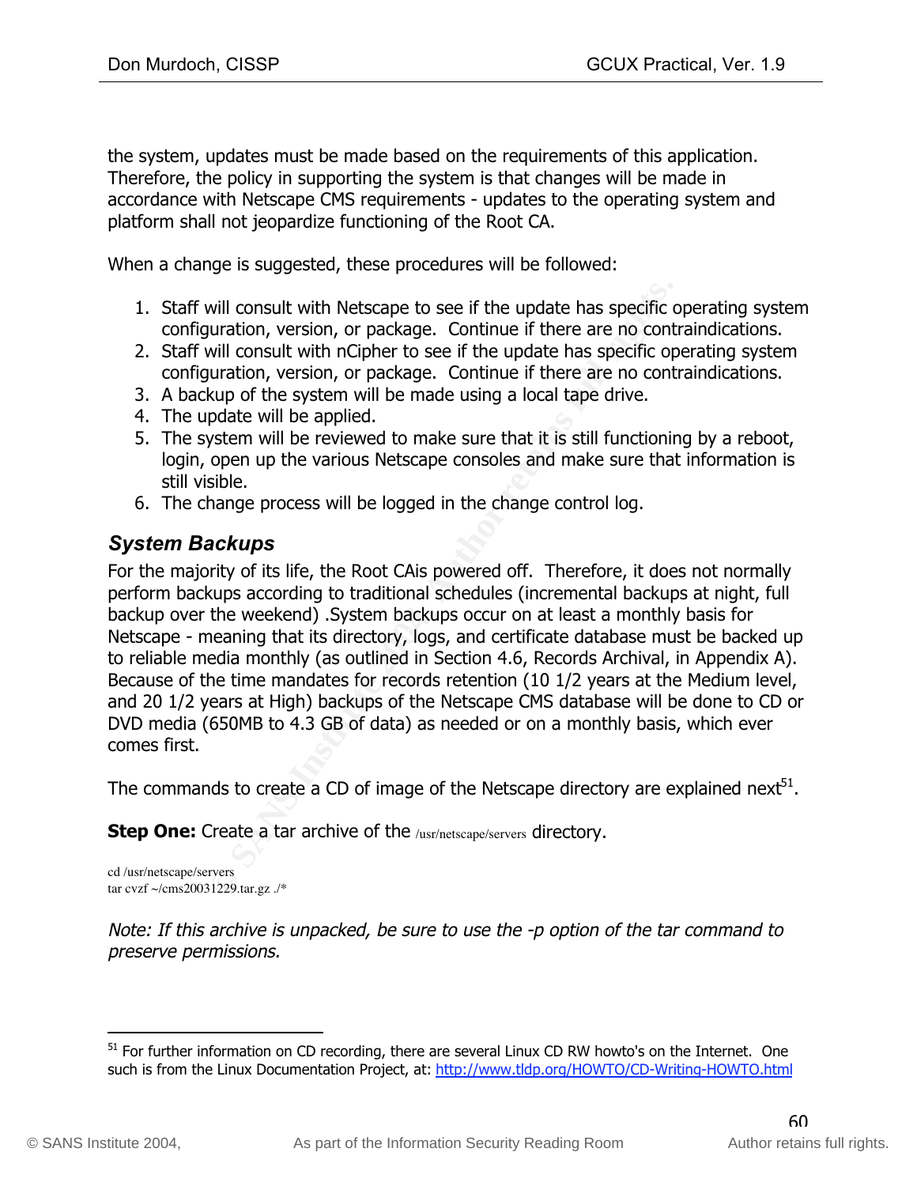the system, updates must be made based on the requirements of this application. Therefore, the policy in supporting the system is that changes will be made in accordance with Netscape CMS requirements - updates to the operating system and platform shall not jeopardize functioning of the Root CA.

When a change is suggested, these procedures will be followed:

1. Staff will consult with Netscape to see if the update has specific operating system configuration, version, or package. Continue if there are no contraindications.
2. Staff will consult with nCipher to see if the update has specific operating system configuration, version, or package. Continue if there are no contraindications.
3. A backup of the system will be made using a local tape drive.
4. The update will be applied.
5. The system will be reviewed to make sure that it is still functioning by a reboot, login, open up the various Netscape consoles and make sure that information is still visible.
6. The change process will be logged in the change control log.

### System Backups

For the majority of its life, the Root CAis powered off. Therefore, it does not normally perform backups according to traditional schedules (incremental backups at night, full backup over the weekend) .System backups occur on at least a monthly basis for Netscape - meaning that its directory, logs, and certificate database must be backed up to reliable media monthly (as outlined in Section 4.6, Records Archival, in Appendix A). Because of the time mandates for records retention (10 1/2 years at the Medium level, and 20 1/2 years at High) backups of the Netscape CMS database will be done to CD or DVD media (650MB to 4.3 GB of data) as needed or on a monthly basis, which ever comes first.

The commands to create a CD of image of the Netscape directory are explained next[51].

**Step One:** Create a tar archive of the /usr/netscape/servers directory.

```
cd /usr/netscape/servers
tar cvzf ~/cms20031229.tar.gz ./*
```

*Note: If this archive is unpacked, be sure to use the -p option of the tar command to preserve permissions.*

---

[51] For further information on CD recording, there are several Linux CD RW howto's on the Internet. One such is from the Linux Documentation Project, at: http://www.tldp.org/HOWTO/CD-Writing-HOWTO.html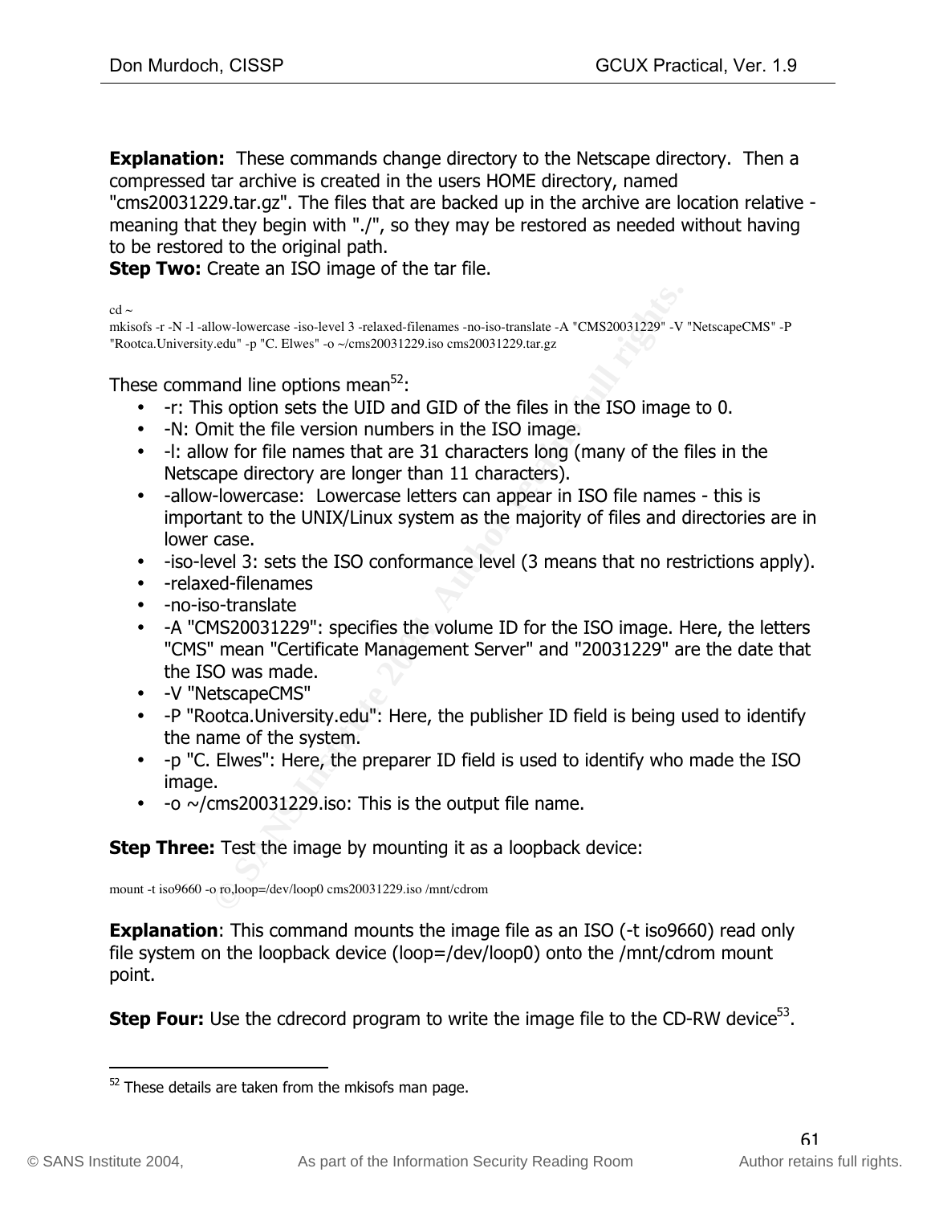**Explanation:** These commands change directory to the Netscape directory. Then a compressed tar archive is created in the users HOME directory, named "cms20031229.tar.gz". The files that are backed up in the archive are location relative - meaning that they begin with "./", so they may be restored as needed without having to be restored to the original path.

**Step Two:** Create an ISO image of the tar file.

```
cd ~
mkisofs -r -N -l -allow-lowercase -iso-level 3 -relaxed-filenames -no-iso-translate -A "CMS20031229" -V "NetscapeCMS" -P "Rootca.University.edu" -p "C. Elwes" -o ~/cms20031229.iso cms20031229.tar.gz
```

These command line options mean[52]:

- -r: This option sets the UID and GID of the files in the ISO image to 0.
- -N: Omit the file version numbers in the ISO image.
- -l: allow for file names that are 31 characters long (many of the files in the Netscape directory are longer than 11 characters).
- -allow-lowercase: Lowercase letters can appear in ISO file names - this is important to the UNIX/Linux system as the majority of files and directories are in lower case.
- -iso-level 3: sets the ISO conformance level (3 means that no restrictions apply).
- -relaxed-filenames
- -no-iso-translate
- -A "CMS20031229": specifies the volume ID for the ISO image. Here, the letters "CMS" mean "Certificate Management Server" and "20031229" are the date that the ISO was made.
- -V "NetscapeCMS"
- -P "Rootca.University.edu": Here, the publisher ID field is being used to identify the name of the system.
- -p "C. Elwes": Here, the preparer ID field is used to identify who made the ISO image.
- -o ~/cms20031229.iso: This is the output file name.

**Step Three:** Test the image by mounting it as a loopback device:

```
mount -t iso9660 -o ro,loop=/dev/loop0 cms20031229.iso /mnt/cdrom
```

**Explanation**: This command mounts the image file as an ISO (-t iso9660) read only file system on the loopback device (loop=/dev/loop0) onto the /mnt/cdrom mount point.

**Step Four:** Use the cdrecord program to write the image file to the CD-RW device[53].

---

[52] These details are taken from the mkisofs man page.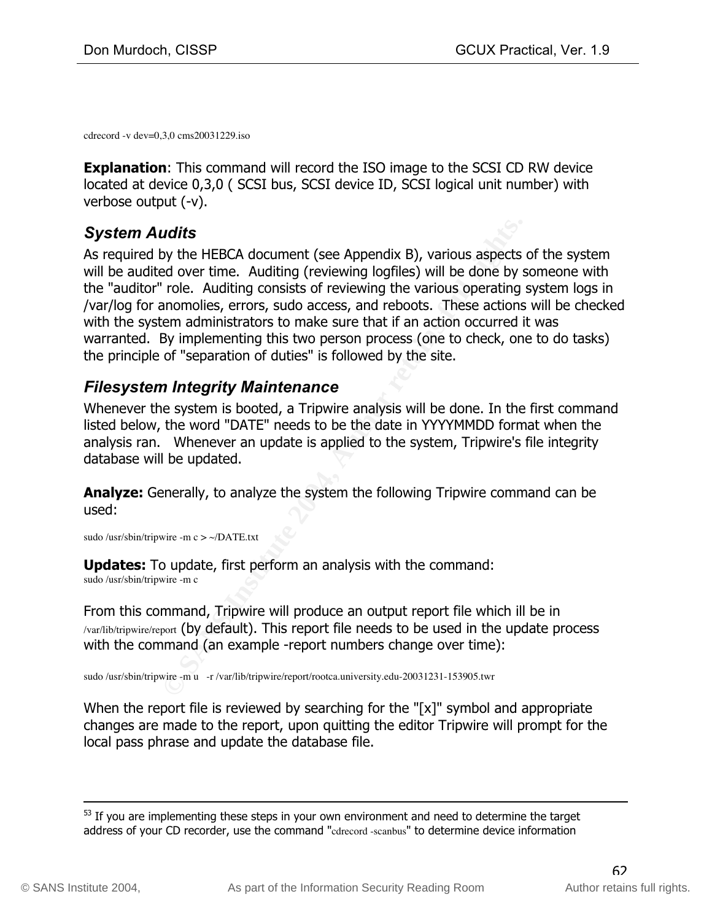```
cdrecord -v dev=0,3,0 cms20031229.iso
```

**Explanation**: This command will record the ISO image to the SCSI CD RW device located at device 0,3,0 ( SCSI bus, SCSI device ID, SCSI logical unit number) with verbose output (-v).

### System Audits

As required by the HEBCA document (see Appendix B), various aspects of the system will be audited over time. Auditing (reviewing logfiles) will be done by someone with the "auditor" role. Auditing consists of reviewing the various operating system logs in /var/log for anomolies, errors, sudo access, and reboots. These actions will be checked with the system administrators to make sure that if an action occurred it was warranted. By implementing this two person process (one to check, one to do tasks) the principle of "separation of duties" is followed by the site.

### Filesystem Integrity Maintenance

Whenever the system is booted, a Tripwire analysis will be done. In the first command listed below, the word "DATE" needs to be the date in YYYYMMDD format when the analysis ran. Whenever an update is applied to the system, Tripwire's file integrity database will be updated.

**Analyze:** Generally, to analyze the system the following Tripwire command can be used:

```
sudo /usr/sbin/tripwire -m c > ~/DATE.txt
```

**Updates:** To update, first perform an analysis with the command:

```
sudo /usr/sbin/tripwire -m c
```

From this command, Tripwire will produce an output report file which ill be in /var/lib/tripwire/report (by default). This report file needs to be used in the update process with the command (an example -report numbers change over time):

```
sudo /usr/sbin/tripwire -m u   -r /var/lib/tripwire/report/rootca.university.edu-20031231-153905.twr
```

When the report file is reviewed by searching for the "[x]" symbol and appropriate changes are made to the report, upon quitting the editor Tripwire will prompt for the local pass phrase and update the database file.

---

[53] If you are implementing these steps in your own environment and need to determine the target address of your CD recorder, use the command "cdrecord -scanbus" to determine device information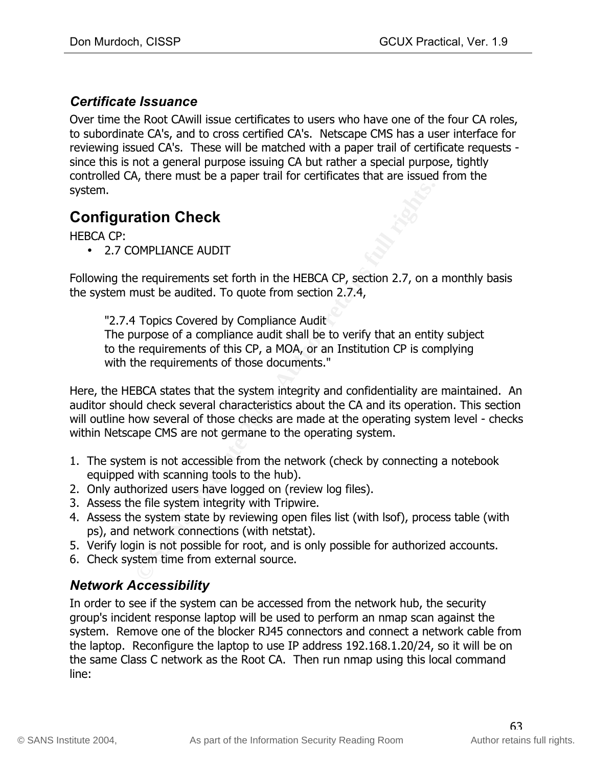### Certificate Issuance

Over time the Root CAwill issue certificates to users who have one of the four CA roles, to subordinate CA's, and to cross certified CA's. Netscape CMS has a user interface for reviewing issued CA's. These will be matched with a paper trail of certificate requests - since this is not a general purpose issuing CA but rather a special purpose, tightly controlled CA, there must be a paper trail for certificates that are issued from the system.

## Configuration Check

HEBCA CP:

- 2.7 COMPLIANCE AUDIT

Following the requirements set forth in the HEBCA CP, section 2.7, on a monthly basis the system must be audited. To quote from section 2.7.4,

> "2.7.4 Topics Covered by Compliance Audit
> The purpose of a compliance audit shall be to verify that an entity subject to the requirements of this CP, a MOA, or an Institution CP is complying with the requirements of those documents."

Here, the HEBCA states that the system integrity and confidentiality are maintained. An auditor should check several characteristics about the CA and its operation. This section will outline how several of those checks are made at the operating system level - checks within Netscape CMS are not germane to the operating system.

1. The system is not accessible from the network (check by connecting a notebook equipped with scanning tools to the hub).
2. Only authorized users have logged on (review log files).
3. Assess the file system integrity with Tripwire.
4. Assess the system state by reviewing open files list (with lsof), process table (with ps), and network connections (with netstat).
5. Verify login is not possible for root, and is only possible for authorized accounts.
6. Check system time from external source.

### Network Accessibility

In order to see if the system can be accessed from the network hub, the security group's incident response laptop will be used to perform an nmap scan against the system. Remove one of the blocker RJ45 connectors and connect a network cable from the laptop. Reconfigure the laptop to use IP address 192.168.1.20/24, so it will be on the same Class C network as the Root CA. Then run nmap using this local command line: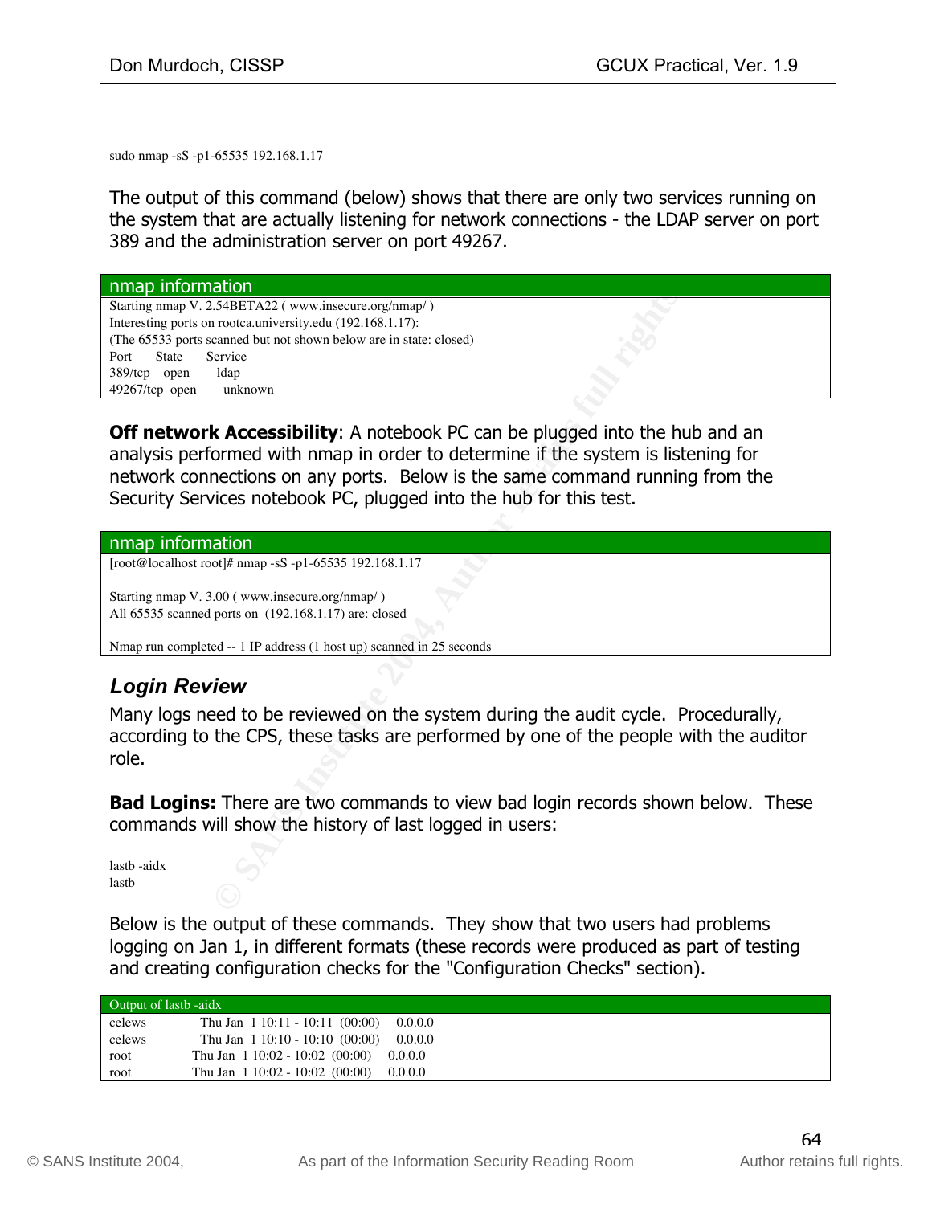```
sudo nmap -sS -p1-65535 192.168.1.17
```

The output of this command (below) shows that there are only two services running on the system that are actually listening for network connections - the LDAP server on port 389 and the administration server on port 49267.

**nmap information**

```
Starting nmap V. 2.54BETA22 ( www.insecure.org/nmap/ )
Interesting ports on rootca.university.edu (192.168.1.17):
(The 65533 ports scanned but not shown below are in state: closed)
Port       State      Service
389/tcp    open       ldap
49267/tcp  open       unknown
```

**Off network Accessibility**: A notebook PC can be plugged into the hub and an analysis performed with nmap in order to determine if the system is listening for network connections on any ports. Below is the same command running from the Security Services notebook PC, plugged into the hub for this test.

**nmap information**

```
[root@localhost root]# nmap -sS -p1-65535 192.168.1.17

Starting nmap V. 3.00 ( www.insecure.org/nmap/ )
All 65535 scanned ports on  (192.168.1.17) are: closed

Nmap run completed -- 1 IP address (1 host up) scanned in 25 seconds
```

### *Login Review*

Many logs need to be reviewed on the system during the audit cycle. Procedurally, according to the CPS, these tasks are performed by one of the people with the auditor role.

**Bad Logins:** There are two commands to view bad login records shown below. These commands will show the history of last logged in users:

```
lastb -aidx
lastb
```

Below is the output of these commands. They show that two users had problems logging on Jan 1, in different formats (these records were produced as part of testing and creating configuration checks for the "Configuration Checks" section).

**Output of lastb -aidx**

```
celews      Thu Jan  1 10:11 - 10:11  (00:00)     0.0.0.0
celews      Thu Jan  1 10:10 - 10:10  (00:00)     0.0.0.0
root        Thu Jan  1 10:02 - 10:02  (00:00)     0.0.0.0
root        Thu Jan  1 10:02 - 10:02  (00:00)     0.0.0.0
```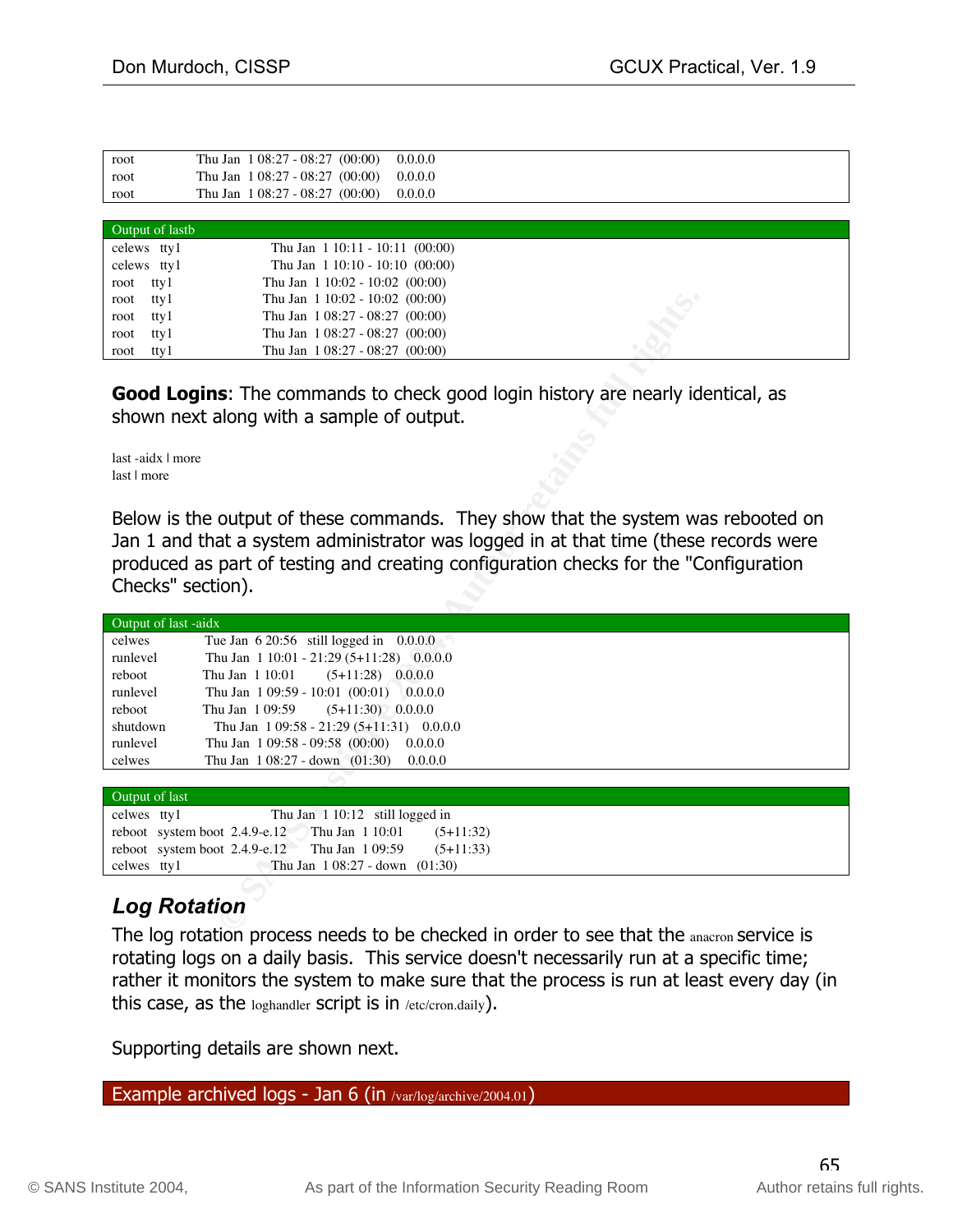```
root        Thu Jan  1 08:27 - 08:27  (00:00)     0.0.0.0
root        Thu Jan  1 08:27 - 08:27  (00:00)     0.0.0.0
root        Thu Jan  1 08:27 - 08:27  (00:00)     0.0.0.0
```

**Output of lastb**

```
celews  tty1          Thu Jan  1 10:11 - 10:11  (00:00)
celews  tty1          Thu Jan  1 10:10 - 10:10  (00:00)
root    tty1          Thu Jan  1 10:02 - 10:02  (00:00)
root    tty1          Thu Jan  1 10:02 - 10:02  (00:00)
root    tty1          Thu Jan  1 08:27 - 08:27  (00:00)
root    tty1          Thu Jan  1 08:27 - 08:27  (00:00)
root    tty1          Thu Jan  1 08:27 - 08:27  (00:00)
```

**Good Logins**: The commands to check good login history are nearly identical, as shown next along with a sample of output.

```
last -aidx | more
last | more
```

Below is the output of these commands. They show that the system was rebooted on Jan 1 and that a system administrator was logged in at that time (these records were produced as part of testing and creating configuration checks for the "Configuration Checks" section).

**Output of last -aidx**

```
celwes     Tue Jan  6 20:56   still logged in    0.0.0.0
runlevel   Thu Jan  1 10:01 - 21:29 (5+11:28)   0.0.0.0
reboot     Thu Jan  1 10:01        (5+11:28)    0.0.0.0
runlevel   Thu Jan  1 09:59 - 10:01  (00:01)    0.0.0.0
reboot     Thu Jan  1 09:59        (5+11:30)    0.0.0.0
shutdown   Thu Jan  1 09:58 - 21:29 (5+11:31)   0.0.0.0
runlevel   Thu Jan  1 09:58 - 09:58  (00:00)    0.0.0.0
celwes     Thu Jan  1 08:27 - down   (01:30)    0.0.0.0
```

**Output of last**

```
celwes  tty1                    Thu Jan  1 10:12   still logged in
reboot  system boot  2.4.9-e.12   Thu Jan  1 10:01        (5+11:32)
reboot  system boot  2.4.9-e.12   Thu Jan  1 09:59        (5+11:33)
celwes  tty1                    Thu Jan  1 08:27 - down   (01:30)
```

### *Log Rotation*

The log rotation process needs to be checked in order to see that the anacron service is rotating logs on a daily basis. This service doesn't necessarily run at a specific time; rather it monitors the system to make sure that the process is run at least every day (in this case, as the loghandler script is in /etc/cron.daily).

Supporting details are shown next.

**Example archived logs - Jan 6 (in /var/log/archive/2004.01)**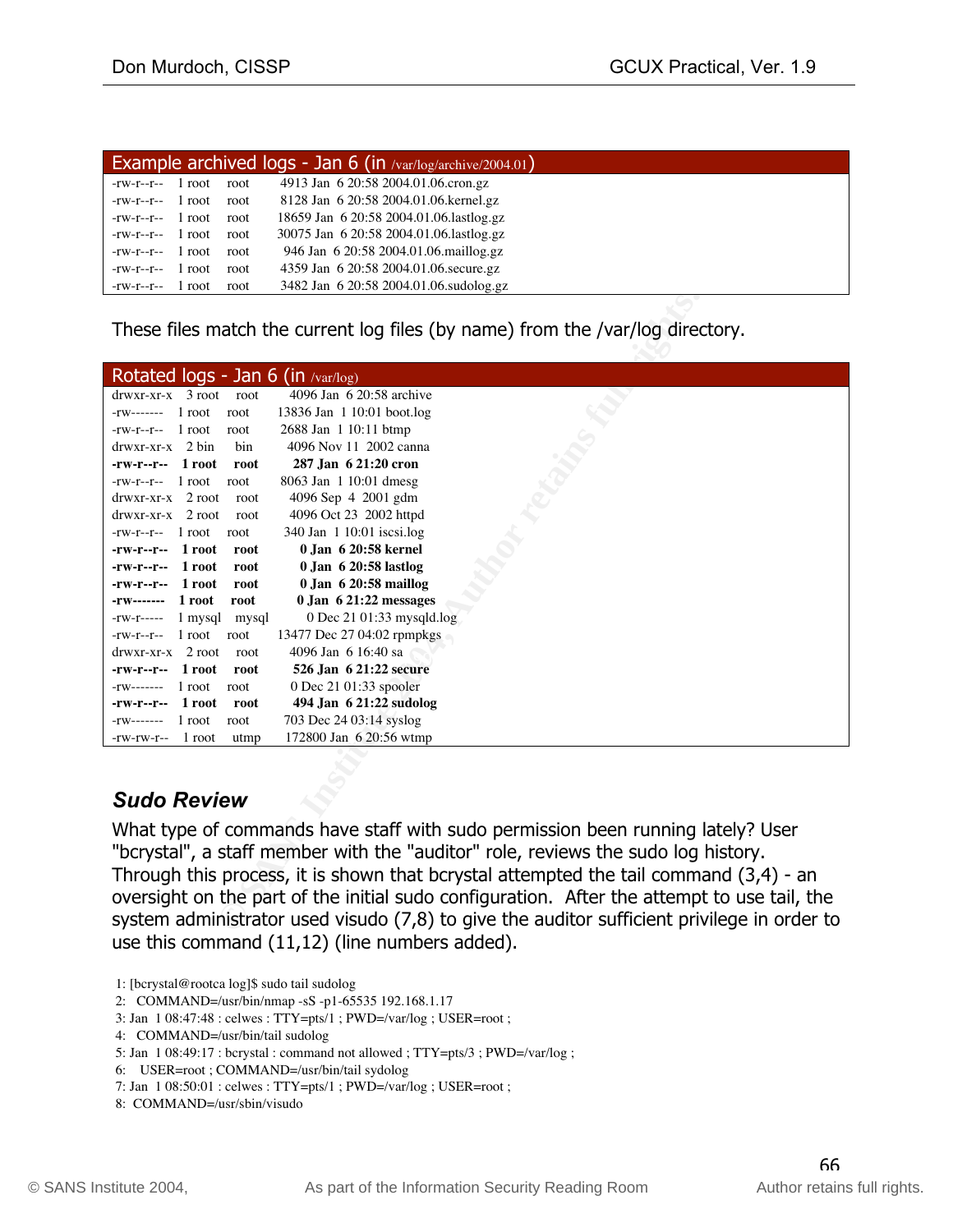| Example archived logs - Jan 6 (in /var/log/archive/2004.01) |
|---|
| -rw-r--r-- 1 root root 4913 Jan 6 20:58 2004.01.06.cron.gz |
| -rw-r--r-- 1 root root 8128 Jan 6 20:58 2004.01.06.kernel.gz |
| -rw-r--r-- 1 root root 18659 Jan 6 20:58 2004.01.06.lastlog.gz |
| -rw-r--r-- 1 root root 30075 Jan 6 20:58 2004.01.06.lastlog.gz |
| -rw-r--r-- 1 root root 946 Jan 6 20:58 2004.01.06.maillog.gz |
| -rw-r--r-- 1 root root 4359 Jan 6 20:58 2004.01.06.secure.gz |
| -rw-r--r-- 1 root root 3482 Jan 6 20:58 2004.01.06.sudolog.gz |

These files match the current log files (by name) from the /var/log directory.

| Rotated logs - Jan 6 (in /var/log) |
|---|
| drwxr-xr-x 3 root root 4096 Jan 6 20:58 archive |
| -rw------- 1 root root 13836 Jan 1 10:01 boot.log |
| -rw-r--r-- 1 root root 2688 Jan 1 10:11 btmp |
| drwxr-xr-x 2 bin bin 4096 Nov 11 2002 canna |
| **-rw-r--r-- 1 root root 287 Jan 6 21:20 cron** |
| -rw-r--r-- 1 root root 8063 Jan 1 10:01 dmesg |
| drwxr-xr-x 2 root root 4096 Sep 4 2001 gdm |
| drwxr-xr-x 2 root root 4096 Oct 23 2002 httpd |
| -rw-r--r-- 1 root root 340 Jan 1 10:01 iscsi.log |
| **-rw-r--r-- 1 root root 0 Jan 6 20:58 kernel** |
| **-rw-r--r-- 1 root root 0 Jan 6 20:58 lastlog** |
| **-rw-r--r-- 1 root root 0 Jan 6 20:58 maillog** |
| **-rw------- 1 root root 0 Jan 6 21:22 messages** |
| -rw-r----- 1 mysql mysql 0 Dec 21 01:33 mysqld.log |
| -rw-r--r-- 1 root root 13477 Dec 27 04:02 rpmpkgs |
| drwxr-xr-x 2 root root 4096 Jan 6 16:40 sa |
| **-rw-r--r-- 1 root root 526 Jan 6 21:22 secure** |
| -rw------- 1 root root 0 Dec 21 01:33 spooler |
| **-rw-r--r-- 1 root root 494 Jan 6 21:22 sudolog** |
| -rw------- 1 root root 703 Dec 24 03:14 syslog |
| -rw-rw-r-- 1 root utmp 172800 Jan 6 20:56 wtmp |

### *Sudo Review*

What type of commands have staff with sudo permission been running lately? User "bcrystal", a staff member with the "auditor" role, reviews the sudo log history. Through this process, it is shown that bcrystal attempted the tail command (3,4) - an oversight on the part of the initial sudo configuration. After the attempt to use tail, the system administrator used visudo (7,8) to give the auditor sufficient privilege in order to use this command (11,12) (line numbers added).

```
1: [bcrystal@rootca log]$ sudo tail sudolog
2:   COMMAND=/usr/bin/nmap -sS -p1-65535 192.168.1.17
3: Jan  1 08:47:48 : celwes : TTY=pts/1 ; PWD=/var/log ; USER=root ;
4:   COMMAND=/usr/bin/tail sudolog
5: Jan  1 08:49:17 : bcrystal : command not allowed ; TTY=pts/3 ; PWD=/var/log ;
6:    USER=root ; COMMAND=/usr/bin/tail sydolog
7: Jan  1 08:50:01 : celwes : TTY=pts/1 ; PWD=/var/log ; USER=root ;
8:   COMMAND=/usr/sbin/visudo
```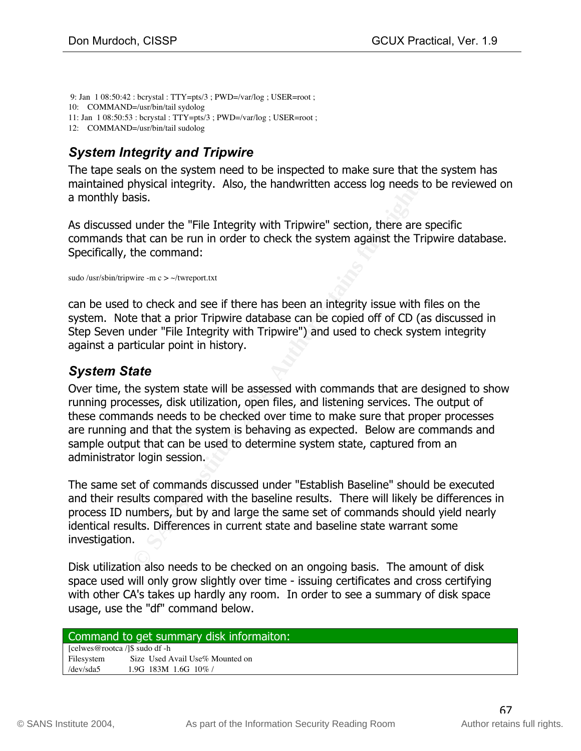```
 9: Jan  1 08:50:42 : bcrystal : TTY=pts/3 ; PWD=/var/log ; USER=root ;
10:    COMMAND=/usr/bin/tail sydolog
11: Jan  1 08:50:53 : bcrystal : TTY=pts/3 ; PWD=/var/log ; USER=root ;
12:    COMMAND=/usr/bin/tail sudolog
```

### *System Integrity and Tripwire*

The tape seals on the system need to be inspected to make sure that the system has maintained physical integrity. Also, the handwritten access log needs to be reviewed on a monthly basis.

As discussed under the "File Integrity with Tripwire" section, there are specific commands that can be run in order to check the system against the Tripwire database. Specifically, the command:

```
sudo /usr/sbin/tripwire -m c > ~/twreport.txt
```

can be used to check and see if there has been an integrity issue with files on the system. Note that a prior Tripwire database can be copied off of CD (as discussed in Step Seven under "File Integrity with Tripwire") and used to check system integrity against a particular point in history.

### *System State*

Over time, the system state will be assessed with commands that are designed to show running processes, disk utilization, open files, and listening services. The output of these commands needs to be checked over time to make sure that proper processes are running and that the system is behaving as expected. Below are commands and sample output that can be used to determine system state, captured from an administrator login session.

The same set of commands discussed under "Establish Baseline" should be executed and their results compared with the baseline results. There will likely be differences in process ID numbers, but by and large the same set of commands should yield nearly identical results. Differences in current state and baseline state warrant some investigation.

Disk utilization also needs to be checked on an ongoing basis. The amount of disk space used will only grow slightly over time - issuing certificates and cross certifying with other CA's takes up hardly any room. In order to see a summary of disk space usage, use the "df" command below.

**Command to get summary disk informaiton:**

```
[celwes@rootca /]$ sudo df -h
Filesystem           Size  Used Avail Use% Mounted on
/dev/sda5            1.9G  183M  1.6G  10% /
```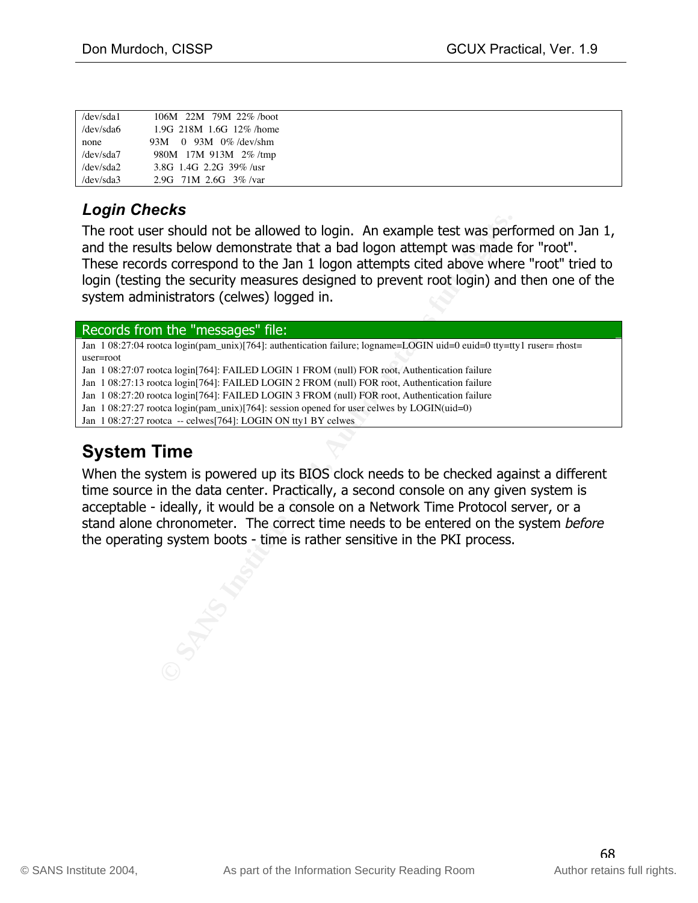```
/dev/sda1          106M   22M   79M  22% /boot
/dev/sda6          1.9G  218M  1.6G  12% /home
none               93M     0   93M   0% /dev/shm
/dev/sda7          980M   17M  913M   2% /tmp
/dev/sda2          3.8G  1.4G  2.2G  39% /usr
/dev/sda3          2.9G   71M  2.6G   3% /var
```

### *Login Checks*

The root user should not be allowed to login. An example test was performed on Jan 1, and the results below demonstrate that a bad logon attempt was made for "root". These records correspond to the Jan 1 logon attempts cited above where "root" tried to login (testing the security measures designed to prevent root login) and then one of the system administrators (celwes) logged in.

Records from the "messages" file:

```
Jan  1 08:27:04 rootca login(pam_unix)[764]: authentication failure; logname=LOGIN uid=0 euid=0 tty=tty1 ruser= rhost= user=root
Jan  1 08:27:07 rootca login[764]: FAILED LOGIN 1 FROM (null) FOR root, Authentication failure
Jan  1 08:27:13 rootca login[764]: FAILED LOGIN 2 FROM (null) FOR root, Authentication failure
Jan  1 08:27:20 rootca login[764]: FAILED LOGIN 3 FROM (null) FOR root, Authentication failure
Jan  1 08:27:27 rootca login(pam_unix)[764]: session opened for user celwes by LOGIN(uid=0)
Jan  1 08:27:27 rootca  -- celwes[764]: LOGIN ON tty1 BY celwes
```

## System Time

When the system is powered up its BIOS clock needs to be checked against a different time source in the data center. Practically, a second console on any given system is acceptable - ideally, it would be a console on a Network Time Protocol server, or a stand alone chronometer. The correct time needs to be entered on the system *before* the operating system boots - time is rather sensitive in the PKI process.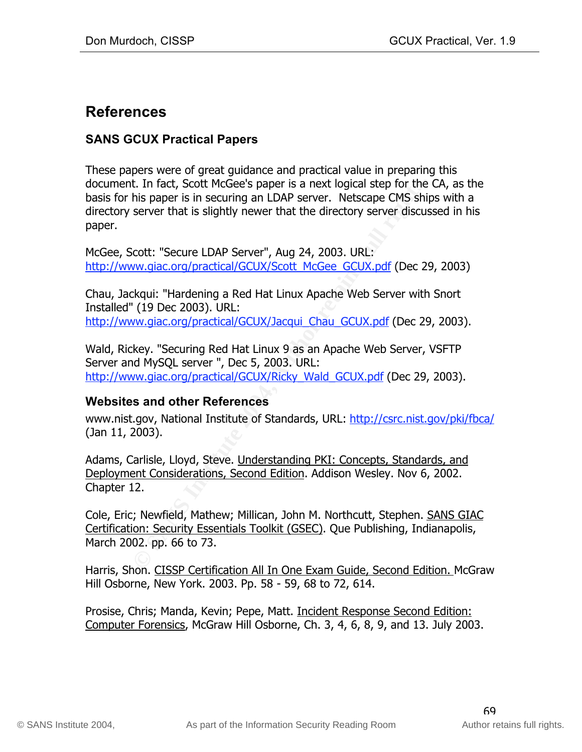## References

### SANS GCUX Practical Papers

These papers were of great guidance and practical value in preparing this document. In fact, Scott McGee's paper is a next logical step for the CA, as the basis for his paper is in securing an LDAP server. Netscape CMS ships with a directory server that is slightly newer that the directory server discussed in his paper.

McGee, Scott: "Secure LDAP Server", Aug 24, 2003. URL: http://www.giac.org/practical/GCUX/Scott_McGee_GCUX.pdf (Dec 29, 2003)

Chau, Jackqui: "Hardening a Red Hat Linux Apache Web Server with Snort Installed" (19 Dec 2003). URL: http://www.giac.org/practical/GCUX/Jacqui_Chau_GCUX.pdf (Dec 29, 2003).

Wald, Rickey. "Securing Red Hat Linux 9 as an Apache Web Server, VSFTP Server and MySQL server ", Dec 5, 2003. URL: http://www.giac.org/practical/GCUX/Ricky_Wald_GCUX.pdf (Dec 29, 2003).

### Websites and other References

www.nist.gov, National Institute of Standards, URL: http://csrc.nist.gov/pki/fbca/ (Jan 11, 2003).

Adams, Carlisle, Lloyd, Steve. Understanding PKI: Concepts, Standards, and Deployment Considerations, Second Edition. Addison Wesley. Nov 6, 2002. Chapter 12.

Cole, Eric; Newfield, Mathew; Millican, John M. Northcutt, Stephen. SANS GIAC Certification: Security Essentials Toolkit (GSEC). Que Publishing, Indianapolis, March 2002. pp. 66 to 73.

Harris, Shon. CISSP Certification All In One Exam Guide, Second Edition. McGraw Hill Osborne, New York. 2003. Pp. 58 - 59, 68 to 72, 614.

Prosise, Chris; Manda, Kevin; Pepe, Matt. Incident Response Second Edition: Computer Forensics, McGraw Hill Osborne, Ch. 3, 4, 6, 8, 9, and 13. July 2003.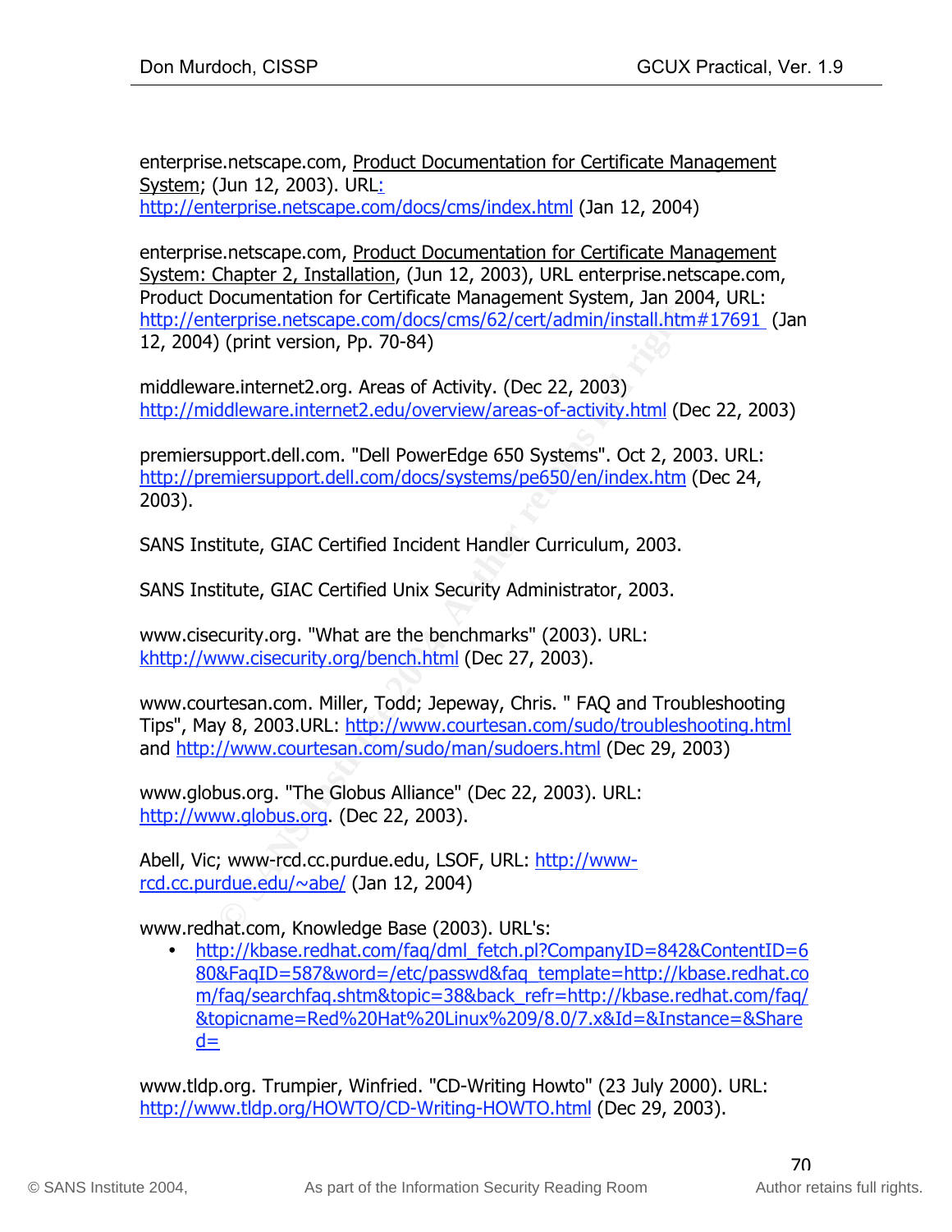enterprise.netscape.com, Product Documentation for Certificate Management System; (Jun 12, 2003). URL: http://enterprise.netscape.com/docs/cms/index.html (Jan 12, 2004)

enterprise.netscape.com, Product Documentation for Certificate Management System: Chapter 2, Installation, (Jun 12, 2003), URL enterprise.netscape.com, Product Documentation for Certificate Management System, Jan 2004, URL: http://enterprise.netscape.com/docs/cms/62/cert/admin/install.htm#17691 (Jan 12, 2004) (print version, Pp. 70-84)

middleware.internet2.org. Areas of Activity. (Dec 22, 2003) http://middleware.internet2.edu/overview/areas-of-activity.html (Dec 22, 2003)

premiersupport.dell.com. "Dell PowerEdge 650 Systems". Oct 2, 2003. URL: http://premiersupport.dell.com/docs/systems/pe650/en/index.htm (Dec 24, 2003).

SANS Institute, GIAC Certified Incident Handler Curriculum, 2003.

SANS Institute, GIAC Certified Unix Security Administrator, 2003.

www.cisecurity.org. "What are the benchmarks" (2003). URL: khttp://www.cisecurity.org/bench.html (Dec 27, 2003).

www.courtesan.com. Miller, Todd; Jepeway, Chris. " FAQ and Troubleshooting Tips", May 8, 2003.URL: http://www.courtesan.com/sudo/troubleshooting.html and http://www.courtesan.com/sudo/man/sudoers.html (Dec 29, 2003)

www.globus.org. "The Globus Alliance" (Dec 22, 2003). URL: http://www.globus.org. (Dec 22, 2003).

Abell, Vic; www-rcd.cc.purdue.edu, LSOF, URL: http://www-rcd.cc.purdue.edu/~abe/ (Jan 12, 2004)

www.redhat.com, Knowledge Base (2003). URL's:

- http://kbase.redhat.com/faq/dml_fetch.pl?CompanyID=842&ContentID=680&FaqID=587&word=/etc/passwd&faq_template=http://kbase.redhat.com/faq/searchfaq.shtm&topic=38&back_refr=http://kbase.redhat.com/faq/&topicname=Red%20Hat%20Linux%209/8.0/7.x&Id=&Instance=&Shared=

www.tldp.org. Trumpier, Winfried. "CD-Writing Howto" (23 July 2000). URL: http://www.tldp.org/HOWTO/CD-Writing-HOWTO.html (Dec 29, 2003).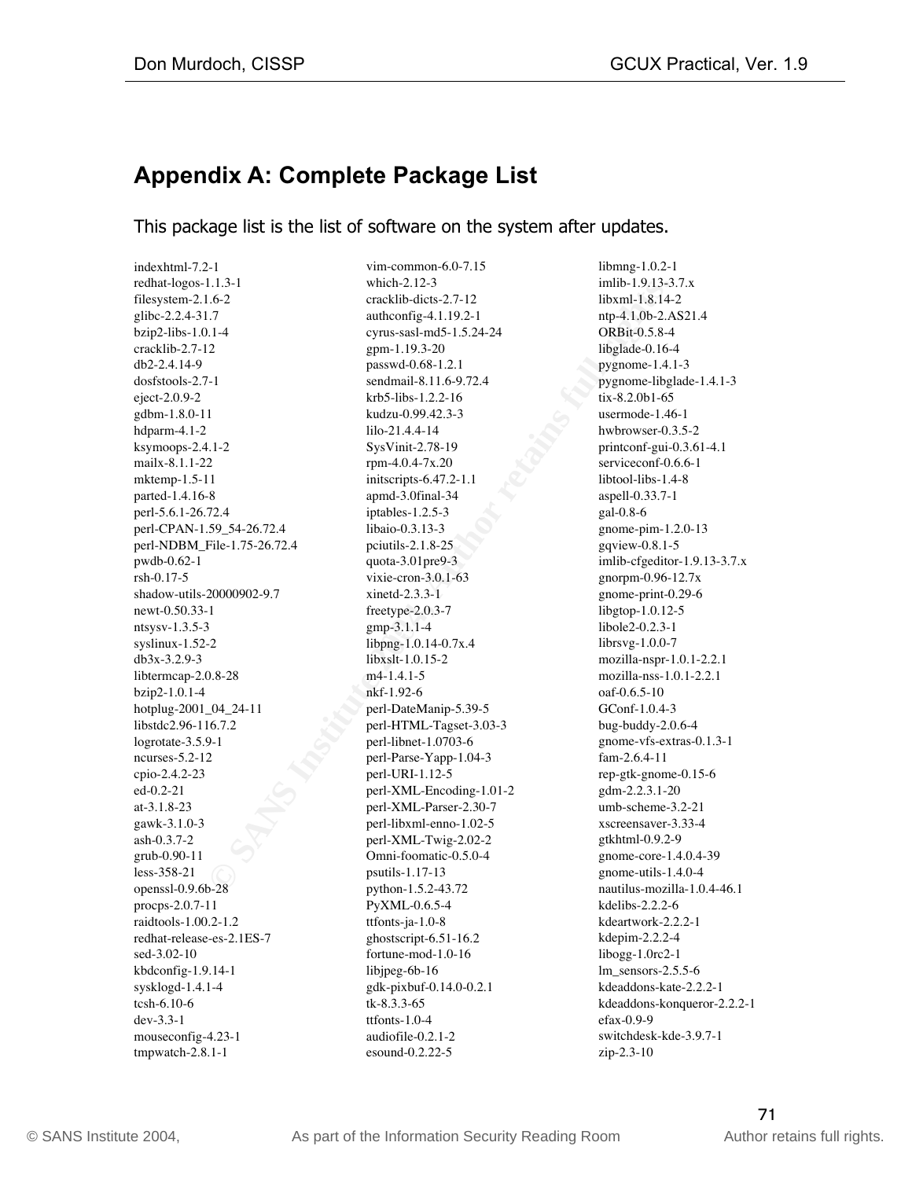## Appendix A: Complete Package List

This package list is the list of software on the system after updates.

indexhtml-7.2-1
redhat-logos-1.1.3-1
filesystem-2.1.6-2
glibc-2.2.4-31.7
bzip2-libs-1.0.1-4
cracklib-2.7-12
db2-2.4.14-9
dosfstools-2.7-1
eject-2.0.9-2
gdbm-1.8.0-11
hdparm-4.1-2
ksymoops-2.4.1-2
mailx-8.1.1-22
mktemp-1.5-11
parted-1.4.16-8
perl-5.6.1-26.72.4
perl-CPAN-1.59_54-26.72.4
perl-NDBM_File-1.75-26.72.4
pwdb-0.62-1
rsh-0.17-5
shadow-utils-20000902-9.7
newt-0.50.33-1
ntsysv-1.3.5-3
syslinux-1.52-2
db3x-3.2.9-3
libtermcap-2.0.8-28
bzip2-1.0.1-4
hotplug-2001_04_24-11
libstdc2.96-116.7.2
logrotate-3.5.9-1
ncurses-5.2-12
cpio-2.4.2-23
ed-0.2-21
at-3.1.8-23
gawk-3.1.0-3
ash-0.3.7-2
grub-0.90-11
less-358-21
openssl-0.9.6b-28
procps-2.0.7-11
raidtools-1.00.2-1.2
redhat-release-es-2.1ES-7
sed-3.02-10
kbdconfig-1.9.14-1
sysklogd-1.4.1-4
tcsh-6.10-6
dev-3.3-1
mouseconfig-4.23-1
tmpwatch-2.8.1-1
vim-common-6.0-7.15
which-2.12-3
cracklib-dicts-2.7-12
authconfig-4.1.19.2-1
cyrus-sasl-md5-1.5.24-24
gpm-1.19.3-20
passwd-0.68-1.2.1
sendmail-8.11.6-9.72.4
krb5-libs-1.2.2-16
kudzu-0.99.42.3-3
lilo-21.4.4-14
SysVinit-2.78-19
rpm-4.0.4-7x.20
initscripts-6.47.2-1.1
apmd-3.0final-34
iptables-1.2.5-3
libaio-0.3.13-3
pciutils-2.1.8-25
quota-3.01pre9-3
vixie-cron-3.0.1-63
xinetd-2.3.3-1
freetype-2.0.3-7
gmp-3.1.1-4
libpng-1.0.14-0.7x.4
libxslt-1.0.15-2
m4-1.4.1-5
nkf-1.92-6
perl-DateManip-5.39-5
perl-HTML-Tagset-3.03-3
perl-libnet-1.0703-6
perl-Parse-Yapp-1.04-3
perl-URI-1.12-5
perl-XML-Encoding-1.01-2
perl-XML-Parser-2.30-7
perl-libxml-enno-1.02-5
perl-XML-Twig-2.02-2
Omni-foomatic-0.5.0-4
psutils-1.17-13
python-1.5.2-43.72
PyXML-0.6.5-4
ttfonts-ja-1.0-8
ghostscript-6.51-16.2
fortune-mod-1.0-16
libjpeg-6b-16
gdk-pixbuf-0.14.0-0.2.1
tk-8.3.3-65
ttfonts-1.0-4
audiofile-0.2.1-2
esound-0.2.22-5
libmng-1.0.2-1
imlib-1.9.13-3.7.x
libxml-1.8.14-2
ntp-4.1.0b-2.AS21.4
ORBit-0.5.8-4
libglade-0.16-4
pygnome-1.4.1-3
pygnome-libglade-1.4.1-3
tix-8.2.0b1-65
usermode-1.46-1
hwbrowser-0.3.5-2
printconf-gui-0.3.61-4.1
serviceconf-0.6.6-1
libtool-libs-1.4-8
aspell-0.33.7-1
gal-0.8-6
gnome-pim-1.2.0-13
gqview-0.8.1-5
imlib-cfgeditor-1.9.13-3.7.x
gnorpm-0.96-12.7x
gnome-print-0.29-6
libgtop-1.0.12-5
libole2-0.2.3-1
librsvg-1.0.0-7
mozilla-nspr-1.0.1-2.2.1
mozilla-nss-1.0.1-2.2.1
oaf-0.6.5-10
GConf-1.0.4-3
bug-buddy-2.0.6-4
gnome-vfs-extras-0.1.3-1
fam-2.6.4-11
rep-gtk-gnome-0.15-6
gdm-2.2.3.1-20
umb-scheme-3.2-21
xscreensaver-3.33-4
gtkhtml-0.9.2-9
gnome-core-1.4.0.4-39
gnome-utils-1.4.0-4
nautilus-mozilla-1.0.4-46.1
kdelibs-2.2.2-6
kdeartwork-2.2.2-1
kdepim-2.2.2-4
libogg-1.0rc2-1
lm_sensors-2.5.5-6
kdeaddons-kate-2.2.2-1
kdeaddons-konqueror-2.2.2-1
efax-0.9-9
switchdesk-kde-3.9.7-1
zip-2.3-10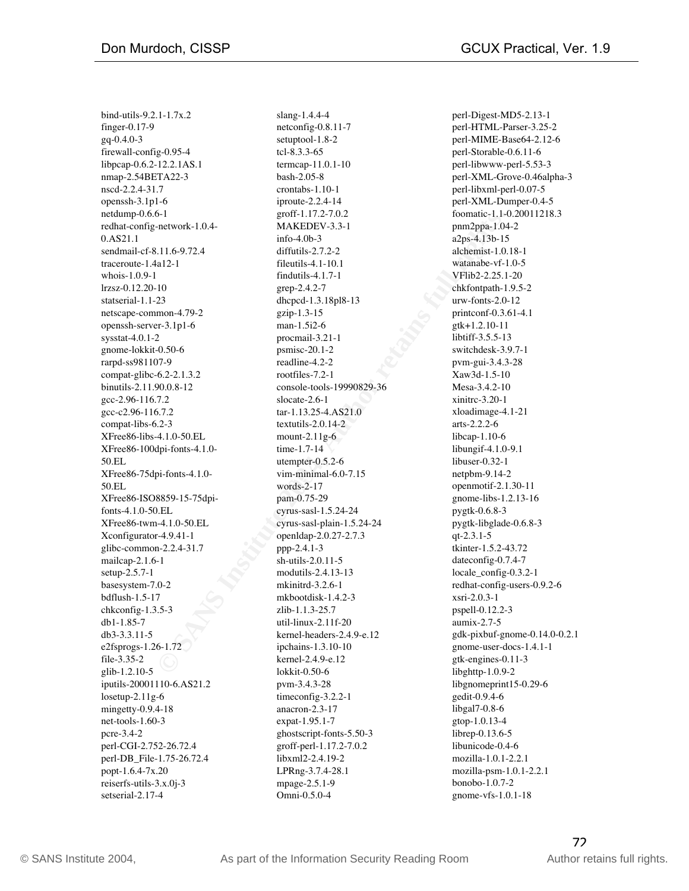bind-utils-9.2.1-1.7x.2
finger-0.17-9
gq-0.4.0-3
firewall-config-0.95-4
libpcap-0.6.2-12.2.1AS.1
nmap-2.54BETA22-3
nscd-2.2.4-31.7
openssh-3.1p1-6
netdump-0.6.6-1
redhat-config-network-1.0.4-0.AS21.1
sendmail-cf-8.11.6-9.72.4
traceroute-1.4a12-1
whois-1.0.9-1
lrzsz-0.12.20-10
statserial-1.1-23
netscape-common-4.79-2
openssh-server-3.1p1-6
sysstat-4.0.1-2
gnome-lokkit-0.50-6
rarpd-ss981107-9
compat-glibc-6.2-2.1.3.2
binutils-2.11.90.0.8-12
gcc-2.96-116.7.2
gcc-c2.96-116.7.2
compat-libs-6.2-3
XFree86-libs-4.1.0-50.EL
XFree86-100dpi-fonts-4.1.0-50.EL
XFree86-75dpi-fonts-4.1.0-50.EL
XFree86-ISO8859-15-75dpi-fonts-4.1.0-50.EL
XFree86-twm-4.1.0-50.EL
Xconfigurator-4.9.41-1
glibc-common-2.2.4-31.7
mailcap-2.1.6-1
setup-2.5.7-1
basesystem-7.0-2
bdflush-1.5-17
chkconfig-1.3.5-3
db1-1.85-7
db3-3.3.11-5
e2fsprogs-1.26-1.72
file-3.35-2
glib-1.2.10-5
iputils-20001110-6.AS21.2
losetup-2.11g-6
mingetty-0.9.4-18
net-tools-1.60-3
pcre-3.4-2
perl-CGI-2.752-26.72.4
perl-DB_File-1.75-26.72.4
popt-1.6.4-7x.20
reiserfs-utils-3.x.0j-3
setserial-2.17-4
slang-1.4.4-4
netconfig-0.8.11-7
setuptool-1.8-2
tcl-8.3.3-65
termcap-11.0.1-10
bash-2.05-8
crontabs-1.10-1
iproute-2.2.4-14
groff-1.17.2-7.0.2
MAKEDEV-3.3-1
info-4.0b-3
diffutils-2.7.2-2
fileutils-4.1-10.1
findutils-4.1.7-1
grep-2.4.2-7
dhcpcd-1.3.18pl8-13
gzip-1.3-15
man-1.5i2-6
procmail-3.21-1
psmisc-20.1-2
readline-4.2-2
rootfiles-7.2-1
console-tools-19990829-36
slocate-2.6-1
tar-1.13.25-4.AS21.0
textutils-2.0.14-2
mount-2.11g-6
time-1.7-14
utempter-0.5.2-6
vim-minimal-6.0-7.15
words-2-17
pam-0.75-29
cyrus-sasl-1.5.24-24
cyrus-sasl-plain-1.5.24-24
openldap-2.0.27-2.7.3
ppp-2.4.1-3
sh-utils-2.0.11-5
modutils-2.4.13-13
mkinitrd-3.2.6-1
mkbootdisk-1.4.2-3
zlib-1.1.3-25.7
util-linux-2.11f-20
kernel-headers-2.4.9-e.12
ipchains-1.3.10-10
kernel-2.4.9-e.12
lokkit-0.50-6
pvm-3.4.3-28
timeconfig-3.2.2-1
anacron-2.3-17
expat-1.95.1-7
ghostscript-fonts-5.50-3
groff-perl-1.17.2-7.0.2
libxml2-2.4.19-2
LPRng-3.7.4-28.1
mpage-2.5.1-9
Omni-0.5.0-4
perl-Digest-MD5-2.13-1
perl-HTML-Parser-3.25-2
perl-MIME-Base64-2.12-6
perl-Storable-0.6.11-6
perl-libwww-perl-5.53-3
perl-XML-Grove-0.46alpha-3
perl-libxml-perl-0.07-5
perl-XML-Dumper-0.4-5
foomatic-1.1-0.20011218.3
pnm2ppa-1.04-2
a2ps-4.13b-15
alchemist-1.0.18-1
watanabe-vf-1.0-5
VFlib2-2.25.1-20
chkfontpath-1.9.5-2
urw-fonts-2.0-12
printconf-0.3.61-4.1
gtk+1.2.10-11
libtiff-3.5.5-13
switchdesk-3.9.7-1
pvm-gui-3.4.3-28
Xaw3d-1.5-10
Mesa-3.4.2-10
xinitrc-3.20-1
xloadimage-4.1-21
arts-2.2.2-6
libcap-1.10-6
libungif-4.1.0-9.1
libuser-0.32-1
netpbm-9.14-2
openmotif-2.1.30-11
gnome-libs-1.2.13-16
pygtk-0.6.8-3
pygtk-libglade-0.6.8-3
qt-2.3.1-5
tkinter-1.5.2-43.72
dateconfig-0.7.4-7
locale_config-0.3.2-1
redhat-config-users-0.9.2-6
xsri-2.0.3-1
pspell-0.12.2-3
aumix-2.7-5
gdk-pixbuf-gnome-0.14.0-0.2.1
gnome-user-docs-1.4.1-1
gtk-engines-0.11-3
libghttp-1.0.9-2
libgnomeprint15-0.29-6
gedit-0.9.4-6
libgal7-0.8-6
gtop-1.0.13-4
librep-0.13.6-5
libunicode-0.4-6
mozilla-1.0.1-2.2.1
mozilla-psm-1.0.1-2.2.1
bonobo-1.0.7-2
gnome-vfs-1.0.1-18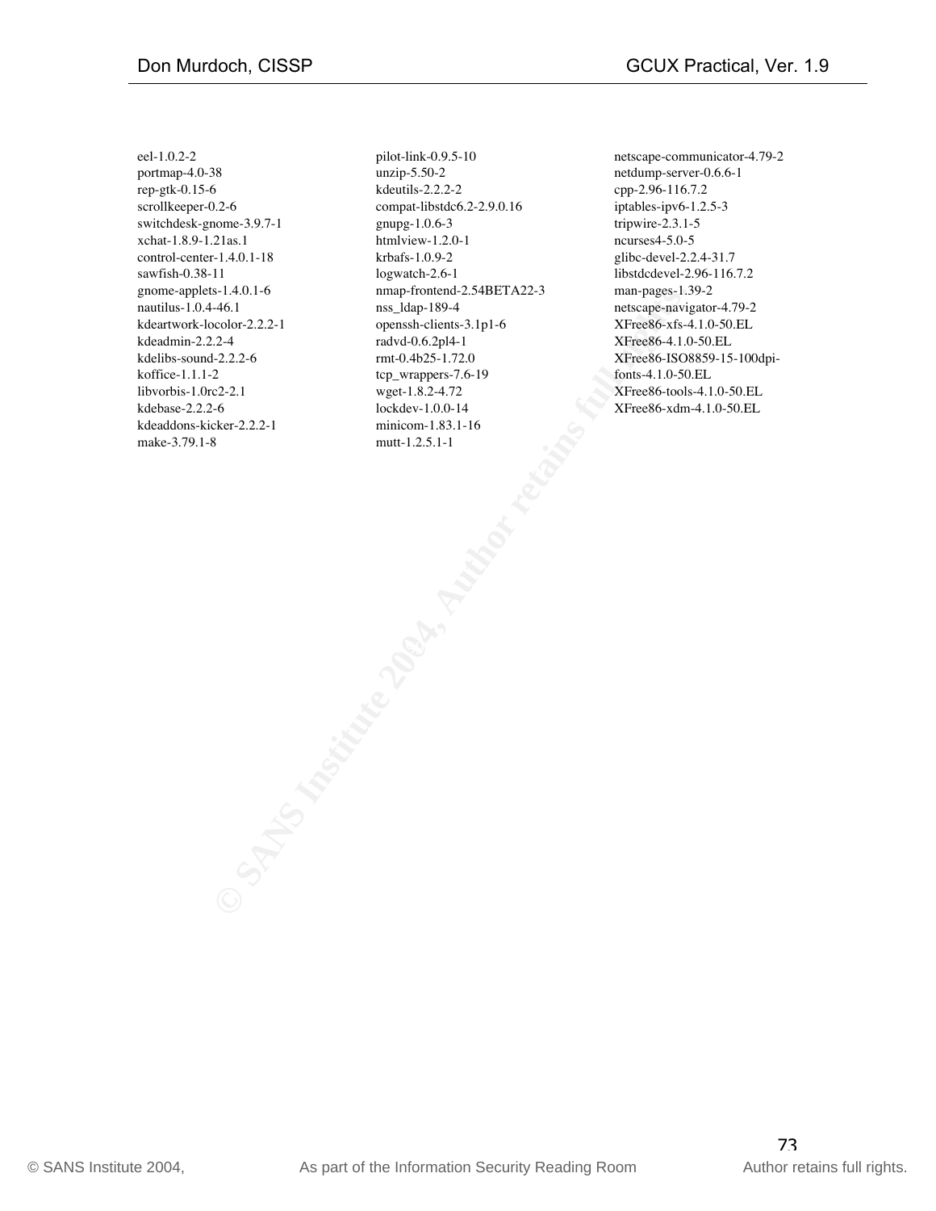eel-1.0.2-2
portmap-4.0-38
rep-gtk-0.15-6
scrollkeeper-0.2-6
switchdesk-gnome-3.9.7-1
xchat-1.8.9-1.21as.1
control-center-1.4.0.1-18
sawfish-0.38-11
gnome-applets-1.4.0.1-6
nautilus-1.0.4-46.1
kdeartwork-locolor-2.2.2-1
kdeadmin-2.2.2-4
kdelibs-sound-2.2.2-6
koffice-1.1.1-2
libvorbis-1.0rc2-2.1
kdebase-2.2.2-6
kdeaddons-kicker-2.2.2-1
make-3.79.1-8
pilot-link-0.9.5-10
unzip-5.50-2
kdeutils-2.2.2-2
compat-libstdc6.2-2.9.0.16
gnupg-1.0.6-3
htmlview-1.2.0-1
krbafs-1.0.9-2
logwatch-2.6-1
nmap-frontend-2.54BETA22-3
nss_ldap-189-4
openssh-clients-3.1p1-6
radvd-0.6.2pl4-1
rmt-0.4b25-1.72.0
tcp_wrappers-7.6-19
wget-1.8.2-4.72
lockdev-1.0.0-14
minicom-1.83.1-16
mutt-1.2.5.1-1
netscape-communicator-4.79-2
netdump-server-0.6.6-1
cpp-2.96-116.7.2
iptables-ipv6-1.2.5-3
tripwire-2.3.1-5
ncurses4-5.0-5
glibc-devel-2.2.4-31.7
libstdcdevel-2.96-116.7.2
man-pages-1.39-2
netscape-navigator-4.79-2
XFree86-xfs-4.1.0-50.EL
XFree86-4.1.0-50.EL
XFree86-ISO8859-15-100dpi-fonts-4.1.0-50.EL
XFree86-tools-4.1.0-50.EL
XFree86-xdm-4.1.0-50.EL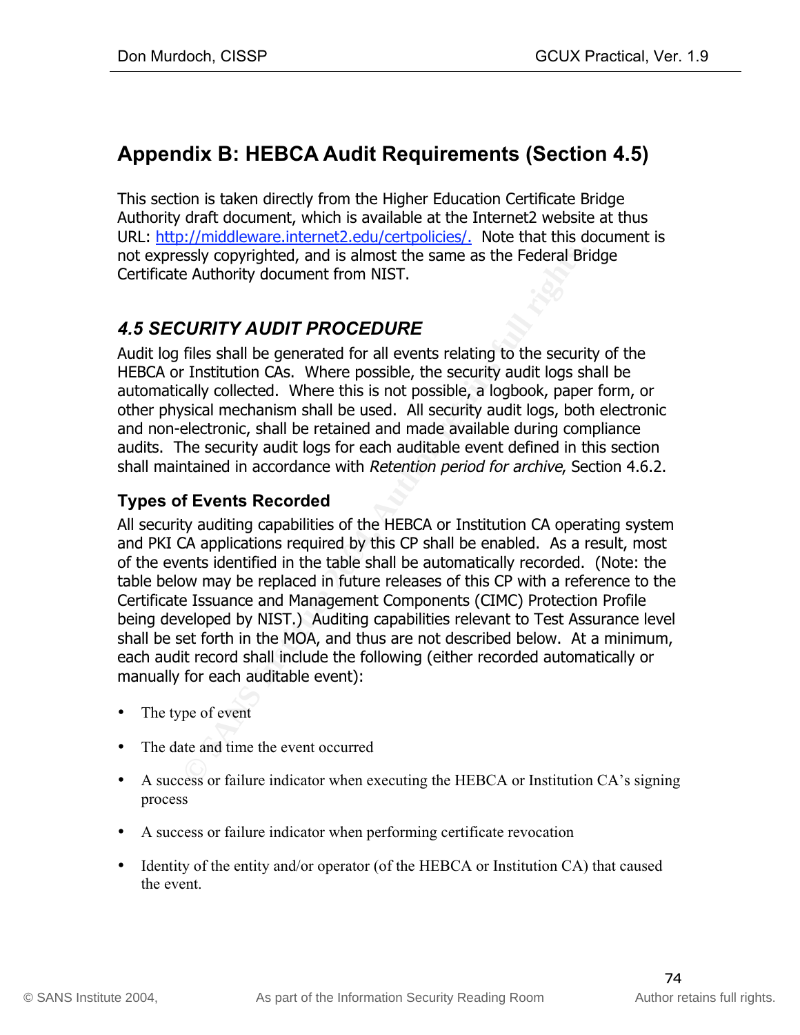# Appendix B: HEBCA Audit Requirements (Section 4.5)

This section is taken directly from the Higher Education Certificate Bridge Authority draft document, which is available at the Internet2 website at thus URL: http://middleware.internet2.edu/certpolicies/. Note that this document is not expressly copyrighted, and is almost the same as the Federal Bridge Certificate Authority document from NIST.

## *4.5 SECURITY AUDIT PROCEDURE*

Audit log files shall be generated for all events relating to the security of the HEBCA or Institution CAs. Where possible, the security audit logs shall be automatically collected. Where this is not possible, a logbook, paper form, or other physical mechanism shall be used. All security audit logs, both electronic and non-electronic, shall be retained and made available during compliance audits. The security audit logs for each auditable event defined in this section shall maintained in accordance with *Retention period for archive*, Section 4.6.2.

### Types of Events Recorded

All security auditing capabilities of the HEBCA or Institution CA operating system and PKI CA applications required by this CP shall be enabled. As a result, most of the events identified in the table shall be automatically recorded. (Note: the table below may be replaced in future releases of this CP with a reference to the Certificate Issuance and Management Components (CIMC) Protection Profile being developed by NIST.) Auditing capabilities relevant to Test Assurance level shall be set forth in the MOA, and thus are not described below. At a minimum, each audit record shall include the following (either recorded automatically or manually for each auditable event):

- The type of event
- The date and time the event occurred
- A success or failure indicator when executing the HEBCA or Institution CA's signing process
- A success or failure indicator when performing certificate revocation
- Identity of the entity and/or operator (of the HEBCA or Institution CA) that caused the event.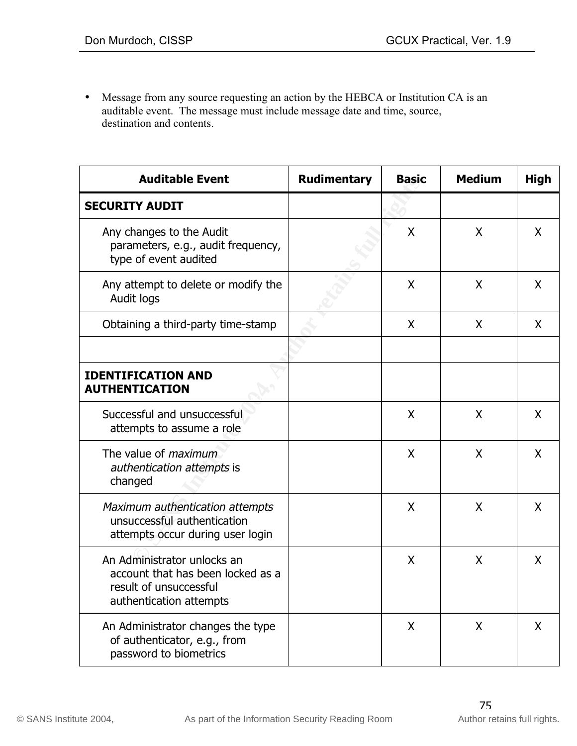- Message from any source requesting an action by the HEBCA or Institution CA is an auditable event. The message must include message date and time, source, destination and contents.

| Auditable Event | Rudimentary | Basic | Medium | High |
|---|---|---|---|---|
| **SECURITY AUDIT** | | | | |
| Any changes to the Audit parameters, e.g., audit frequency, type of event audited | | X | X | X |
| Any attempt to delete or modify the Audit logs | | X | X | X |
| Obtaining a third-party time-stamp | | X | X | X |
| | | | | |
| **IDENTIFICATION AND AUTHENTICATION** | | | | |
| Successful and unsuccessful attempts to assume a role | | X | X | X |
| The value of *maximum authentication attempts* is changed | | X | X | X |
| *Maximum authentication attempts* unsuccessful authentication attempts occur during user login | | X | X | X |
| An Administrator unlocks an account that has been locked as a result of unsuccessful authentication attempts | | X | X | X |
| An Administrator changes the type of authenticator, e.g., from password to biometrics | | X | X | X |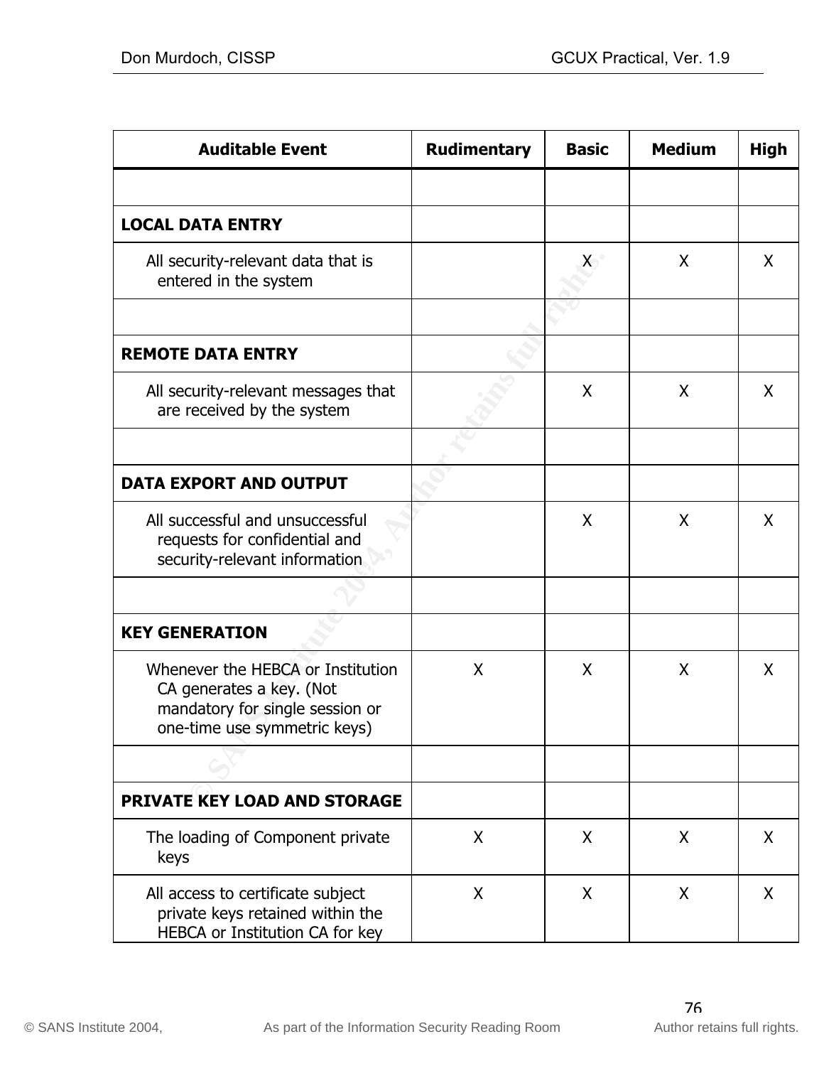| Auditable Event | Rudimentary | Basic | Medium | High |
|---|---|---|---|---|
| | | | | |
| **LOCAL DATA ENTRY** | | | | |
| All security-relevant data that is entered in the system | | X | X | X |
| | | | | |
| **REMOTE DATA ENTRY** | | | | |
| All security-relevant messages that are received by the system | | X | X | X |
| | | | | |
| **DATA EXPORT AND OUTPUT** | | | | |
| All successful and unsuccessful requests for confidential and security-relevant information | | X | X | X |
| | | | | |
| **KEY GENERATION** | | | | |
| Whenever the HEBCA or Institution CA generates a key. (Not mandatory for single session or one-time use symmetric keys) | X | X | X | X |
| | | | | |
| **PRIVATE KEY LOAD AND STORAGE** | | | | |
| The loading of Component private keys | X | X | X | X |
| All access to certificate subject private keys retained within the HEBCA or Institution CA for key | X | X | X | X |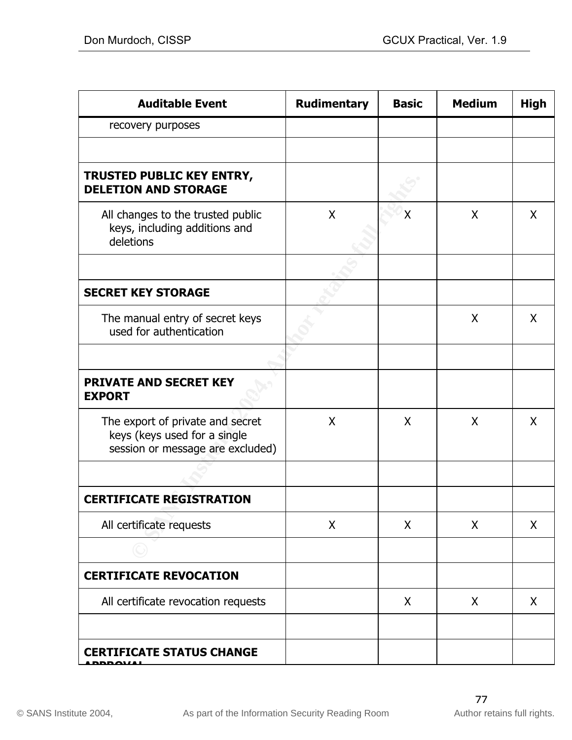| Auditable Event | Rudimentary | Basic | Medium | High |
|---|---|---|---|---|
| recovery purposes | | | | |
| | | | | |
| **TRUSTED PUBLIC KEY ENTRY, DELETION AND STORAGE** | | | | |
| All changes to the trusted public keys, including additions and deletions | X | X | X | X |
| | | | | |
| **SECRET KEY STORAGE** | | | | |
| The manual entry of secret keys used for authentication | | | X | X |
| | | | | |
| **PRIVATE AND SECRET KEY EXPORT** | | | | |
| The export of private and secret keys (keys used for a single session or message are excluded) | X | X | X | X |
| | | | | |
| **CERTIFICATE REGISTRATION** | | | | |
| All certificate requests | X | X | X | X |
| | | | | |
| **CERTIFICATE REVOCATION** | | | | |
| All certificate revocation requests | | X | X | X |
| | | | | |
| **CERTIFICATE STATUS CHANGE APPROVAL** | | | | |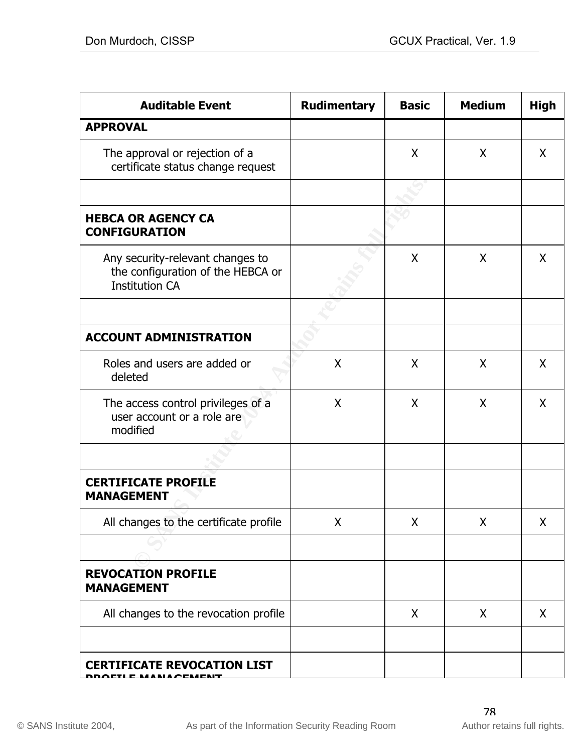| Auditable Event | Rudimentary | Basic | Medium | High |
|---|---|---|---|---|
| **APPROVAL** | | | | |
| The approval or rejection of a certificate status change request | | X | X | X |
| | | | | |
| **HEBCA OR AGENCY CA CONFIGURATION** | | | | |
| Any security-relevant changes to the configuration of the HEBCA or Institution CA | | X | X | X |
| | | | | |
| **ACCOUNT ADMINISTRATION** | | | | |
| Roles and users are added or deleted | X | X | X | X |
| The access control privileges of a user account or a role are modified | X | X | X | X |
| | | | | |
| **CERTIFICATE PROFILE MANAGEMENT** | | | | |
| All changes to the certificate profile | X | X | X | X |
| | | | | |
| **REVOCATION PROFILE MANAGEMENT** | | | | |
| All changes to the revocation profile | | X | X | X |
| | | | | |
| **CERTIFICATE REVOCATION LIST PROFILE MANAGEMENT** | | | | |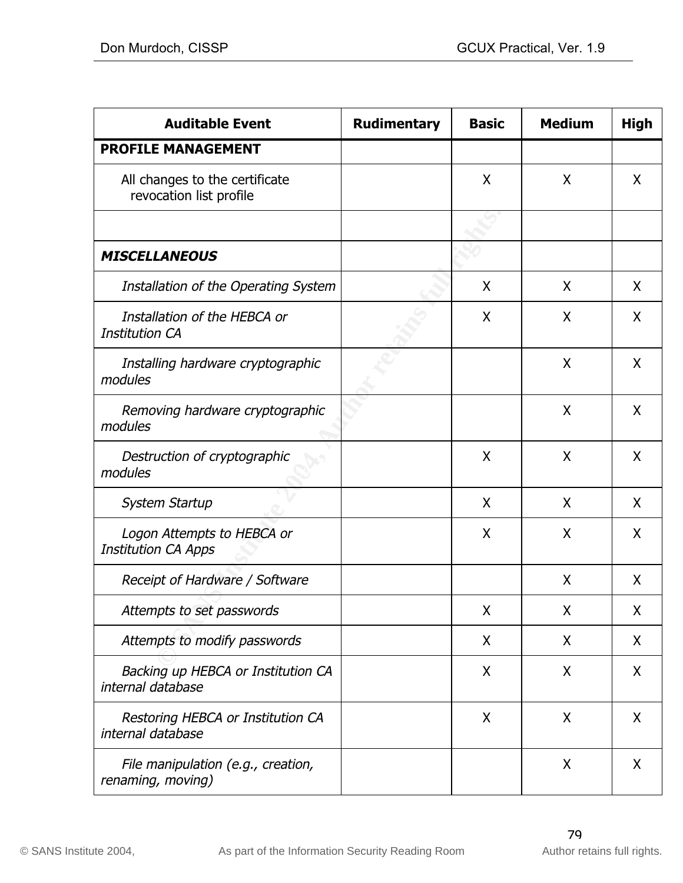| Auditable Event | Rudimentary | Basic | Medium | High |
|---|---|---|---|---|
| **PROFILE MANAGEMENT** | | | | |
| All changes to the certificate revocation list profile | | X | X | X |
| | | | | |
| ***MISCELLANEOUS*** | | | | |
| *Installation of the Operating System* | | X | X | X |
| *Installation of the HEBCA or Institution CA* | | X | X | X |
| *Installing hardware cryptographic modules* | | | X | X |
| *Removing hardware cryptographic modules* | | | X | X |
| *Destruction of cryptographic modules* | | X | X | X |
| *System Startup* | | X | X | X |
| *Logon Attempts to HEBCA or Institution CA Apps* | | X | X | X |
| *Receipt of Hardware / Software* | | | X | X |
| *Attempts to set passwords* | | X | X | X |
| *Attempts to modify passwords* | | X | X | X |
| *Backing up HEBCA or Institution CA internal database* | | X | X | X |
| *Restoring HEBCA or Institution CA internal database* | | X | X | X |
| *File manipulation (e.g., creation, renaming, moving)* | | | X | X |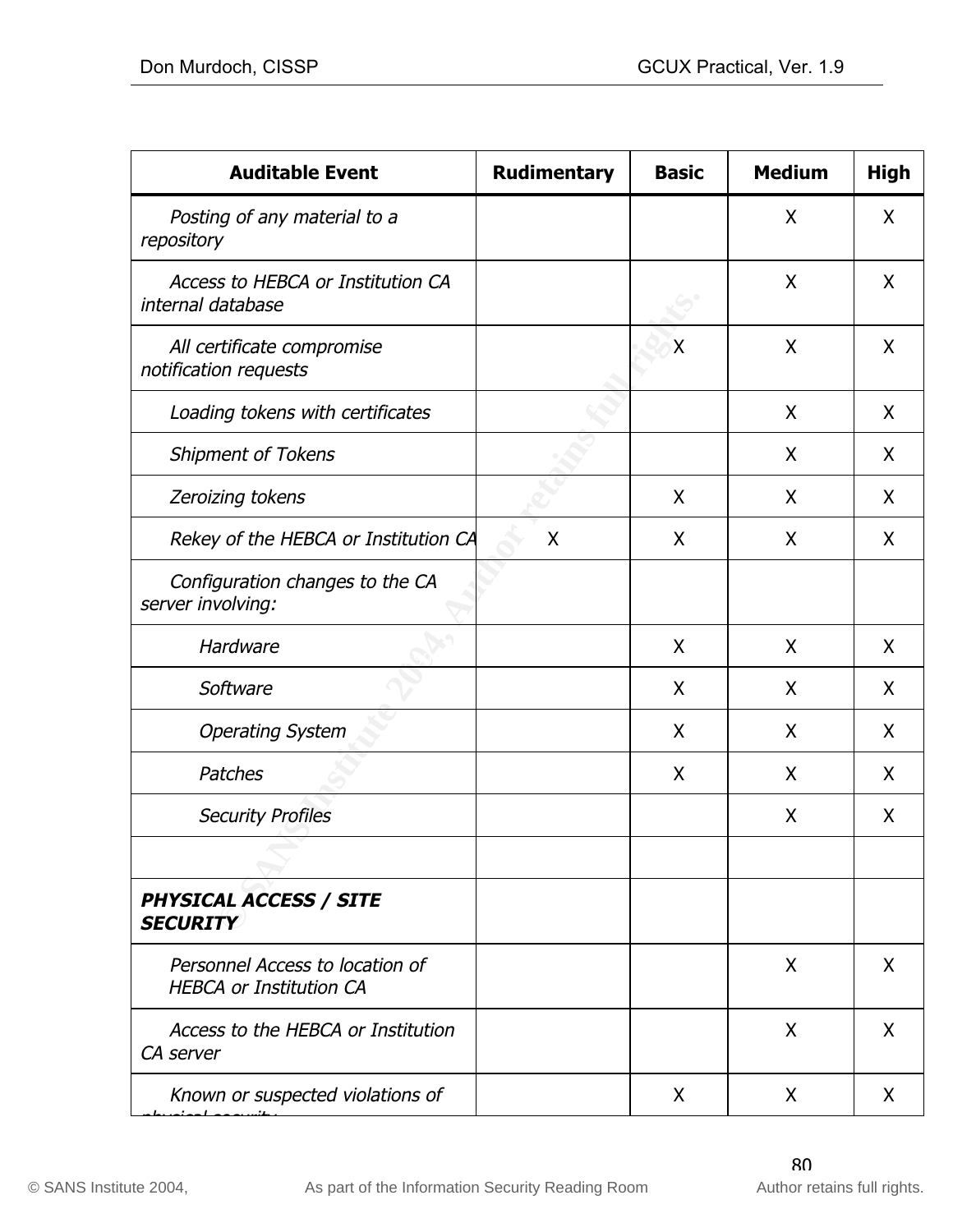| Auditable Event | Rudimentary | Basic | Medium | High |
|---|---|---|---|---|
| *Posting of any material to a repository* | | | X | X |
| *Access to HEBCA or Institution CA internal database* | | | X | X |
| *All certificate compromise notification requests* | | X | X | X |
| *Loading tokens with certificates* | | | X | X |
| *Shipment of Tokens* | | | X | X |
| *Zeroizing tokens* | | X | X | X |
| *Rekey of the HEBCA or Institution CA* | X | X | X | X |
| *Configuration changes to the CA server involving:* | | | | |
| *Hardware* | | X | X | X |
| *Software* | | X | X | X |
| *Operating System* | | X | X | X |
| *Patches* | | X | X | X |
| *Security Profiles* | | | X | X |
| | | | | |
| ***PHYSICAL ACCESS / SITE SECURITY*** | | | | |
| *Personnel Access to location of HEBCA or Institution CA* | | | X | X |
| *Access to the HEBCA or Institution CA server* | | | X | X |
| *Known or suspected violations of physical security* | | X | X | X |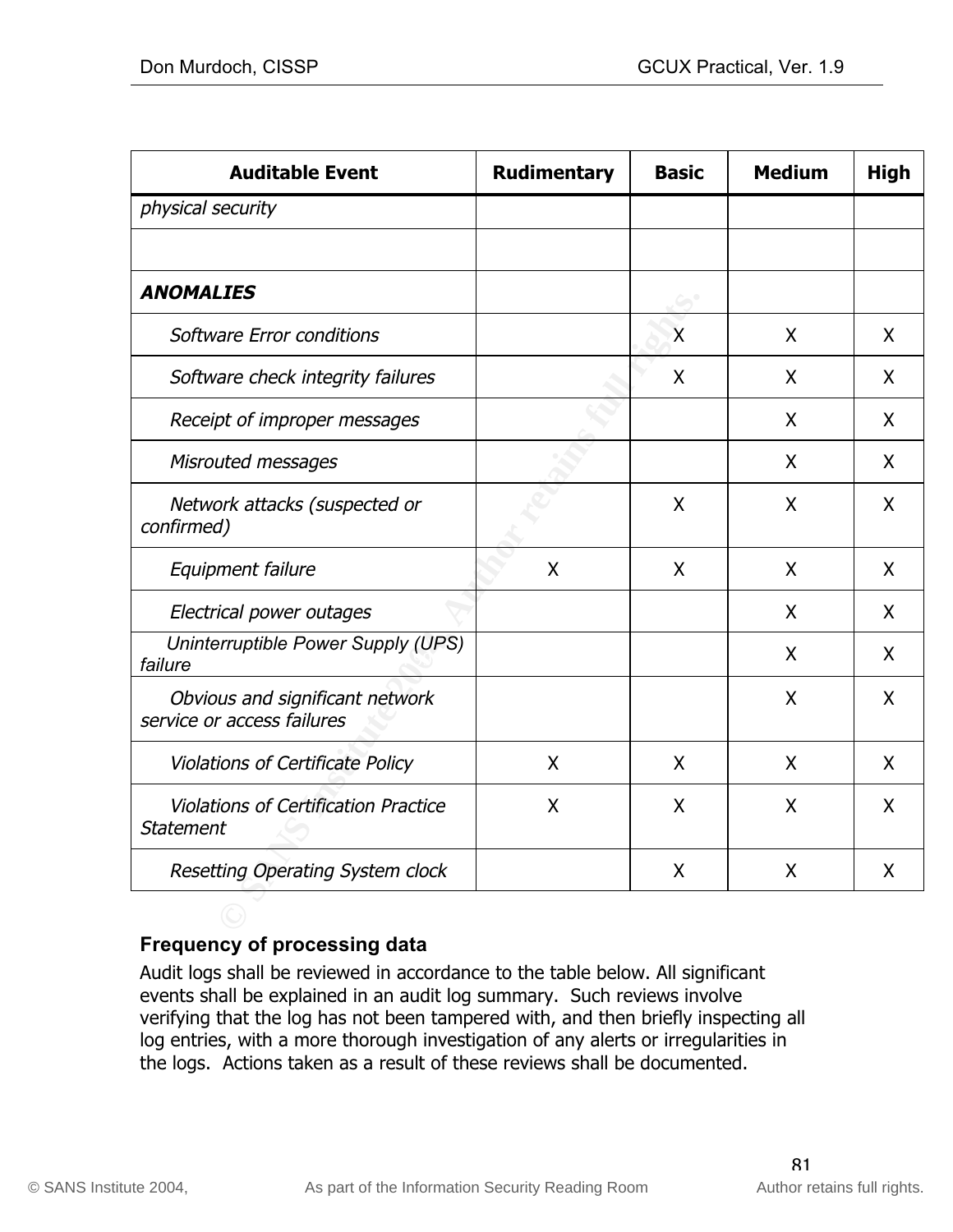| Auditable Event | Rudimentary | Basic | Medium | High |
|---|---|---|---|---|
| *physical security* | | | | |
| | | | | |
| ***ANOMALIES*** | | | | |
| *Software Error conditions* | | X | X | X |
| *Software check integrity failures* | | X | X | X |
| *Receipt of improper messages* | | | X | X |
| *Misrouted messages* | | | X | X |
| *Network attacks (suspected or confirmed)* | | X | X | X |
| *Equipment failure* | X | X | X | X |
| *Electrical power outages* | | | X | X |
| *Uninterruptible Power Supply (UPS) failure* | | | X | X |
| *Obvious and significant network service or access failures* | | | X | X |
| *Violations of Certificate Policy* | X | X | X | X |
| *Violations of Certification Practice Statement* | X | X | X | X |
| *Resetting Operating System clock* | | X | X | X |

**Frequency of processing data**

Audit logs shall be reviewed in accordance to the table below. All significant events shall be explained in an audit log summary. Such reviews involve verifying that the log has not been tampered with, and then briefly inspecting all log entries, with a more thorough investigation of any alerts or irregularities in the logs. Actions taken as a result of these reviews shall be documented.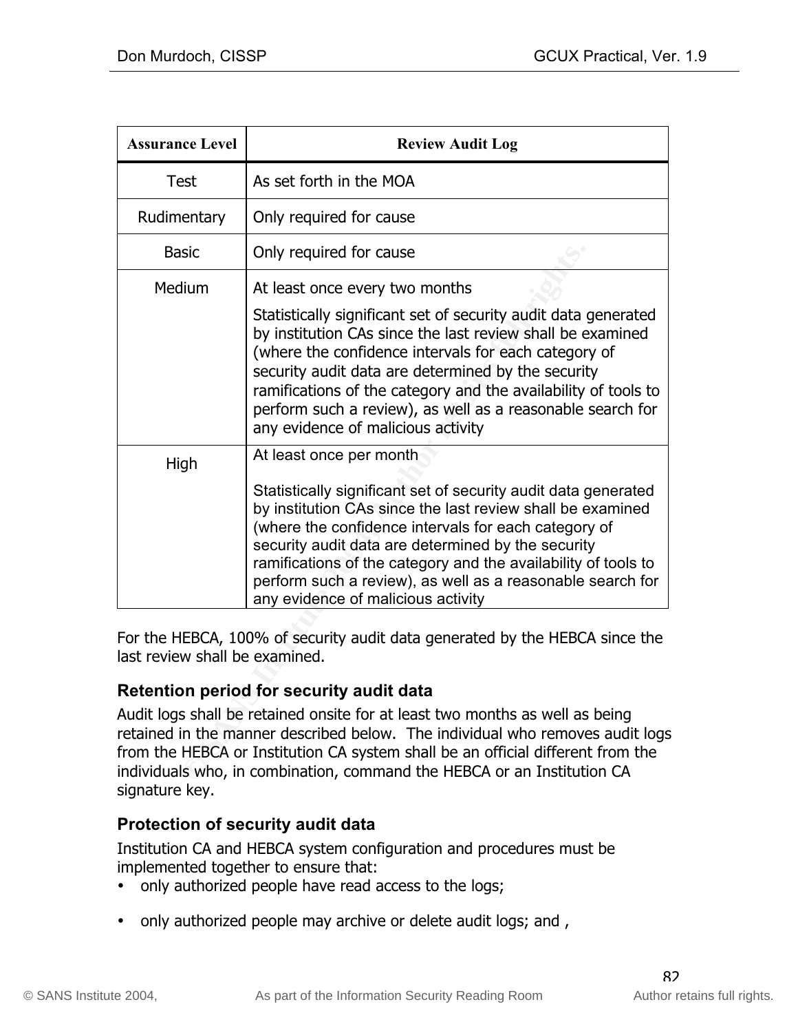| Assurance Level | Review Audit Log |
|---|---|
| Test | As set forth in the MOA |
| Rudimentary | Only required for cause |
| Basic | Only required for cause |
| Medium | At least once every two months<br><br>Statistically significant set of security audit data generated by institution CAs since the last review shall be examined (where the confidence intervals for each category of security audit data are determined by the security ramifications of the category and the availability of tools to perform such a review), as well as a reasonable search for any evidence of malicious activity |
| High | At least once per month<br><br>Statistically significant set of security audit data generated by institution CAs since the last review shall be examined (where the confidence intervals for each category of security audit data are determined by the security ramifications of the category and the availability of tools to perform such a review), as well as a reasonable search for any evidence of malicious activity |

For the HEBCA, 100% of security audit data generated by the HEBCA since the last review shall be examined.

### Retention period for security audit data

Audit logs shall be retained onsite for at least two months as well as being retained in the manner described below. The individual who removes audit logs from the HEBCA or Institution CA system shall be an official different from the individuals who, in combination, command the HEBCA or an Institution CA signature key.

### Protection of security audit data

Institution CA and HEBCA system configuration and procedures must be implemented together to ensure that:

- only authorized people have read access to the logs;
- only authorized people may archive or delete audit logs; and ,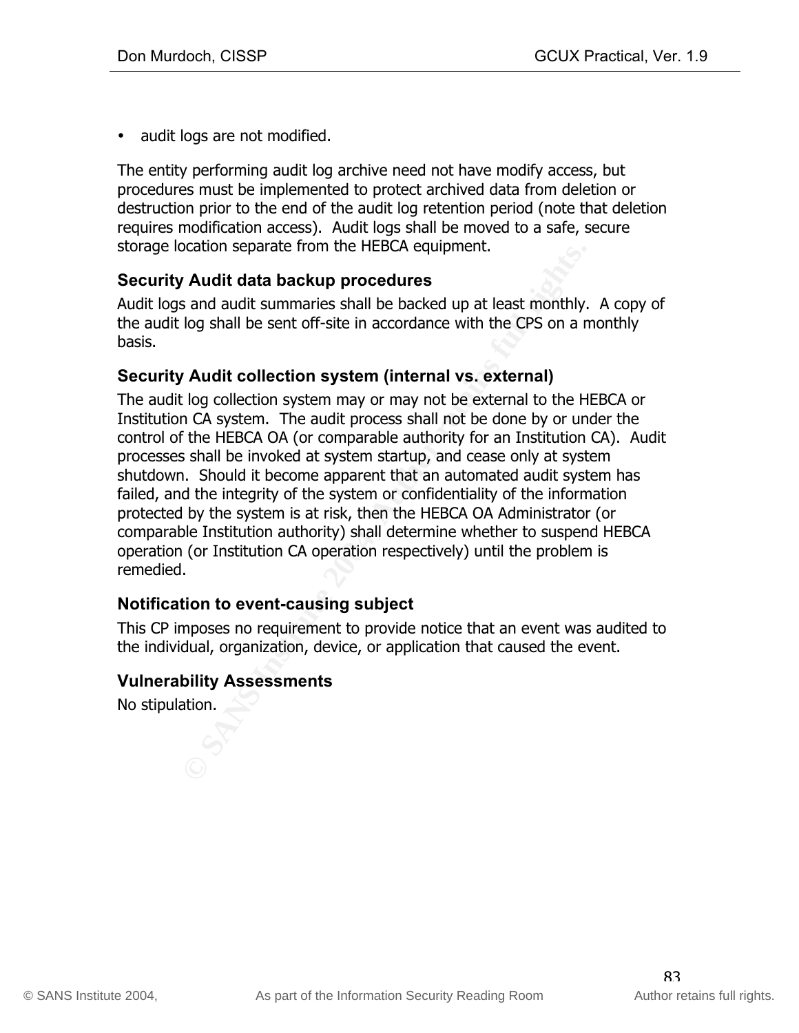- audit logs are not modified.

The entity performing audit log archive need not have modify access, but procedures must be implemented to protect archived data from deletion or destruction prior to the end of the audit log retention period (note that deletion requires modification access). Audit logs shall be moved to a safe, secure storage location separate from the HEBCA equipment.

### Security Audit data backup procedures

Audit logs and audit summaries shall be backed up at least monthly. A copy of the audit log shall be sent off-site in accordance with the CPS on a monthly basis.

### Security Audit collection system (internal vs. external)

The audit log collection system may or may not be external to the HEBCA or Institution CA system. The audit process shall not be done by or under the control of the HEBCA OA (or comparable authority for an Institution CA). Audit processes shall be invoked at system startup, and cease only at system shutdown. Should it become apparent that an automated audit system has failed, and the integrity of the system or confidentiality of the information protected by the system is at risk, then the HEBCA OA Administrator (or comparable Institution authority) shall determine whether to suspend HEBCA operation (or Institution CA operation respectively) until the problem is remedied.

### Notification to event-causing subject

This CP imposes no requirement to provide notice that an event was audited to the individual, organization, device, or application that caused the event.

### Vulnerability Assessments

No stipulation.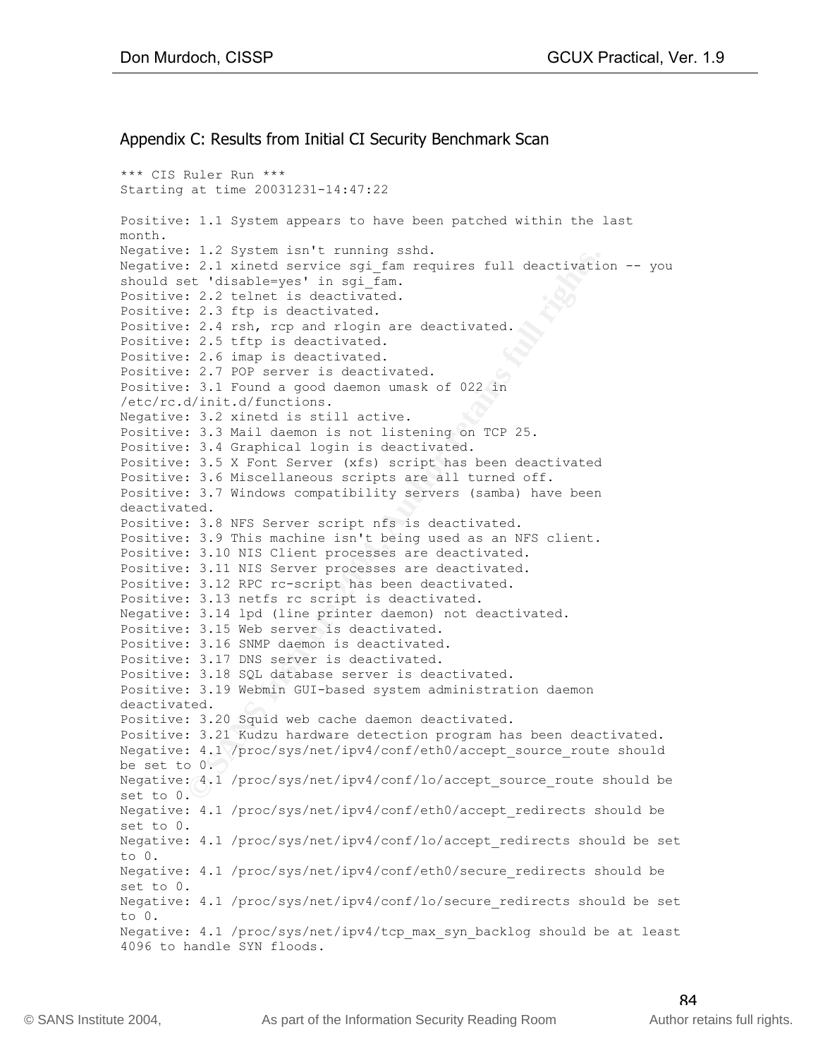## Appendix C: Results from Initial CI Security Benchmark Scan

```
*** CIS Ruler Run ***
Starting at time 20031231-14:47:22

Positive: 1.1 System appears to have been patched within the last
month.
Negative: 1.2 System isn't running sshd.
Negative: 2.1 xinetd service sgi_fam requires full deactivation -- you
should set 'disable=yes' in sgi_fam.
Positive: 2.2 telnet is deactivated.
Positive: 2.3 ftp is deactivated.
Positive: 2.4 rsh, rcp and rlogin are deactivated.
Positive: 2.5 tftp is deactivated.
Positive: 2.6 imap is deactivated.
Positive: 2.7 POP server is deactivated.
Positive: 3.1 Found a good daemon umask of 022 in
/etc/rc.d/init.d/functions.
Negative: 3.2 xinetd is still active.
Positive: 3.3 Mail daemon is not listening on TCP 25.
Positive: 3.4 Graphical login is deactivated.
Positive: 3.5 X Font Server (xfs) script has been deactivated
Positive: 3.6 Miscellaneous scripts are all turned off.
Positive: 3.7 Windows compatibility servers (samba) have been
deactivated.
Positive: 3.8 NFS Server script nfs is deactivated.
Positive: 3.9 This machine isn't being used as an NFS client.
Positive: 3.10 NIS Client processes are deactivated.
Positive: 3.11 NIS Server processes are deactivated.
Positive: 3.12 RPC rc-script has been deactivated.
Positive: 3.13 netfs rc script is deactivated.
Negative: 3.14 lpd (line printer daemon) not deactivated.
Positive: 3.15 Web server is deactivated.
Positive: 3.16 SNMP daemon is deactivated.
Positive: 3.17 DNS server is deactivated.
Positive: 3.18 SQL database server is deactivated.
Positive: 3.19 Webmin GUI-based system administration daemon
deactivated.
Positive: 3.20 Squid web cache daemon deactivated.
Positive: 3.21 Kudzu hardware detection program has been deactivated.
Negative: 4.1 /proc/sys/net/ipv4/conf/eth0/accept_source_route should
be set to 0.
Negative: 4.1 /proc/sys/net/ipv4/conf/lo/accept_source_route should be
set to 0.
Negative: 4.1 /proc/sys/net/ipv4/conf/eth0/accept_redirects should be
set to 0.
Negative: 4.1 /proc/sys/net/ipv4/conf/lo/accept_redirects should be set
to 0.
Negative: 4.1 /proc/sys/net/ipv4/conf/eth0/secure_redirects should be
set to 0.
Negative: 4.1 /proc/sys/net/ipv4/conf/lo/secure_redirects should be set
to 0.
Negative: 4.1 /proc/sys/net/ipv4/tcp_max_syn_backlog should be at least
4096 to handle SYN floods.
```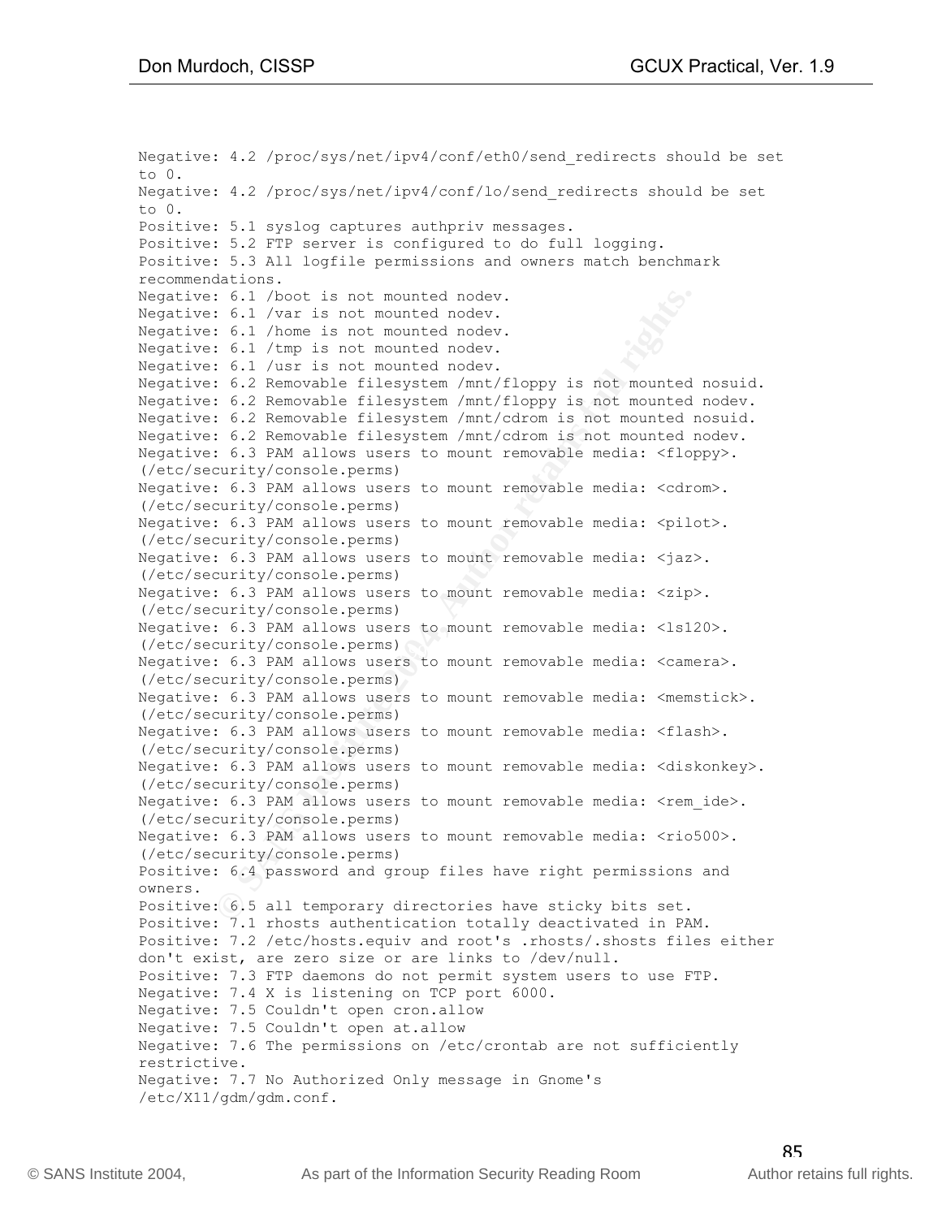```
Negative: 4.2 /proc/sys/net/ipv4/conf/eth0/send_redirects should be set
to 0.
Negative: 4.2 /proc/sys/net/ipv4/conf/lo/send_redirects should be set
to 0.
Positive: 5.1 syslog captures authpriv messages.
Positive: 5.2 FTP server is configured to do full logging.
Positive: 5.3 All logfile permissions and owners match benchmark
recommendations.
Negative: 6.1 /boot is not mounted nodev.
Negative: 6.1 /var is not mounted nodev.
Negative: 6.1 /home is not mounted nodev.
Negative: 6.1 /tmp is not mounted nodev.
Negative: 6.1 /usr is not mounted nodev.
Negative: 6.2 Removable filesystem /mnt/floppy is not mounted nosuid.
Negative: 6.2 Removable filesystem /mnt/floppy is not mounted nodev.
Negative: 6.2 Removable filesystem /mnt/cdrom is not mounted nosuid.
Negative: 6.2 Removable filesystem /mnt/cdrom is not mounted nodev.
Negative: 6.3 PAM allows users to mount removable media: <floppy>.
(/etc/security/console.perms)
Negative: 6.3 PAM allows users to mount removable media: <cdrom>.
(/etc/security/console.perms)
Negative: 6.3 PAM allows users to mount removable media: <pilot>.
(/etc/security/console.perms)
Negative: 6.3 PAM allows users to mount removable media: <jaz>.
(/etc/security/console.perms)
Negative: 6.3 PAM allows users to mount removable media: <zip>.
(/etc/security/console.perms)
Negative: 6.3 PAM allows users to mount removable media: <ls120>.
(/etc/security/console.perms)
Negative: 6.3 PAM allows users to mount removable media: <camera>.
(/etc/security/console.perms)
Negative: 6.3 PAM allows users to mount removable media: <memstick>.
(/etc/security/console.perms)
Negative: 6.3 PAM allows users to mount removable media: <flash>.
(/etc/security/console.perms)
Negative: 6.3 PAM allows users to mount removable media: <diskonkey>.
(/etc/security/console.perms)
Negative: 6.3 PAM allows users to mount removable media: <rem_ide>.
(/etc/security/console.perms)
Negative: 6.3 PAM allows users to mount removable media: <rio500>.
(/etc/security/console.perms)
Positive: 6.4 password and group files have right permissions and
owners.
Positive: 6.5 all temporary directories have sticky bits set.
Positive: 7.1 rhosts authentication totally deactivated in PAM.
Positive: 7.2 /etc/hosts.equiv and root's .rhosts/.shosts files either
don't exist, are zero size or are links to /dev/null.
Positive: 7.3 FTP daemons do not permit system users to use FTP.
Negative: 7.4 X is listening on TCP port 6000.
Negative: 7.5 Couldn't open cron.allow
Negative: 7.5 Couldn't open at.allow
Negative: 7.6 The permissions on /etc/crontab are not sufficiently
restrictive.
Negative: 7.7 No Authorized Only message in Gnome's
/etc/X11/gdm/gdm.conf.
```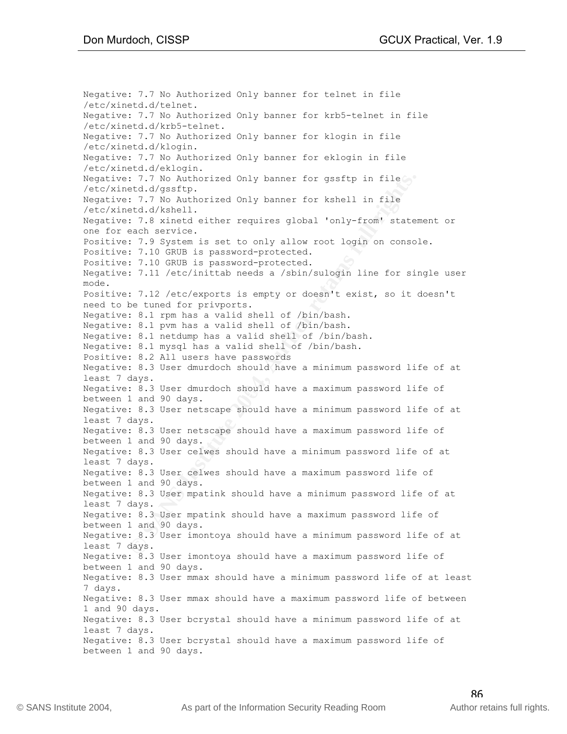```
Negative: 7.7 No Authorized Only banner for telnet in file
/etc/xinetd.d/telnet.
Negative: 7.7 No Authorized Only banner for krb5-telnet in file
/etc/xinetd.d/krb5-telnet.
Negative: 7.7 No Authorized Only banner for klogin in file
/etc/xinetd.d/klogin.
Negative: 7.7 No Authorized Only banner for eklogin in file
/etc/xinetd.d/eklogin.
Negative: 7.7 No Authorized Only banner for gssftp in file
/etc/xinetd.d/gssftp.
Negative: 7.7 No Authorized Only banner for kshell in file
/etc/xinetd.d/kshell.
Negative: 7.8 xinetd either requires global 'only-from' statement or
one for each service.
Positive: 7.9 System is set to only allow root login on console.
Positive: 7.10 GRUB is password-protected.
Positive: 7.10 GRUB is password-protected.
Negative: 7.11 /etc/inittab needs a /sbin/sulogin line for single user
mode.
Positive: 7.12 /etc/exports is empty or doesn't exist, so it doesn't
need to be tuned for privports.
Negative: 8.1 rpm has a valid shell of /bin/bash.
Negative: 8.1 pvm has a valid shell of /bin/bash.
Negative: 8.1 netdump has a valid shell of /bin/bash.
Negative: 8.1 mysql has a valid shell of /bin/bash.
Positive: 8.2 All users have passwords
Negative: 8.3 User dmurdoch should have a minimum password life of at
least 7 days.
Negative: 8.3 User dmurdoch should have a maximum password life of
between 1 and 90 days.
Negative: 8.3 User netscape should have a minimum password life of at
least 7 days.
Negative: 8.3 User netscape should have a maximum password life of
between 1 and 90 days.
Negative: 8.3 User celwes should have a minimum password life of at
least 7 days.
Negative: 8.3 User celwes should have a maximum password life of
between 1 and 90 days.
Negative: 8.3 User mpatink should have a minimum password life of at
least 7 days.
Negative: 8.3 User mpatink should have a maximum password life of
between 1 and 90 days.
Negative: 8.3 User imontoya should have a minimum password life of at
least 7 days.
Negative: 8.3 User imontoya should have a maximum password life of
between 1 and 90 days.
Negative: 8.3 User mmax should have a minimum password life of at least
7 days.
Negative: 8.3 User mmax should have a maximum password life of between
1 and 90 days.
Negative: 8.3 User bcrystal should have a minimum password life of at
least 7 days.
Negative: 8.3 User bcrystal should have a maximum password life of
between 1 and 90 days.
```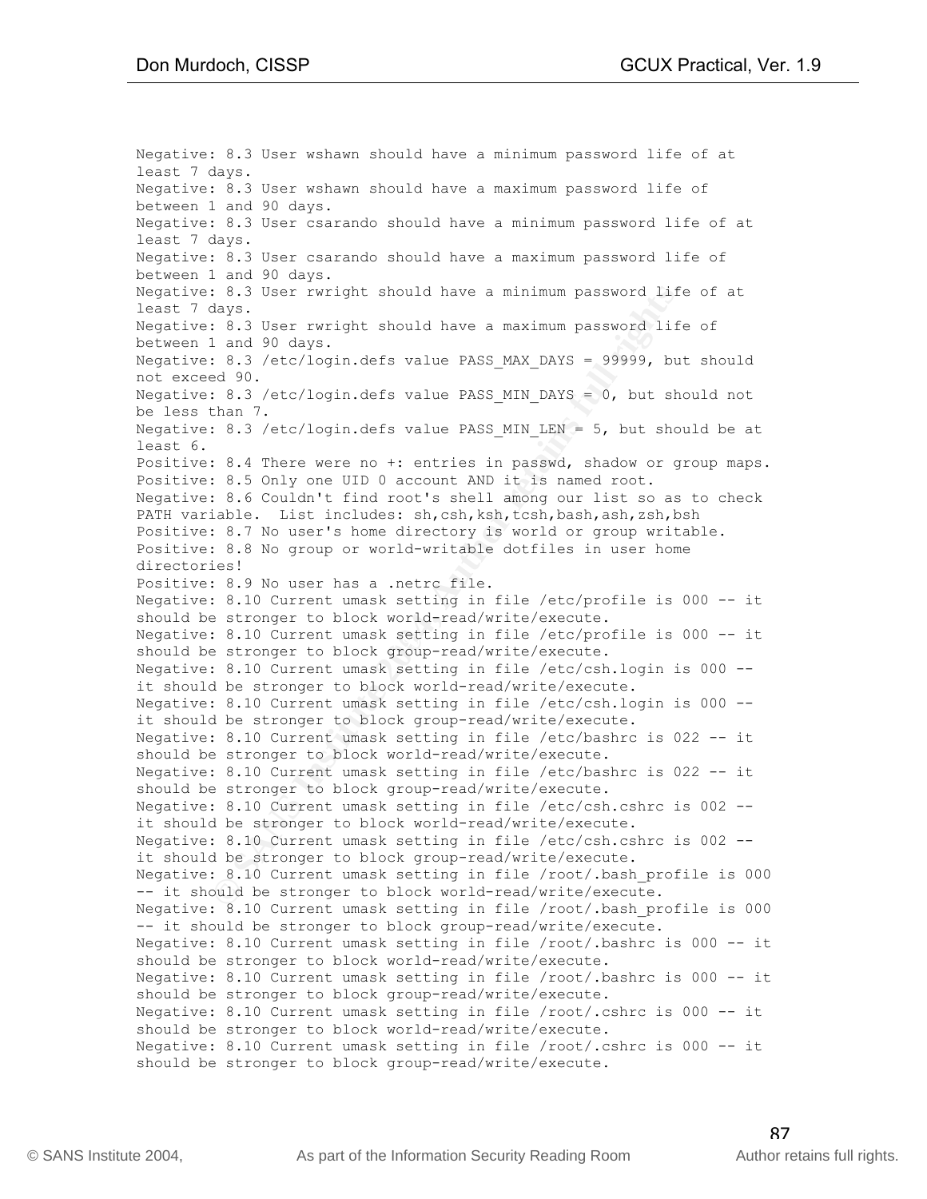```
Negative: 8.3 User wshawn should have a minimum password life of at
least 7 days.
Negative: 8.3 User wshawn should have a maximum password life of
between 1 and 90 days.
Negative: 8.3 User csarando should have a minimum password life of at
least 7 days.
Negative: 8.3 User csarando should have a maximum password life of
between 1 and 90 days.
Negative: 8.3 User rwright should have a minimum password life of at
least 7 days.
Negative: 8.3 User rwright should have a maximum password life of
between 1 and 90 days.
Negative: 8.3 /etc/login.defs value PASS_MAX_DAYS = 99999, but should
not exceed 90.
Negative: 8.3 /etc/login.defs value PASS_MIN_DAYS = 0, but should not
be less than 7.
Negative: 8.3 /etc/login.defs value PASS_MIN_LEN = 5, but should be at
least 6.
Positive: 8.4 There were no +: entries in passwd, shadow or group maps.
Positive: 8.5 Only one UID 0 account AND it is named root.
Negative: 8.6 Couldn't find root's shell among our list so as to check
PATH variable.  List includes: sh,csh,ksh,tcsh,bash,ash,zsh,bsh
Positive: 8.7 No user's home directory is world or group writable.
Positive: 8.8 No group or world-writable dotfiles in user home
directories!
Positive: 8.9 No user has a .netrc file.
Negative: 8.10 Current umask setting in file /etc/profile is 000 -- it
should be stronger to block world-read/write/execute.
Negative: 8.10 Current umask setting in file /etc/profile is 000 -- it
should be stronger to block group-read/write/execute.
Negative: 8.10 Current umask setting in file /etc/csh.login is 000 --
it should be stronger to block world-read/write/execute.
Negative: 8.10 Current umask setting in file /etc/csh.login is 000 --
it should be stronger to block group-read/write/execute.
Negative: 8.10 Current umask setting in file /etc/bashrc is 022 -- it
should be stronger to block world-read/write/execute.
Negative: 8.10 Current umask setting in file /etc/bashrc is 022 -- it
should be stronger to block group-read/write/execute.
Negative: 8.10 Current umask setting in file /etc/csh.cshrc is 002 --
it should be stronger to block world-read/write/execute.
Negative: 8.10 Current umask setting in file /etc/csh.cshrc is 002 --
it should be stronger to block group-read/write/execute.
Negative: 8.10 Current umask setting in file /root/.bash_profile is 000
-- it should be stronger to block world-read/write/execute.
Negative: 8.10 Current umask setting in file /root/.bash_profile is 000
-- it should be stronger to block group-read/write/execute.
Negative: 8.10 Current umask setting in file /root/.bashrc is 000 -- it
should be stronger to block world-read/write/execute.
Negative: 8.10 Current umask setting in file /root/.bashrc is 000 -- it
should be stronger to block group-read/write/execute.
Negative: 8.10 Current umask setting in file /root/.cshrc is 000 -- it
should be stronger to block world-read/write/execute.
Negative: 8.10 Current umask setting in file /root/.cshrc is 000 -- it
should be stronger to block group-read/write/execute.
```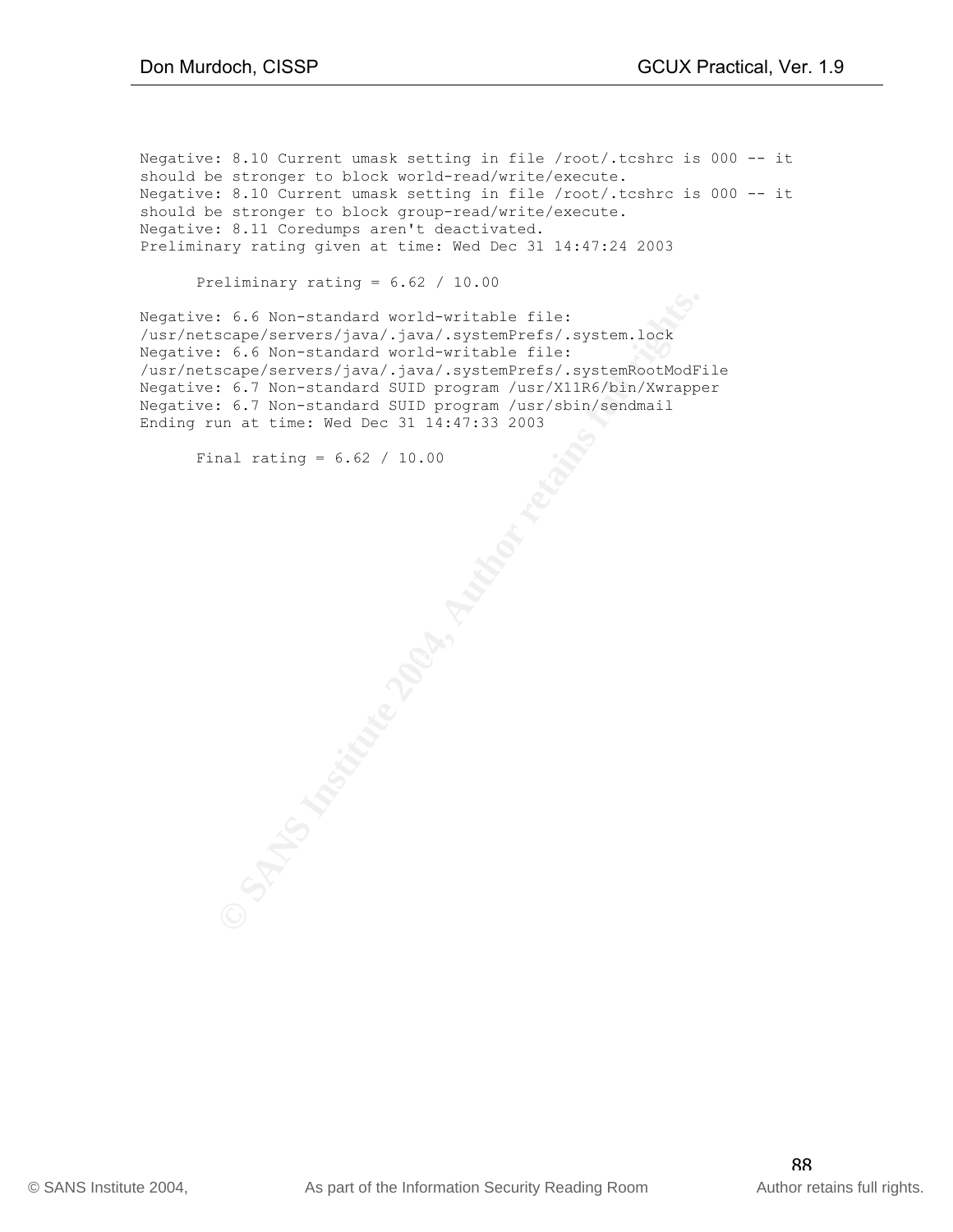```
Negative: 8.10 Current umask setting in file /root/.tcshrc is 000 -- it
should be stronger to block world-read/write/execute.
Negative: 8.10 Current umask setting in file /root/.tcshrc is 000 -- it
should be stronger to block group-read/write/execute.
Negative: 8.11 Coredumps aren't deactivated.
Preliminary rating given at time: Wed Dec 31 14:47:24 2003

      Preliminary rating = 6.62 / 10.00

Negative: 6.6 Non-standard world-writable file:
/usr/netscape/servers/java/.java/.systemPrefs/.system.lock
Negative: 6.6 Non-standard world-writable file:
/usr/netscape/servers/java/.java/.systemPrefs/.systemRootModFile
Negative: 6.7 Non-standard SUID program /usr/X11R6/bin/Xwrapper
Negative: 6.7 Non-standard SUID program /usr/sbin/sendmail
Ending run at time: Wed Dec 31 14:47:33 2003

      Final rating = 6.62 / 10.00
```